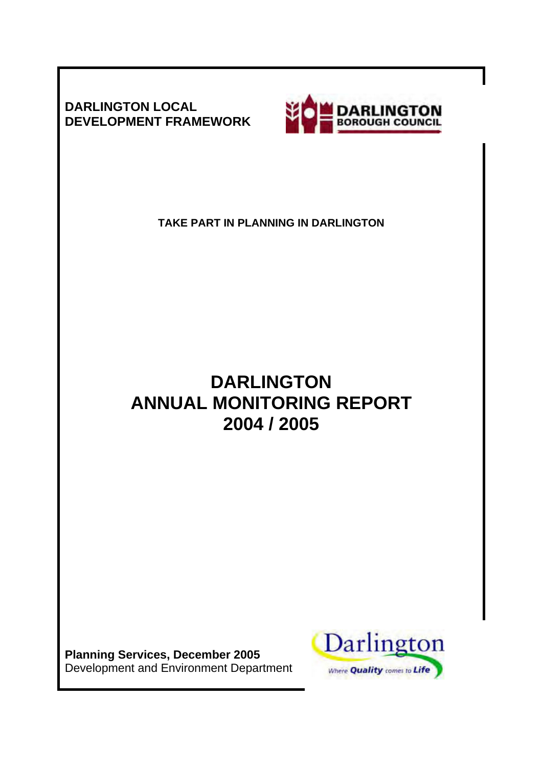**DARLINGTON LOCAL DEVELOPMENT FRAMEWORK**

DARLINGTON BOROUGH COUNCIL

**TAKE PART IN PLANNING IN DARLINGTON**

# DARLINGTON ANNUAL MONITORING REPORT 2004 / 2005

**Planning Services, December 2005**
Development and Environment Department

Darlington
Where Quality comes to Life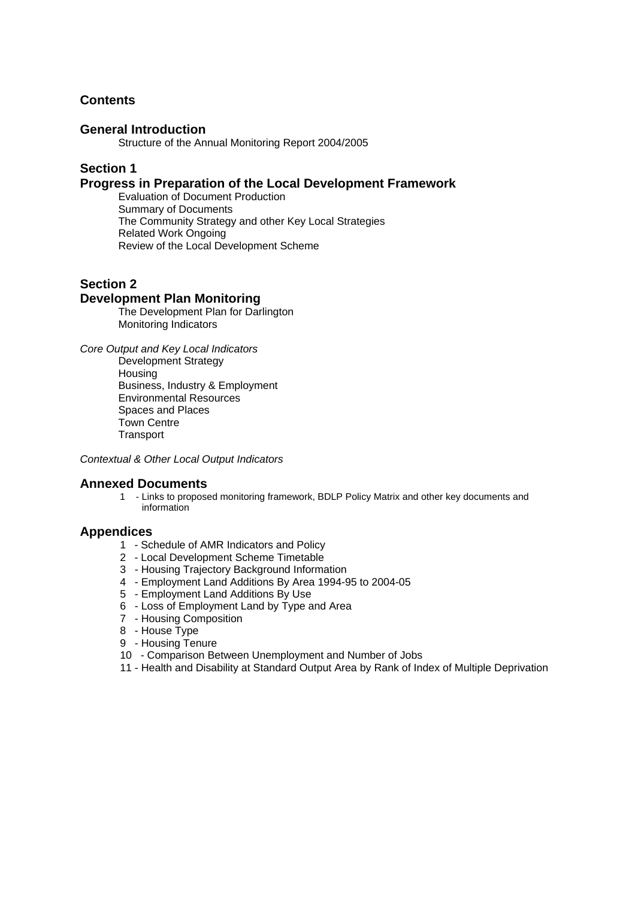## Contents

### General Introduction

Structure of the Annual Monitoring Report 2004/2005

### Section 1
### Progress in Preparation of the Local Development Framework

Evaluation of Document Production
Summary of Documents
The Community Strategy and other Key Local Strategies
Related Work Ongoing
Review of the Local Development Scheme

### Section 2
### Development Plan Monitoring

The Development Plan for Darlington
Monitoring Indicators

*Core Output and Key Local Indicators*

Development Strategy
Housing
Business, Industry & Employment
Environmental Resources
Spaces and Places
Town Centre
Transport

*Contextual & Other Local Output Indicators*

### Annexed Documents

1 - Links to proposed monitoring framework, BDLP Policy Matrix and other key documents and information

### Appendices

1 - Schedule of AMR Indicators and Policy
2 - Local Development Scheme Timetable
3 - Housing Trajectory Background Information
4 - Employment Land Additions By Area 1994-95 to 2004-05
5 - Employment Land Additions By Use
6 - Loss of Employment Land by Type and Area
7 - Housing Composition
8 - House Type
9 - Housing Tenure
10 - Comparison Between Unemployment and Number of Jobs
11 - Health and Disability at Standard Output Area by Rank of Index of Multiple Deprivation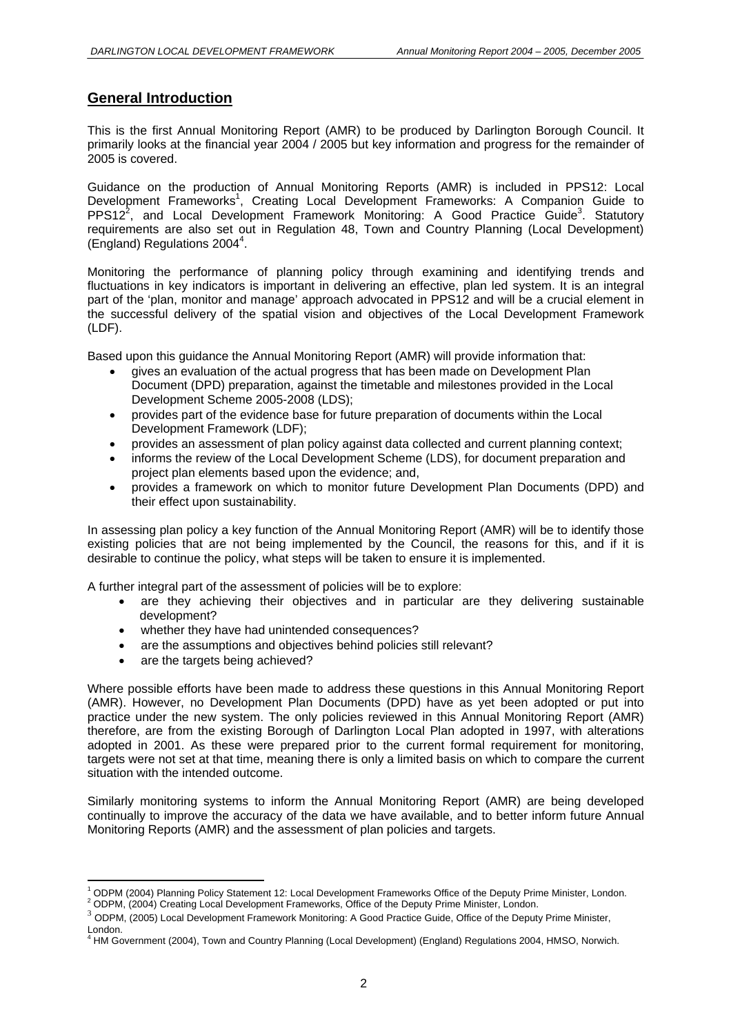## General Introduction

This is the first Annual Monitoring Report (AMR) to be produced by Darlington Borough Council. It primarily looks at the financial year 2004 / 2005 but key information and progress for the remainder of 2005 is covered.

Guidance on the production of Annual Monitoring Reports (AMR) is included in PPS12: Local Development Frameworks[1], Creating Local Development Frameworks: A Companion Guide to PPS12[2], and Local Development Framework Monitoring: A Good Practice Guide[3]. Statutory requirements are also set out in Regulation 48, Town and Country Planning (Local Development) (England) Regulations 2004[4].

Monitoring the performance of planning policy through examining and identifying trends and fluctuations in key indicators is important in delivering an effective, plan led system. It is an integral part of the 'plan, monitor and manage' approach advocated in PPS12 and will be a crucial element in the successful delivery of the spatial vision and objectives of the Local Development Framework (LDF).

Based upon this guidance the Annual Monitoring Report (AMR) will provide information that:

- gives an evaluation of the actual progress that has been made on Development Plan Document (DPD) preparation, against the timetable and milestones provided in the Local Development Scheme 2005-2008 (LDS);
- provides part of the evidence base for future preparation of documents within the Local Development Framework (LDF);
- provides an assessment of plan policy against data collected and current planning context;
- informs the review of the Local Development Scheme (LDS), for document preparation and project plan elements based upon the evidence; and,
- provides a framework on which to monitor future Development Plan Documents (DPD) and their effect upon sustainability.

In assessing plan policy a key function of the Annual Monitoring Report (AMR) will be to identify those existing policies that are not being implemented by the Council, the reasons for this, and if it is desirable to continue the policy, what steps will be taken to ensure it is implemented.

A further integral part of the assessment of policies will be to explore:

- are they achieving their objectives and in particular are they delivering sustainable development?
- whether they have had unintended consequences?
- are the assumptions and objectives behind policies still relevant?
- are the targets being achieved?

Where possible efforts have been made to address these questions in this Annual Monitoring Report (AMR). However, no Development Plan Documents (DPD) have as yet been adopted or put into practice under the new system. The only policies reviewed in this Annual Monitoring Report (AMR) therefore, are from the existing Borough of Darlington Local Plan adopted in 1997, with alterations adopted in 2001. As these were prepared prior to the current formal requirement for monitoring, targets were not set at that time, meaning there is only a limited basis on which to compare the current situation with the intended outcome.

Similarly monitoring systems to inform the Annual Monitoring Report (AMR) are being developed continually to improve the accuracy of the data we have available, and to better inform future Annual Monitoring Reports (AMR) and the assessment of plan policies and targets.

---

[1] ODPM (2004) Planning Policy Statement 12: Local Development Frameworks Office of the Deputy Prime Minister, London.
[2] ODPM, (2004) Creating Local Development Frameworks, Office of the Deputy Prime Minister, London.
[3] ODPM, (2005) Local Development Framework Monitoring: A Good Practice Guide, Office of the Deputy Prime Minister, London.
[4] HM Government (2004), Town and Country Planning (Local Development) (England) Regulations 2004, HMSO, Norwich.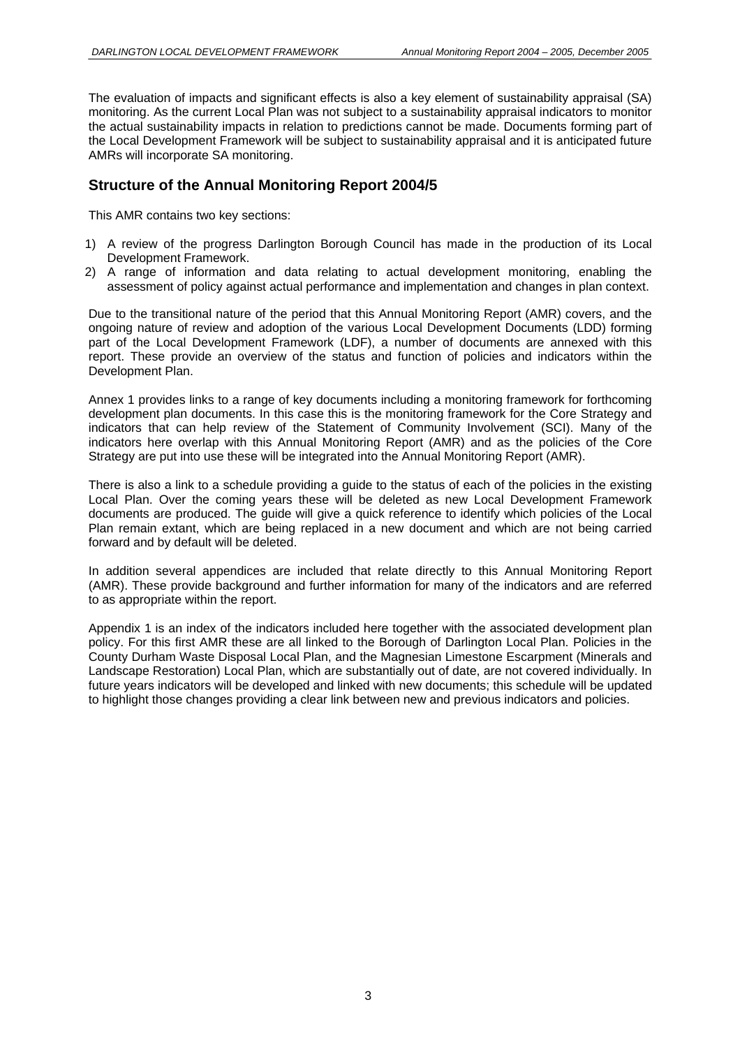The evaluation of impacts and significant effects is also a key element of sustainability appraisal (SA) monitoring. As the current Local Plan was not subject to a sustainability appraisal indicators to monitor the actual sustainability impacts in relation to predictions cannot be made. Documents forming part of the Local Development Framework will be subject to sustainability appraisal and it is anticipated future AMRs will incorporate SA monitoring.

## Structure of the Annual Monitoring Report 2004/5

This AMR contains two key sections:

1) A review of the progress Darlington Borough Council has made in the production of its Local Development Framework.
2) A range of information and data relating to actual development monitoring, enabling the assessment of policy against actual performance and implementation and changes in plan context.

Due to the transitional nature of the period that this Annual Monitoring Report (AMR) covers, and the ongoing nature of review and adoption of the various Local Development Documents (LDD) forming part of the Local Development Framework (LDF), a number of documents are annexed with this report. These provide an overview of the status and function of policies and indicators within the Development Plan.

Annex 1 provides links to a range of key documents including a monitoring framework for forthcoming development plan documents. In this case this is the monitoring framework for the Core Strategy and indicators that can help review of the Statement of Community Involvement (SCI). Many of the indicators here overlap with this Annual Monitoring Report (AMR) and as the policies of the Core Strategy are put into use these will be integrated into the Annual Monitoring Report (AMR).

There is also a link to a schedule providing a guide to the status of each of the policies in the existing Local Plan. Over the coming years these will be deleted as new Local Development Framework documents are produced. The guide will give a quick reference to identify which policies of the Local Plan remain extant, which are being replaced in a new document and which are not being carried forward and by default will be deleted.

In addition several appendices are included that relate directly to this Annual Monitoring Report (AMR). These provide background and further information for many of the indicators and are referred to as appropriate within the report.

Appendix 1 is an index of the indicators included here together with the associated development plan policy. For this first AMR these are all linked to the Borough of Darlington Local Plan. Policies in the County Durham Waste Disposal Local Plan, and the Magnesian Limestone Escarpment (Minerals and Landscape Restoration) Local Plan, which are substantially out of date, are not covered individually. In future years indicators will be developed and linked with new documents; this schedule will be updated to highlight those changes providing a clear link between new and previous indicators and policies.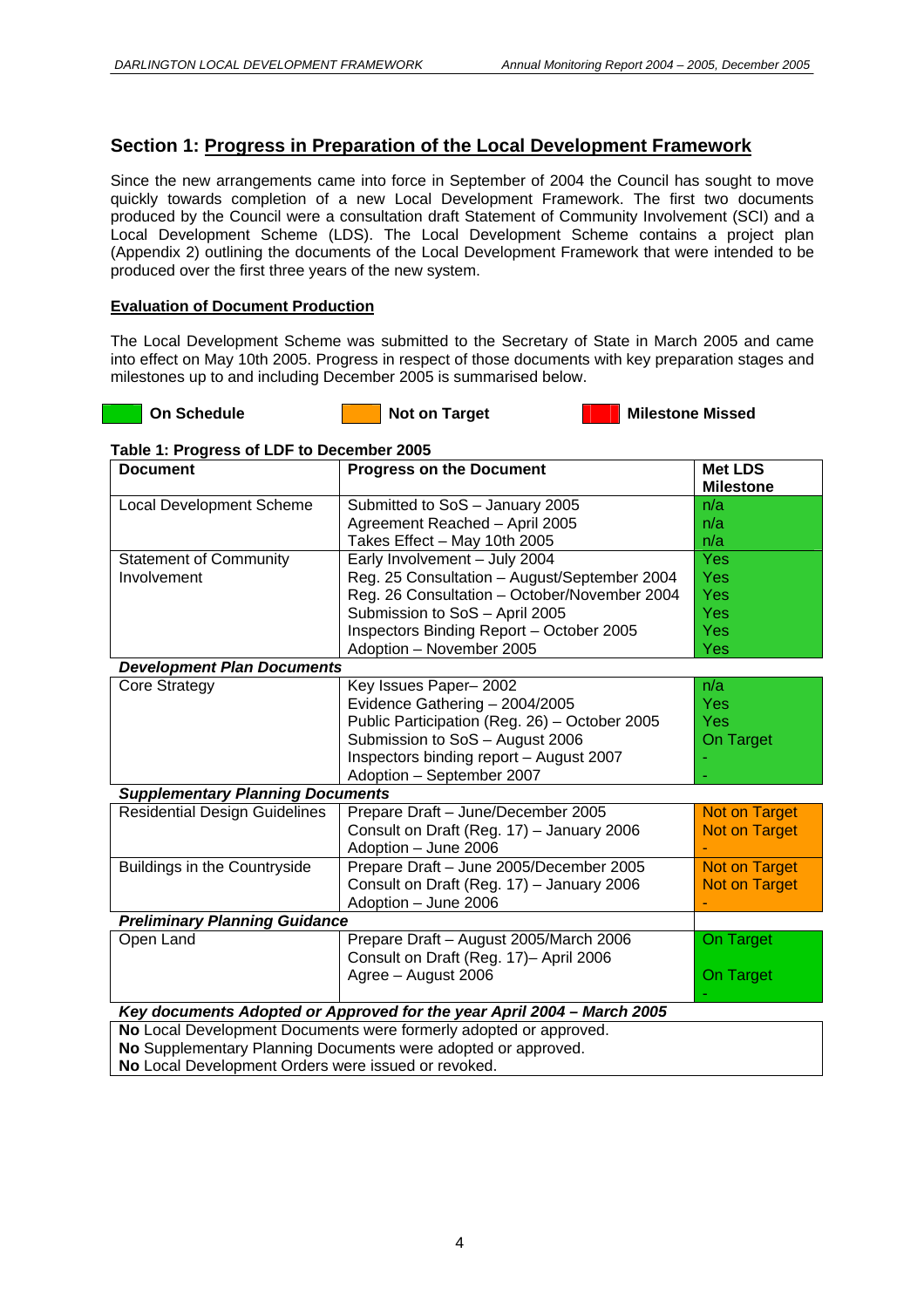## Section 1: Progress in Preparation of the Local Development Framework

Since the new arrangements came into force in September of 2004 the Council has sought to move quickly towards completion of a new Local Development Framework. The first two documents produced by the Council were a consultation draft Statement of Community Involvement (SCI) and a Local Development Scheme (LDS). The Local Development Scheme contains a project plan (Appendix 2) outlining the documents of the Local Development Framework that were intended to be produced over the first three years of the new system.

### Evaluation of Document Production

The Local Development Scheme was submitted to the Secretary of State in March 2005 and came into effect on May 10th 2005. Progress in respect of those documents with key preparation stages and milestones up to and including December 2005 is summarised below.

**On Schedule** &nbsp;&nbsp;&nbsp; **Not on Target** &nbsp;&nbsp;&nbsp; **Milestone Missed**

**Table 1: Progress of LDF to December 2005**

| Document | Progress on the Document | Met LDS Milestone |
|---|---|---|
| Local Development Scheme | Submitted to SoS – January 2005<br>Agreement Reached – April 2005<br>Takes Effect – May 10th 2005 | n/a<br>n/a<br>n/a |
| Statement of Community Involvement | Early Involvement – July 2004<br>Reg. 25 Consultation – August/September 2004<br>Reg. 26 Consultation – October/November 2004<br>Submission to SoS – April 2005<br>Inspectors Binding Report – October 2005<br>Adoption – November 2005 | Yes<br>Yes<br>Yes<br>Yes<br>Yes<br>Yes |
| ***Development Plan Documents*** | | |
| Core Strategy | Key Issues Paper– 2002<br>Evidence Gathering – 2004/2005<br>Public Participation (Reg. 26) – October 2005<br>Submission to SoS – August 2006<br>Inspectors binding report – August 2007<br>Adoption – September 2007 | n/a<br>Yes<br>Yes<br>On Target<br>-<br>- |
| ***Supplementary Planning Documents*** | | |
| Residential Design Guidelines | Prepare Draft – June/December 2005<br>Consult on Draft (Reg. 17) – January 2006<br>Adoption – June 2006 | Not on Target<br>Not on Target<br>- |
| Buildings in the Countryside | Prepare Draft – June 2005/December 2005<br>Consult on Draft (Reg. 17)– January 2006<br>Adoption – June 2006 | Not on Target<br>Not on Target<br>- |
| ***Preliminary Planning Guidance*** | | |
| Open Land | Prepare Draft – August 2005/March 2006<br>Consult on Draft (Reg. 17)– April 2006<br>Agree – August 2006 | On Target<br><br>On Target<br>- |

***Key documents Adopted or Approved for the year April 2004 – March 2005***

**No** Local Development Documents were formerly adopted or approved.
**No** Supplementary Planning Documents were adopted or approved.
**No** Local Development Orders were issued or revoked.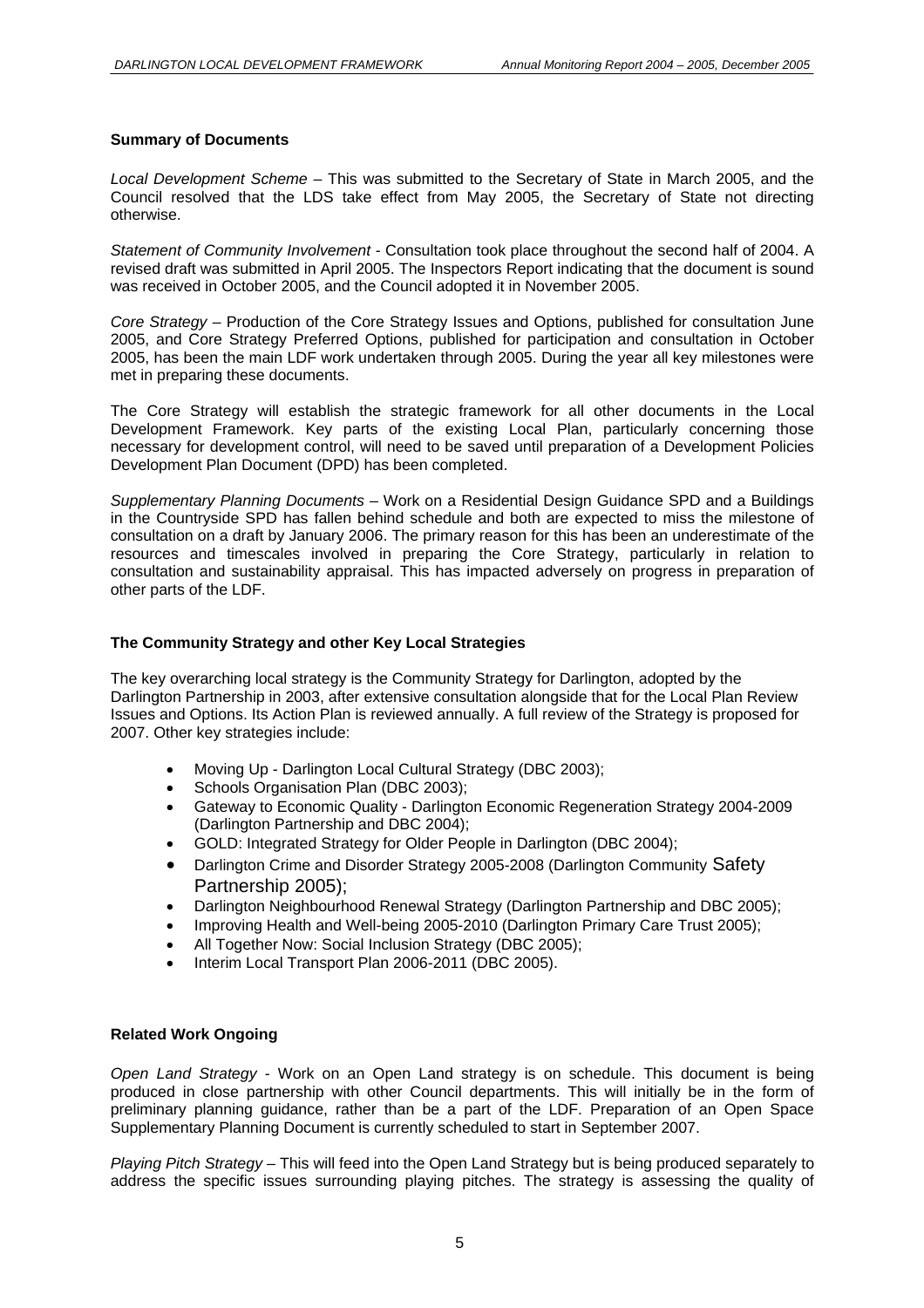**Summary of Documents**

*Local Development Scheme* – This was submitted to the Secretary of State in March 2005, and the Council resolved that the LDS take effect from May 2005, the Secretary of State not directing otherwise.

*Statement of Community Involvement* - Consultation took place throughout the second half of 2004. A revised draft was submitted in April 2005. The Inspectors Report indicating that the document is sound was received in October 2005, and the Council adopted it in November 2005.

*Core Strategy* – Production of the Core Strategy Issues and Options, published for consultation June 2005, and Core Strategy Preferred Options, published for participation and consultation in October 2005, has been the main LDF work undertaken through 2005. During the year all key milestones were met in preparing these documents.

The Core Strategy will establish the strategic framework for all other documents in the Local Development Framework. Key parts of the existing Local Plan, particularly concerning those necessary for development control, will need to be saved until preparation of a Development Policies Development Plan Document (DPD) has been completed.

*Supplementary Planning Documents* – Work on a Residential Design Guidance SPD and a Buildings in the Countryside SPD has fallen behind schedule and both are expected to miss the milestone of consultation on a draft by January 2006. The primary reason for this has been an underestimate of the resources and timescales involved in preparing the Core Strategy, particularly in relation to consultation and sustainability appraisal. This has impacted adversely on progress in preparation of other parts of the LDF.

**The Community Strategy and other Key Local Strategies**

The key overarching local strategy is the Community Strategy for Darlington, adopted by the Darlington Partnership in 2003, after extensive consultation alongside that for the Local Plan Review Issues and Options. Its Action Plan is reviewed annually. A full review of the Strategy is proposed for 2007. Other key strategies include:

- Moving Up - Darlington Local Cultural Strategy (DBC 2003);
- Schools Organisation Plan (DBC 2003);
- Gateway to Economic Quality - Darlington Economic Regeneration Strategy 2004-2009 (Darlington Partnership and DBC 2004);
- GOLD: Integrated Strategy for Older People in Darlington (DBC 2004);
- Darlington Crime and Disorder Strategy 2005-2008 (Darlington Community Safety Partnership 2005);
- Darlington Neighbourhood Renewal Strategy (Darlington Partnership and DBC 2005);
- Improving Health and Well-being 2005-2010 (Darlington Primary Care Trust 2005);
- All Together Now: Social Inclusion Strategy (DBC 2005);
- Interim Local Transport Plan 2006-2011 (DBC 2005).

**Related Work Ongoing**

*Open Land Strategy* - Work on an Open Land strategy is on schedule. This document is being produced in close partnership with other Council departments. This will initially be in the form of preliminary planning guidance, rather than be a part of the LDF. Preparation of an Open Space Supplementary Planning Document is currently scheduled to start in September 2007.

*Playing Pitch Strategy* – This will feed into the Open Land Strategy but is being produced separately to address the specific issues surrounding playing pitches. The strategy is assessing the quality of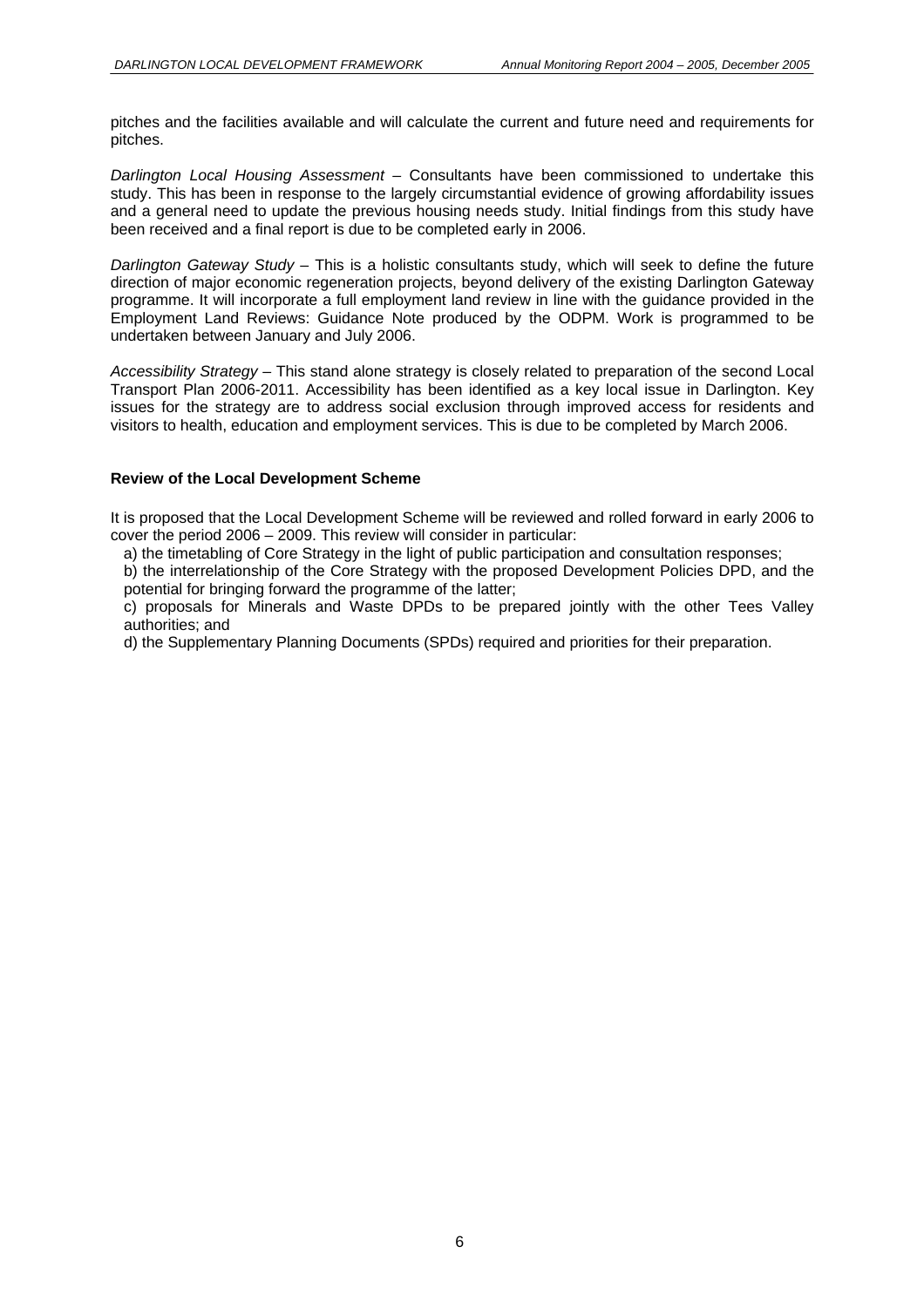pitches and the facilities available and will calculate the current and future need and requirements for pitches.

*Darlington Local Housing Assessment* – Consultants have been commissioned to undertake this study. This has been in response to the largely circumstantial evidence of growing affordability issues and a general need to update the previous housing needs study. Initial findings from this study have been received and a final report is due to be completed early in 2006.

*Darlington Gateway Study* – This is a holistic consultants study, which will seek to define the future direction of major economic regeneration projects, beyond delivery of the existing Darlington Gateway programme. It will incorporate a full employment land review in line with the guidance provided in the Employment Land Reviews: Guidance Note produced by the ODPM. Work is programmed to be undertaken between January and July 2006.

*Accessibility Strategy* – This stand alone strategy is closely related to preparation of the second Local Transport Plan 2006-2011. Accessibility has been identified as a key local issue in Darlington. Key issues for the strategy are to address social exclusion through improved access for residents and visitors to health, education and employment services. This is due to be completed by March 2006.

**Review of the Local Development Scheme**

It is proposed that the Local Development Scheme will be reviewed and rolled forward in early 2006 to cover the period 2006 – 2009. This review will consider in particular:

a) the timetabling of Core Strategy in the light of public participation and consultation responses;

b) the interrelationship of the Core Strategy with the proposed Development Policies DPD, and the potential for bringing forward the programme of the latter;

c) proposals for Minerals and Waste DPDs to be prepared jointly with the other Tees Valley authorities; and

d) the Supplementary Planning Documents (SPDs) required and priorities for their preparation.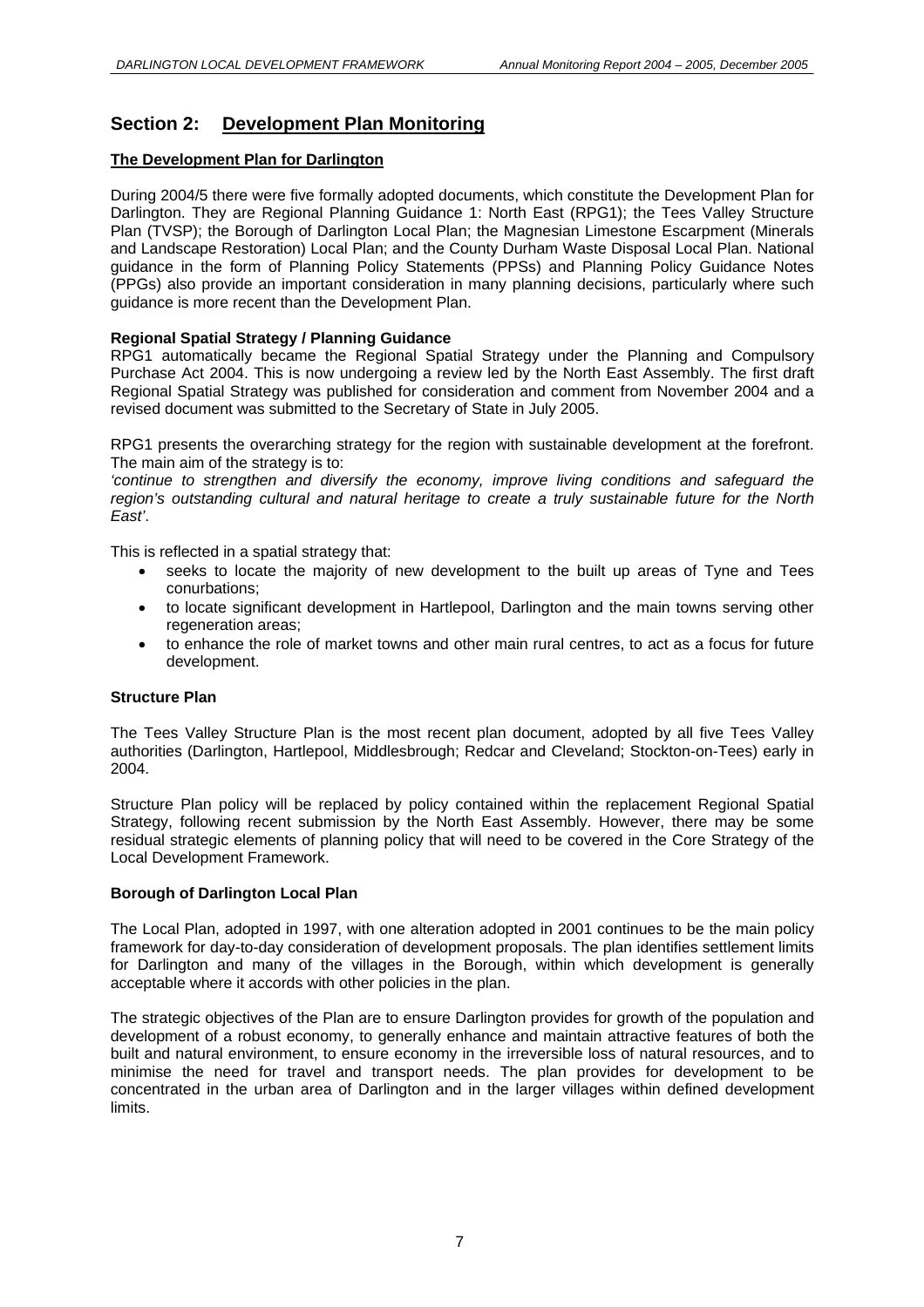## Section 2: Development Plan Monitoring

**The Development Plan for Darlington**

During 2004/5 there were five formally adopted documents, which constitute the Development Plan for Darlington. They are Regional Planning Guidance 1: North East (RPG1); the Tees Valley Structure Plan (TVSP); the Borough of Darlington Local Plan; the Magnesian Limestone Escarpment (Minerals and Landscape Restoration) Local Plan; and the County Durham Waste Disposal Local Plan. National guidance in the form of Planning Policy Statements (PPSs) and Planning Policy Guidance Notes (PPGs) also provide an important consideration in many planning decisions, particularly where such guidance is more recent than the Development Plan.

**Regional Spatial Strategy / Planning Guidance**

RPG1 automatically became the Regional Spatial Strategy under the Planning and Compulsory Purchase Act 2004. This is now undergoing a review led by the North East Assembly. The first draft Regional Spatial Strategy was published for consideration and comment from November 2004 and a revised document was submitted to the Secretary of State in July 2005.

RPG1 presents the overarching strategy for the region with sustainable development at the forefront. The main aim of the strategy is to:

*'continue to strengthen and diversify the economy, improve living conditions and safeguard the region's outstanding cultural and natural heritage to create a truly sustainable future for the North East'*.

This is reflected in a spatial strategy that:

- seeks to locate the majority of new development to the built up areas of Tyne and Tees conurbations;
- to locate significant development in Hartlepool, Darlington and the main towns serving other regeneration areas;
- to enhance the role of market towns and other main rural centres, to act as a focus for future development.

**Structure Plan**

The Tees Valley Structure Plan is the most recent plan document, adopted by all five Tees Valley authorities (Darlington, Hartlepool, Middlesbrough; Redcar and Cleveland; Stockton-on-Tees) early in 2004.

Structure Plan policy will be replaced by policy contained within the replacement Regional Spatial Strategy, following recent submission by the North East Assembly. However, there may be some residual strategic elements of planning policy that will need to be covered in the Core Strategy of the Local Development Framework.

**Borough of Darlington Local Plan**

The Local Plan, adopted in 1997, with one alteration adopted in 2001 continues to be the main policy framework for day-to-day consideration of development proposals. The plan identifies settlement limits for Darlington and many of the villages in the Borough, within which development is generally acceptable where it accords with other policies in the plan.

The strategic objectives of the Plan are to ensure Darlington provides for growth of the population and development of a robust economy, to generally enhance and maintain attractive features of both the built and natural environment, to ensure economy in the irreversible loss of natural resources, and to minimise the need for travel and transport needs. The plan provides for development to be concentrated in the urban area of Darlington and in the larger villages within defined development limits.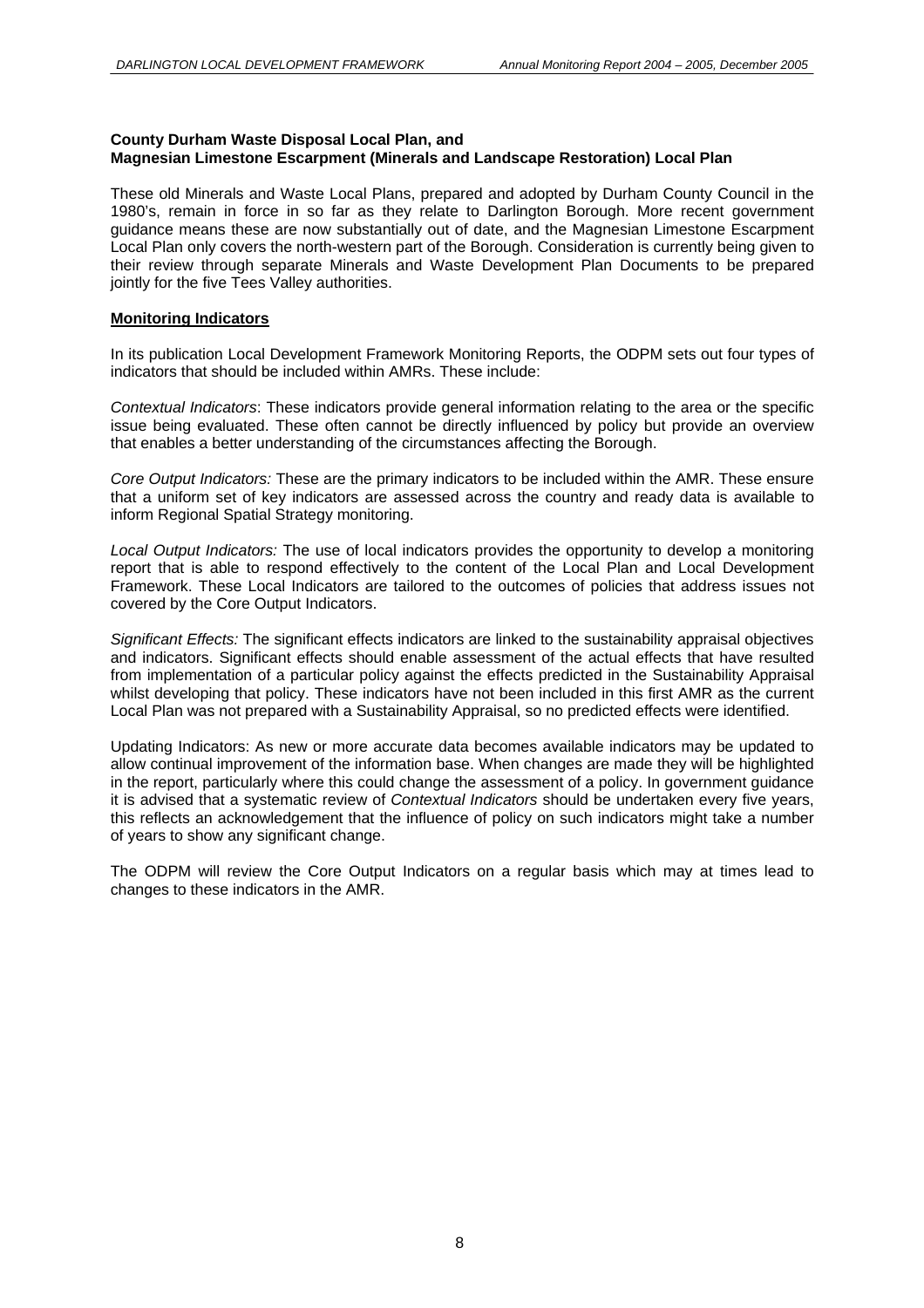**County Durham Waste Disposal Local Plan, and**
**Magnesian Limestone Escarpment (Minerals and Landscape Restoration) Local Plan**

These old Minerals and Waste Local Plans, prepared and adopted by Durham County Council in the 1980's, remain in force in so far as they relate to Darlington Borough. More recent government guidance means these are now substantially out of date, and the Magnesian Limestone Escarpment Local Plan only covers the north-western part of the Borough. Consideration is currently being given to their review through separate Minerals and Waste Development Plan Documents to be prepared jointly for the five Tees Valley authorities.

**Monitoring Indicators**

In its publication Local Development Framework Monitoring Reports, the ODPM sets out four types of indicators that should be included within AMRs. These include:

*Contextual Indicators*: These indicators provide general information relating to the area or the specific issue being evaluated. These often cannot be directly influenced by policy but provide an overview that enables a better understanding of the circumstances affecting the Borough.

*Core Output Indicators:* These are the primary indicators to be included within the AMR. These ensure that a uniform set of key indicators are assessed across the country and ready data is available to inform Regional Spatial Strategy monitoring.

*Local Output Indicators:* The use of local indicators provides the opportunity to develop a monitoring report that is able to respond effectively to the content of the Local Plan and Local Development Framework. These Local Indicators are tailored to the outcomes of policies that address issues not covered by the Core Output Indicators.

*Significant Effects:* The significant effects indicators are linked to the sustainability appraisal objectives and indicators. Significant effects should enable assessment of the actual effects that have resulted from implementation of a particular policy against the effects predicted in the Sustainability Appraisal whilst developing that policy. These indicators have not been included in this first AMR as the current Local Plan was not prepared with a Sustainability Appraisal, so no predicted effects were identified.

Updating Indicators: As new or more accurate data becomes available indicators may be updated to allow continual improvement of the information base. When changes are made they will be highlighted in the report, particularly where this could change the assessment of a policy. In government guidance it is advised that a systematic review of *Contextual Indicators* should be undertaken every five years, this reflects an acknowledgement that the influence of policy on such indicators might take a number of years to show any significant change.

The ODPM will review the Core Output Indicators on a regular basis which may at times lead to changes to these indicators in the AMR.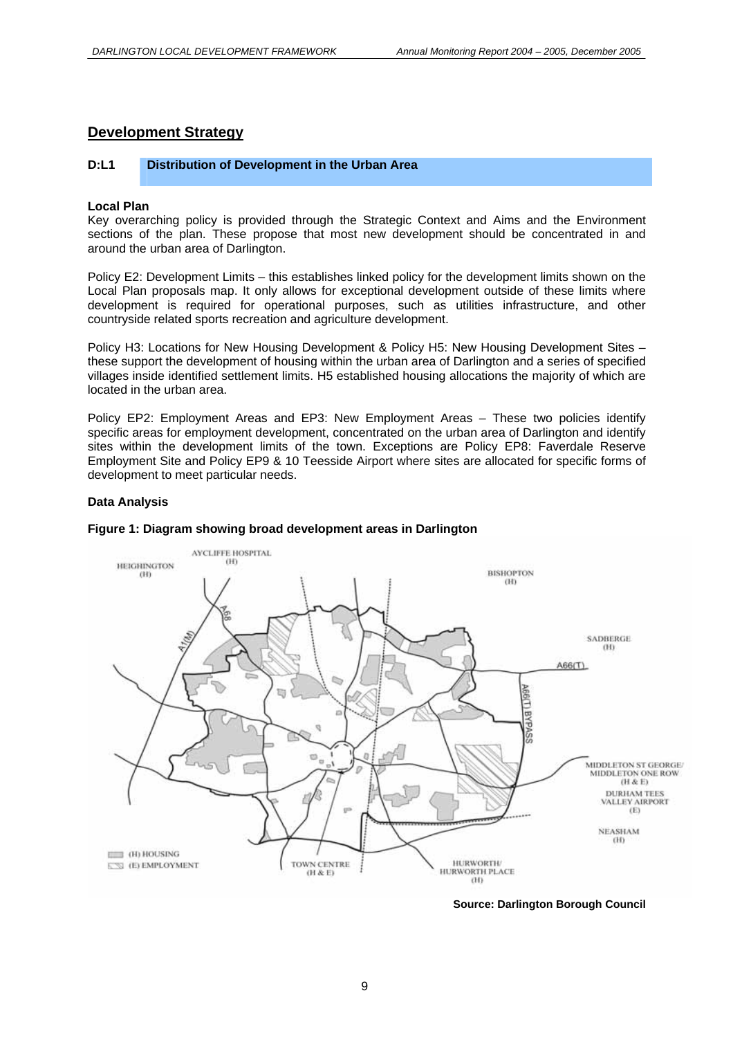## Development Strategy

**D:L1 Distribution of Development in the Urban Area**

**Local Plan**

Key overarching policy is provided through the Strategic Context and Aims and the Environment sections of the plan. These propose that most new development should be concentrated in and around the urban area of Darlington.

Policy E2: Development Limits – this establishes linked policy for the development limits shown on the Local Plan proposals map. It only allows for exceptional development outside of these limits where development is required for operational purposes, such as utilities infrastructure, and other countryside related sports recreation and agriculture development.

Policy H3: Locations for New Housing Development & Policy H5: New Housing Development Sites – these support the development of housing within the urban area of Darlington and a series of specified villages inside identified settlement limits. H5 established housing allocations the majority of which are located in the urban area.

Policy EP2: Employment Areas and EP3: New Employment Areas – These two policies identify specific areas for employment development, concentrated on the urban area of Darlington and identify sites within the development limits of the town. Exceptions are Policy EP8: Faverdale Reserve Employment Site and Policy EP9 & 10 Teesside Airport where sites are allocated for specific forms of development to meet particular needs.

**Data Analysis**

**Figure 1: Diagram showing broad development areas in Darlington**

**Source: Darlington Borough Council**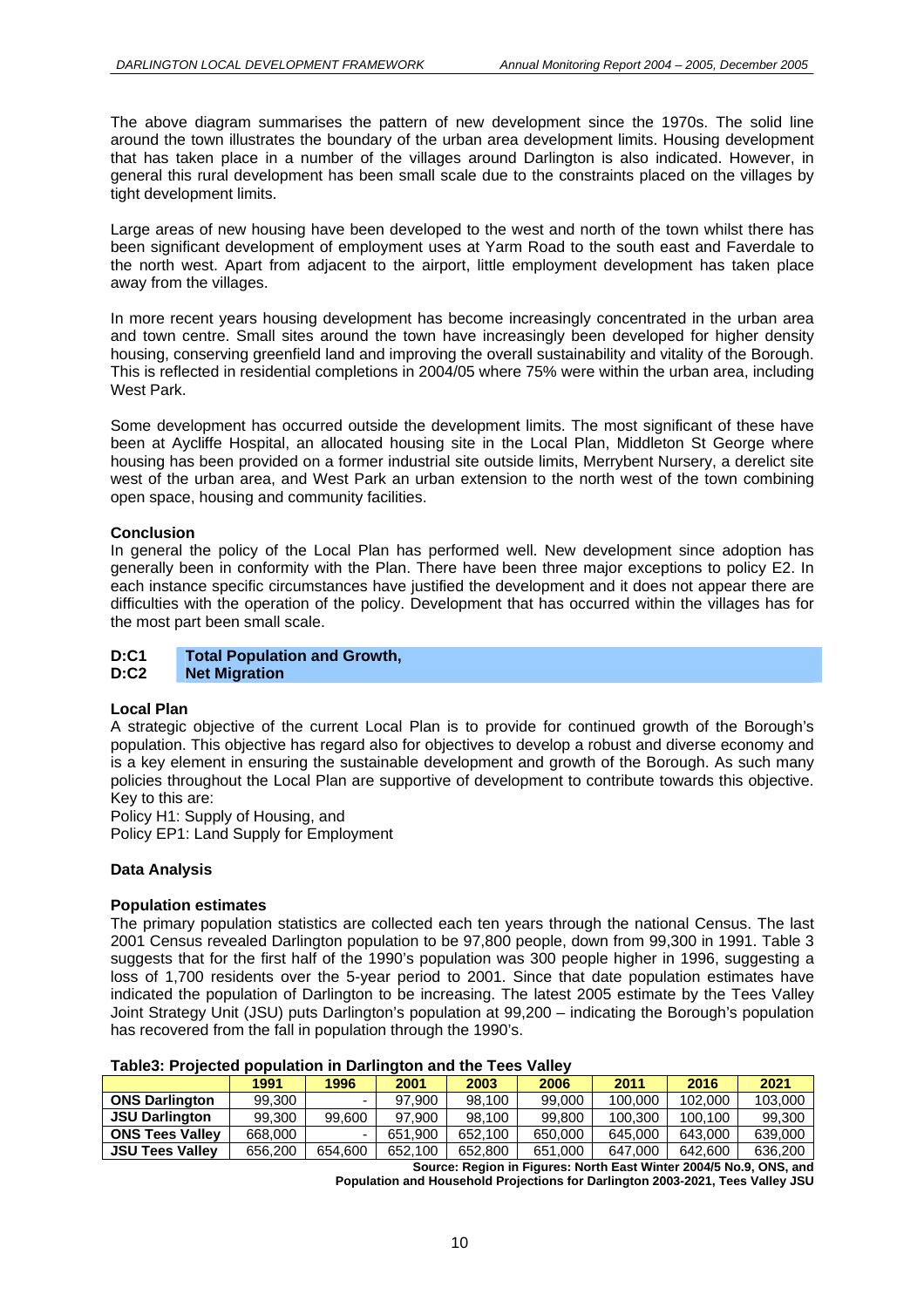The above diagram summarises the pattern of new development since the 1970s. The solid line around the town illustrates the boundary of the urban area development limits. Housing development that has taken place in a number of the villages around Darlington is also indicated. However, in general this rural development has been small scale due to the constraints placed on the villages by tight development limits.

Large areas of new housing have been developed to the west and north of the town whilst there has been significant development of employment uses at Yarm Road to the south east and Faverdale to the north west. Apart from adjacent to the airport, little employment development has taken place away from the villages.

In more recent years housing development has become increasingly concentrated in the urban area and town centre. Small sites around the town have increasingly been developed for higher density housing, conserving greenfield land and improving the overall sustainability and vitality of the Borough. This is reflected in residential completions in 2004/05 where 75% were within the urban area, including West Park.

Some development has occurred outside the development limits. The most significant of these have been at Aycliffe Hospital, an allocated housing site in the Local Plan, Middleton St George where housing has been provided on a former industrial site outside limits, Merrybent Nursery, a derelict site west of the urban area, and West Park an urban extension to the north west of the town combining open space, housing and community facilities.

**Conclusion**

In general the policy of the Local Plan has performed well. New development since adoption has generally been in conformity with the Plan. There have been three major exceptions to policy E2. In each instance specific circumstances have justified the development and it does not appear there are difficulties with the operation of the policy. Development that has occurred within the villages has for the most part been small scale.

## D:C1 Total Population and Growth,
## D:C2 Net Migration

**Local Plan**

A strategic objective of the current Local Plan is to provide for continued growth of the Borough's population. This objective has regard also for objectives to develop a robust and diverse economy and is a key element in ensuring the sustainable development and growth of the Borough. As such many policies throughout the Local Plan are supportive of development to contribute towards this objective. Key to this are:

Policy H1: Supply of Housing, and
Policy EP1: Land Supply for Employment

**Data Analysis**

**Population estimates**

The primary population statistics are collected each ten years through the national Census. The last 2001 Census revealed Darlington population to be 97,800 people, down from 99,300 in 1991. Table 3 suggests that for the first half of the 1990's population was 300 people higher in 1996, suggesting a loss of 1,700 residents over the 5-year period to 2001. Since that date population estimates have indicated the population of Darlington to be increasing. The latest 2005 estimate by the Tees Valley Joint Strategy Unit (JSU) puts Darlington's population at 99,200 – indicating the Borough's population has recovered from the fall in population through the 1990's.

**Table3: Projected population in Darlington and the Tees Valley**

| | 1991 | 1996 | 2001 | 2003 | 2006 | 2011 | 2016 | 2021 |
|---|---|---|---|---|---|---|---|---|
| **ONS Darlington** | 99,300 | - | 97,900 | 98,100 | 99,000 | 100,000 | 102,000 | 103,000 |
| **JSU Darlington** | 99,300 | 99,600 | 97,900 | 98,100 | 99,800 | 100,300 | 100,100 | 99,300 |
| **ONS Tees Valley** | 668,000 | - | 651,900 | 652,100 | 650,000 | 645,000 | 643,000 | 639,000 |
| **JSU Tees Valley** | 656,200 | 654,600 | 652,100 | 652,800 | 651,000 | 647,000 | 642,600 | 636,200 |

**Source: Region in Figures: North East Winter 2004/5 No.9, ONS, and Population and Household Projections for Darlington 2003-2021, Tees Valley JSU**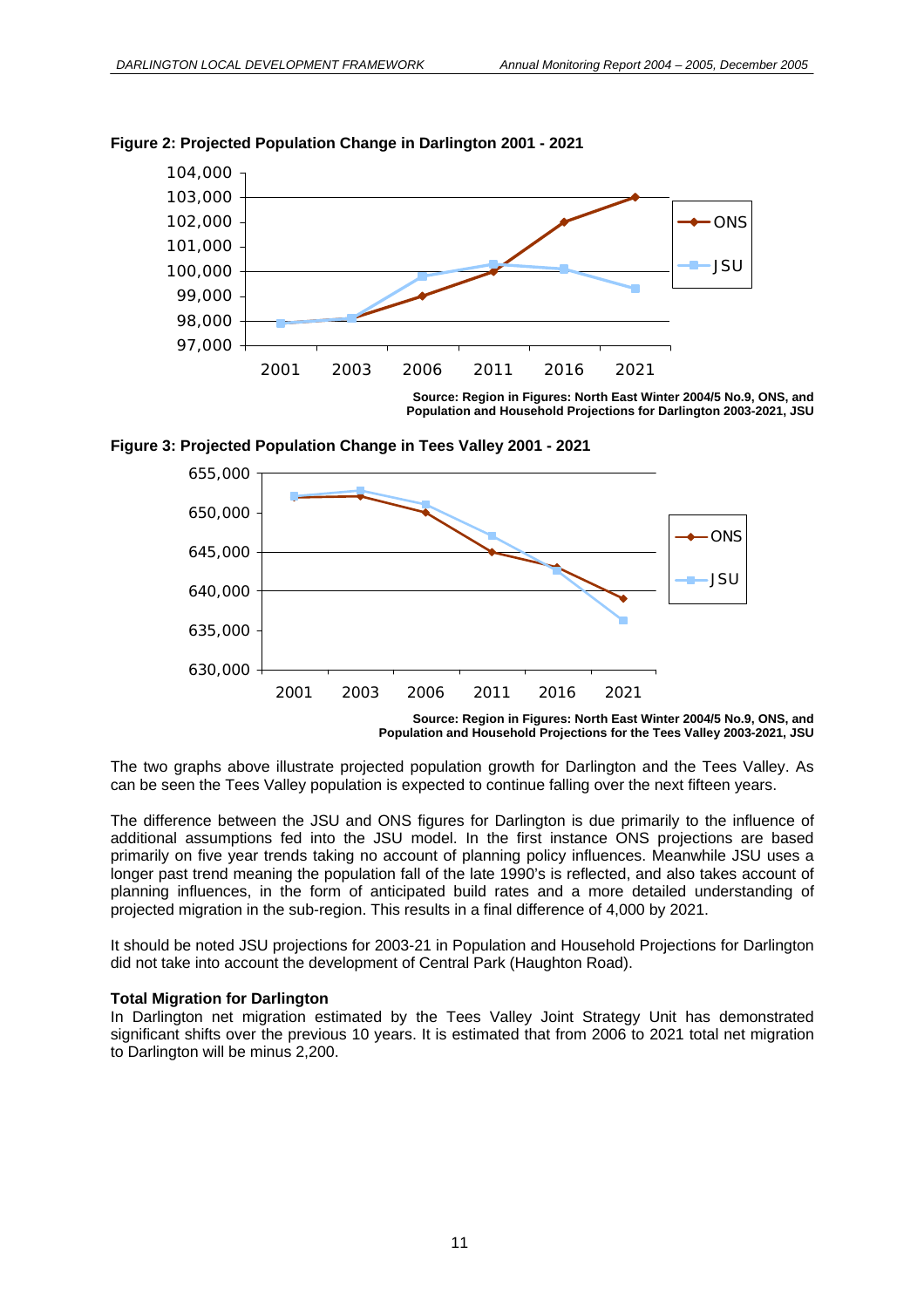**Figure 2: Projected Population Change in Darlington 2001 - 2021**

Source: Region in Figures: North East Winter 2004/5 No.9, ONS, and Population and Household Projections for Darlington 2003-2021, JSU

**Figure 3: Projected Population Change in Tees Valley 2001 - 2021**

Source: Region in Figures: North East Winter 2004/5 No.9, ONS, and Population and Household Projections for the Tees Valley 2003-2021, JSU

The two graphs above illustrate projected population growth for Darlington and the Tees Valley. As can be seen the Tees Valley population is expected to continue falling over the next fifteen years.

The difference between the JSU and ONS figures for Darlington is due primarily to the influence of additional assumptions fed into the JSU model. In the first instance ONS projections are based primarily on five year trends taking no account of planning policy influences. Meanwhile JSU uses a longer past trend meaning the population fall of the late 1990's is reflected, and also takes account of planning influences, in the form of anticipated build rates and a more detailed understanding of projected migration in the sub-region. This results in a final difference of 4,000 by 2021.

It should be noted JSU projections for 2003-21 in Population and Household Projections for Darlington did not take into account the development of Central Park (Haughton Road).

**Total Migration for Darlington**

In Darlington net migration estimated by the Tees Valley Joint Strategy Unit has demonstrated significant shifts over the previous 10 years. It is estimated that from 2006 to 2021 total net migration to Darlington will be minus 2,200.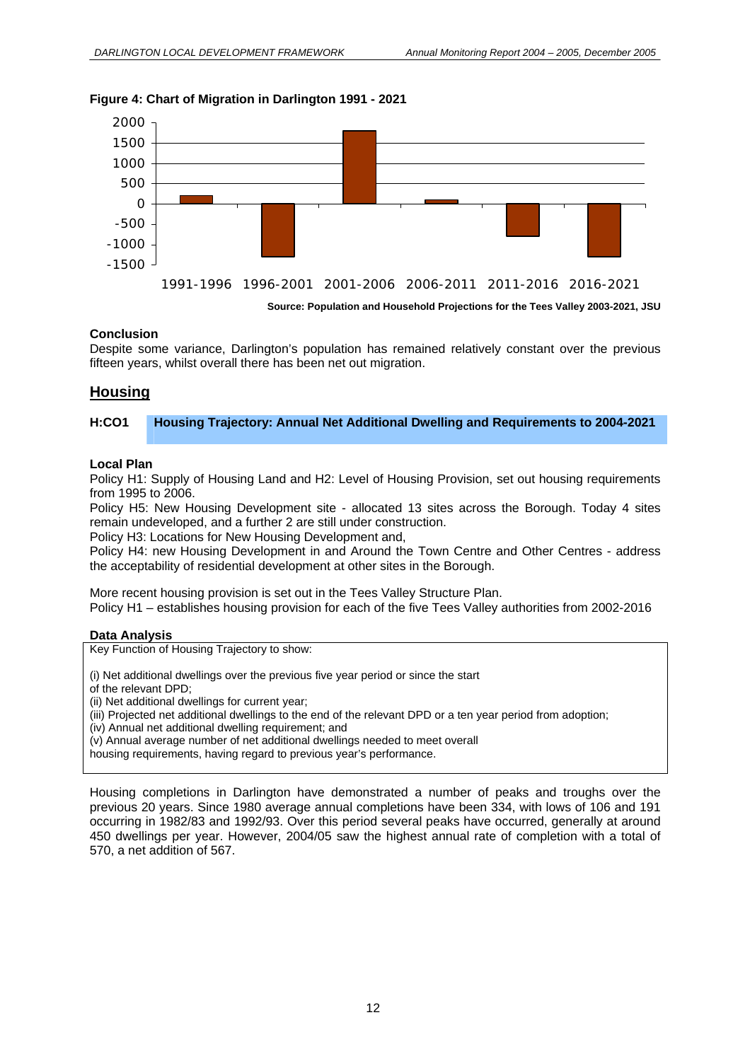**Figure 4: Chart of Migration in Darlington 1991 - 2021**

Source: Population and Household Projections for the Tees Valley 2003-2021, JSU

**Conclusion**

Despite some variance, Darlington's population has remained relatively constant over the previous fifteen years, whilst overall there has been net out migration.

## Housing

**H:CO1 Housing Trajectory: Annual Net Additional Dwelling and Requirements to 2004-2021**

**Local Plan**

Policy H1: Supply of Housing Land and H2: Level of Housing Provision, set out housing requirements from 1995 to 2006.

Policy H5: New Housing Development site - allocated 13 sites across the Borough. Today 4 sites remain undeveloped, and a further 2 are still under construction.

Policy H3: Locations for New Housing Development and,

Policy H4: new Housing Development in and Around the Town Centre and Other Centres - address the acceptability of residential development at other sites in the Borough.

More recent housing provision is set out in the Tees Valley Structure Plan.

Policy H1 – establishes housing provision for each of the five Tees Valley authorities from 2002-2016

**Data Analysis**

Key Function of Housing Trajectory to show:

(i) Net additional dwellings over the previous five year period or since the start of the relevant DPD;
(ii) Net additional dwellings for current year;
(iii) Projected net additional dwellings to the end of the relevant DPD or a ten year period from adoption;
(iv) Annual net additional dwelling requirement; and
(v) Annual average number of net additional dwellings needed to meet overall housing requirements, having regard to previous year's performance.

Housing completions in Darlington have demonstrated a number of peaks and troughs over the previous 20 years. Since 1980 average annual completions have been 334, with lows of 106 and 191 occurring in 1982/83 and 1992/93. Over this period several peaks have occurred, generally at around 450 dwellings per year. However, 2004/05 saw the highest annual rate of completion with a total of 570, a net addition of 567.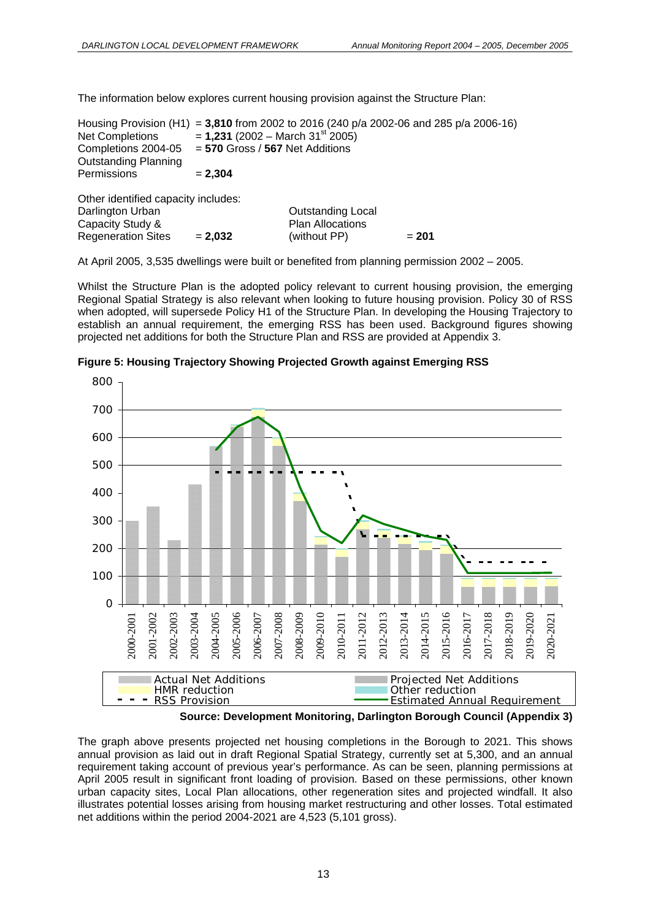The information below explores current housing provision against the Structure Plan:

| | |
|---|---|
| Housing Provision (H1) | = **3,810** from 2002 to 2016 (240 p/a 2002-06 and 285 p/a 2006-16) |
| Net Completions | = **1,231** (2002 – March 31st 2005) |
| Completions 2004-05 | = **570** Gross / **567** Net Additions |
| Outstanding Planning Permissions | = **2,304** |

Other identified capacity includes:

| | | | |
|---|---|---|---|
| Darlington Urban Capacity Study & Regeneration Sites | = **2,032** | Outstanding Local Plan Allocations (without PP) | = **201** |

At April 2005, 3,535 dwellings were built or benefited from planning permission 2002 – 2005.

Whilst the Structure Plan is the adopted policy relevant to current housing provision, the emerging Regional Spatial Strategy is also relevant when looking to future housing provision. Policy 30 of RSS when adopted, will supersede Policy H1 of the Structure Plan. In developing the Housing Trajectory to establish an annual requirement, the emerging RSS has been used. Background figures showing projected net additions for both the Structure Plan and RSS are provided at Appendix 3.

**Figure 5: Housing Trajectory Showing Projected Growth against Emerging RSS**

**Source: Development Monitoring, Darlington Borough Council (Appendix 3)**

The graph above presents projected net housing completions in the Borough to 2021. This shows annual provision as laid out in draft Regional Spatial Strategy, currently set at 5,300, and an annual requirement taking account of previous year's performance. As can be seen, planning permissions at April 2005 result in significant front loading of provision. Based on these permissions, other known urban capacity sites, Local Plan allocations, other regeneration sites and projected windfall. It also illustrates potential losses arising from housing market restructuring and other losses. Total estimated net additions within the period 2004-2021 are 4,523 (5,101 gross).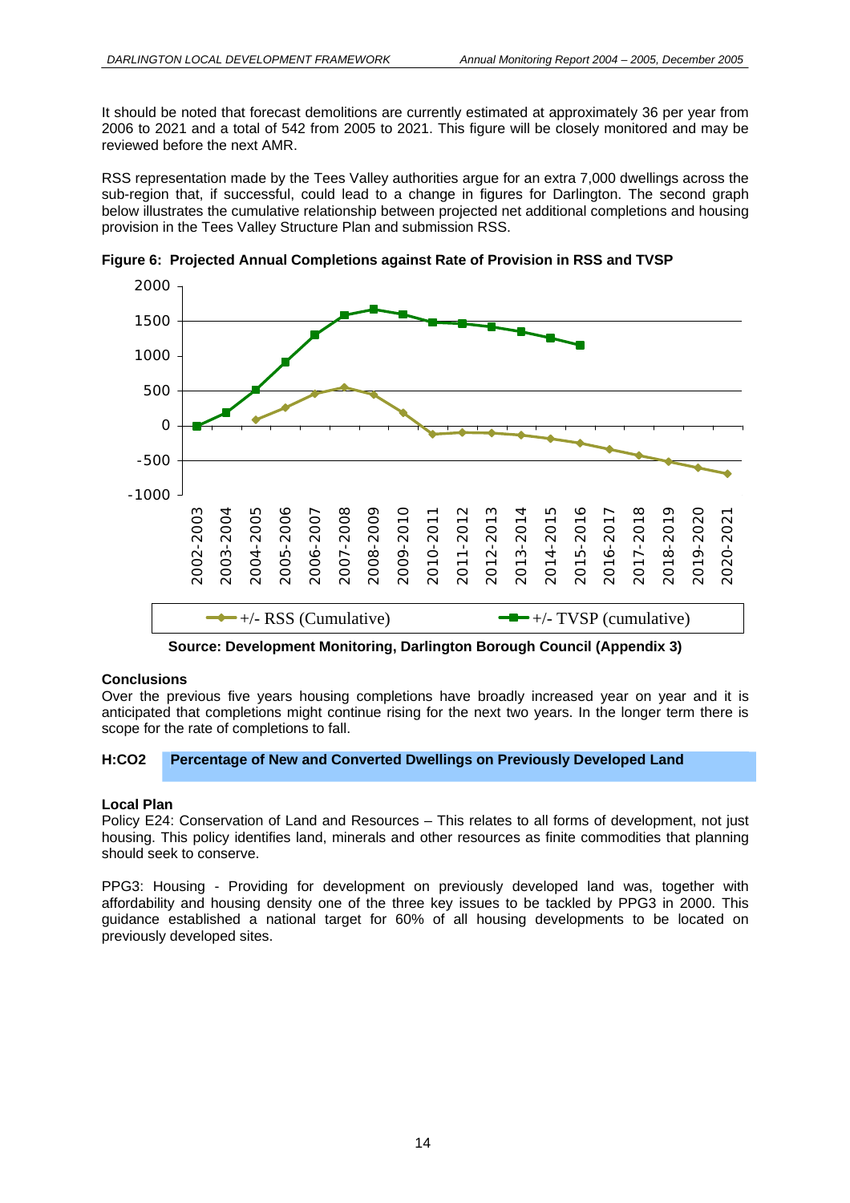It should be noted that forecast demolitions are currently estimated at approximately 36 per year from 2006 to 2021 and a total of 542 from 2005 to 2021. This figure will be closely monitored and may be reviewed before the next AMR.

RSS representation made by the Tees Valley authorities argue for an extra 7,000 dwellings across the sub-region that, if successful, could lead to a change in figures for Darlington. The second graph below illustrates the cumulative relationship between projected net additional completions and housing provision in the Tees Valley Structure Plan and submission RSS.

**Figure 6: Projected Annual Completions against Rate of Provision in RSS and TVSP**

**Source: Development Monitoring, Darlington Borough Council (Appendix 3)**

**Conclusions**

Over the previous five years housing completions have broadly increased year on year and it is anticipated that completions might continue rising for the next two years. In the longer term there is scope for the rate of completions to fall.

## H:CO2 Percentage of New and Converted Dwellings on Previously Developed Land

**Local Plan**

Policy E24: Conservation of Land and Resources – This relates to all forms of development, not just housing. This policy identifies land, minerals and other resources as finite commodities that planning should seek to conserve.

PPG3: Housing - Providing for development on previously developed land was, together with affordability and housing density one of the three key issues to be tackled by PPG3 in 2000. This guidance established a national target for 60% of all housing developments to be located on previously developed sites.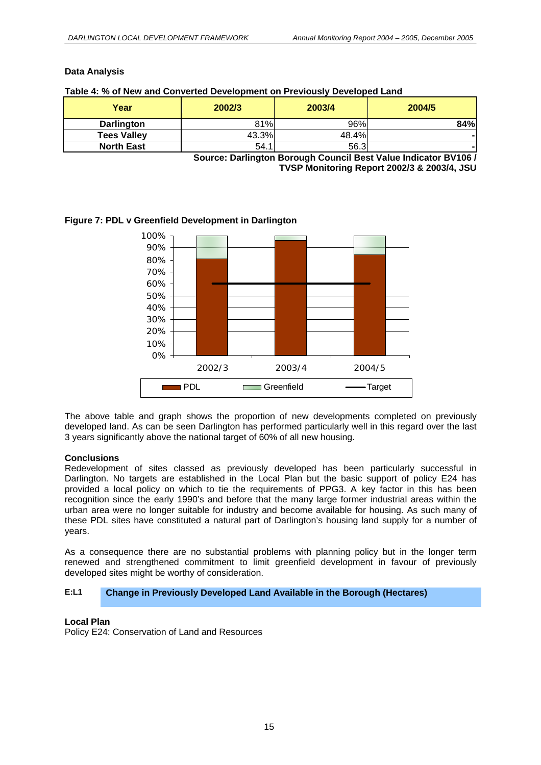**Data Analysis**

**Table 4: % of New and Converted Development on Previously Developed Land**

| Year | 2002/3 | 2003/4 | 2004/5 |
|---|---|---|---|
| **Darlington** | 81% | 96% | **84%** |
| **Tees Valley** | 43.3% | 48.4% | **-** |
| **North East** | 54.1 | 56.3 | **-** |

**Source: Darlington Borough Council Best Value Indicator BV106 / TVSP Monitoring Report 2002/3 & 2003/4, JSU**

**Figure 7: PDL v Greenfield Development in Darlington**

The above table and graph shows the proportion of new developments completed on previously developed land. As can be seen Darlington has performed particularly well in this regard over the last 3 years significantly above the national target of 60% of all new housing.

**Conclusions**

Redevelopment of sites classed as previously developed has been particularly successful in Darlington. No targets are established in the Local Plan but the basic support of policy E24 has provided a local policy on which to tie the requirements of PPG3. A key factor in this has been recognition since the early 1990's and before that the many large former industrial areas within the urban area were no longer suitable for industry and become available for housing. As such many of these PDL sites have constituted a natural part of Darlington's housing land supply for a number of years.

As a consequence there are no substantial problems with planning policy but in the longer term renewed and strengthened commitment to limit greenfield development in favour of previously developed sites might be worthy of consideration.

**E:L1 Change in Previously Developed Land Available in the Borough (Hectares)**

**Local Plan**

Policy E24: Conservation of Land and Resources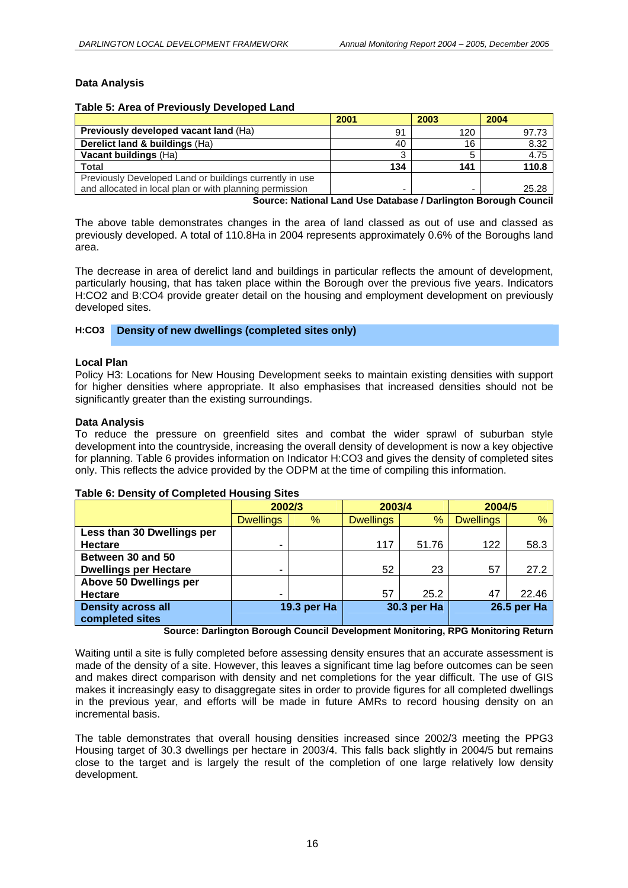### Data Analysis

**Table 5: Area of Previously Developed Land**

| | 2001 | 2003 | 2004 |
|---|---|---|---|
| **Previously developed vacant land** (Ha) | 91 | 120 | 97.73 |
| **Derelict land & buildings** (Ha) | 40 | 16 | 8.32 |
| **Vacant buildings** (Ha) | 3 | 5 | 4.75 |
| **Total** | **134** | **141** | **110.8** |
| Previously Developed Land or buildings currently in use and allocated in local plan or with planning permission | - | - | 25.28 |

**Source: National Land Use Database / Darlington Borough Council**

The above table demonstrates changes in the area of land classed as out of use and classed as previously developed. A total of 110.8Ha in 2004 represents approximately 0.6% of the Boroughs land area.

The decrease in area of derelict land and buildings in particular reflects the amount of development, particularly housing, that has taken place within the Borough over the previous five years. Indicators H:CO2 and B:CO4 provide greater detail on the housing and employment development on previously developed sites.

## H:CO3 Density of new dwellings (completed sites only)

### Local Plan

Policy H3: Locations for New Housing Development seeks to maintain existing densities with support for higher densities where appropriate. It also emphasises that increased densities should not be significantly greater than the existing surroundings.

### Data Analysis

To reduce the pressure on greenfield sites and combat the wider sprawl of suburban style development into the countryside, increasing the overall density of development is now a key objective for planning. Table 6 provides information on Indicator H:CO3 and gives the density of completed sites only. This reflects the advice provided by the ODPM at the time of compiling this information.

**Table 6: Density of Completed Housing Sites**

| | 2002/3 | | 2003/4 | | 2004/5 | |
|---|---|---|---|---|---|---|
| | Dwellings | % | Dwellings | % | Dwellings | % |
| **Less than 30 Dwellings per Hectare** | - | | 117 | 51.76 | 122 | 58.3 |
| **Between 30 and 50 Dwellings per Hectare** | - | | 52 | 23 | 57 | 27.2 |
| **Above 50 Dwellings per Hectare** | - | | 57 | 25.2 | 47 | 22.46 |
| **Density across all completed sites** | **19.3 per Ha** | | **30.3 per Ha** | | **26.5 per Ha** | |

**Source: Darlington Borough Council Development Monitoring, RPG Monitoring Return**

Waiting until a site is fully completed before assessing density ensures that an accurate assessment is made of the density of a site. However, this leaves a significant time lag before outcomes can be seen and makes direct comparison with density and net completions for the year difficult. The use of GIS makes it increasingly easy to disaggregate sites in order to provide figures for all completed dwellings in the previous year, and efforts will be made in future AMRs to record housing density on an incremental basis.

The table demonstrates that overall housing densities increased since 2002/3 meeting the PPG3 Housing target of 30.3 dwellings per hectare in 2003/4. This falls back slightly in 2004/5 but remains close to the target and is largely the result of the completion of one large relatively low density development.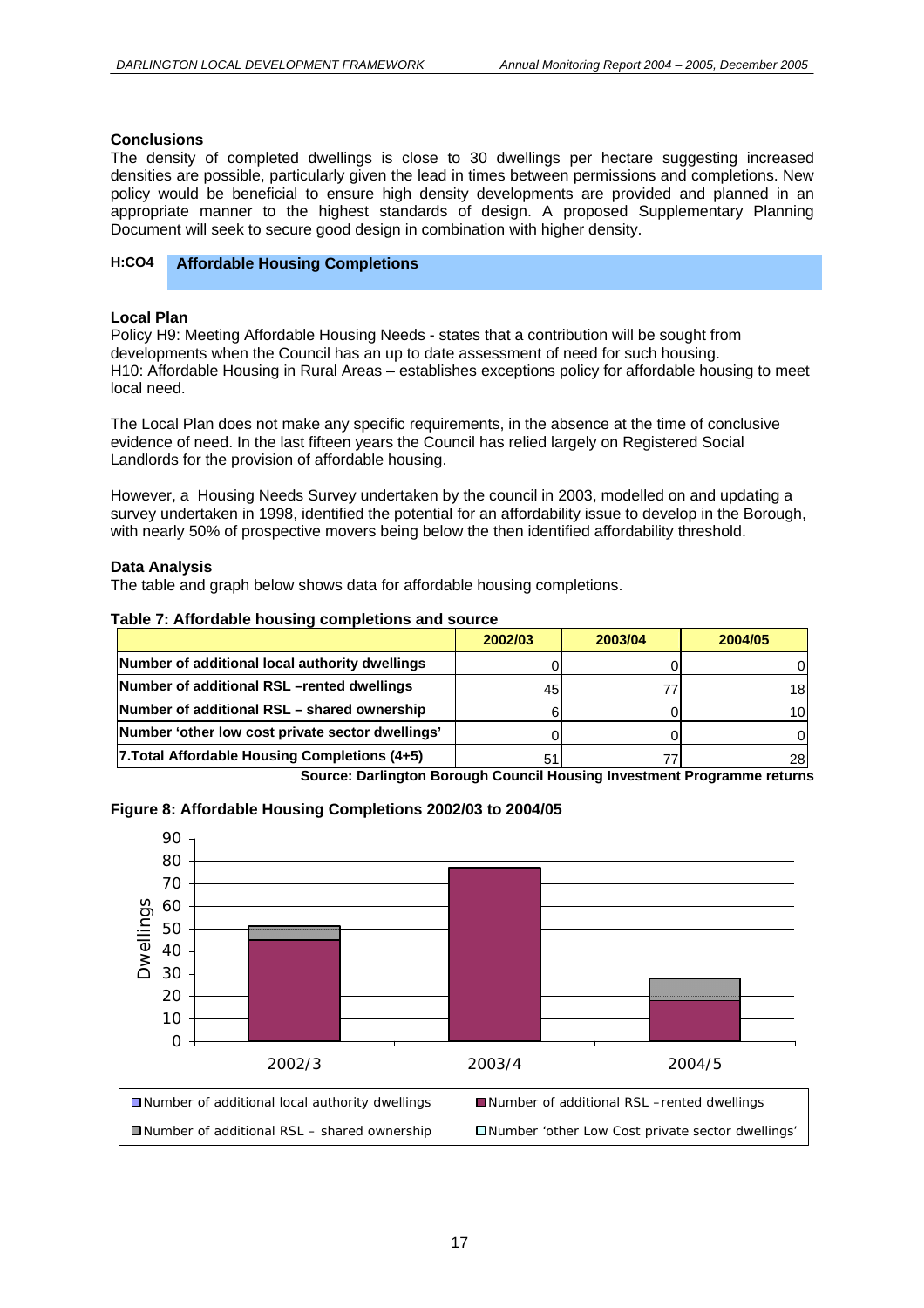### Conclusions

The density of completed dwellings is close to 30 dwellings per hectare suggesting increased densities are possible, particularly given the lead in times between permissions and completions. New policy would be beneficial to ensure high density developments are provided and planned in an appropriate manner to the highest standards of design. A proposed Supplementary Planning Document will seek to secure good design in combination with higher density.

## H:CO4 Affordable Housing Completions

### Local Plan

Policy H9: Meeting Affordable Housing Needs - states that a contribution will be sought from developments when the Council has an up to date assessment of need for such housing.
H10: Affordable Housing in Rural Areas – establishes exceptions policy for affordable housing to meet local need.

The Local Plan does not make any specific requirements, in the absence at the time of conclusive evidence of need. In the last fifteen years the Council has relied largely on Registered Social Landlords for the provision of affordable housing.

However, a Housing Needs Survey undertaken by the council in 2003, modelled on and updating a survey undertaken in 1998, identified the potential for an affordability issue to develop in the Borough, with nearly 50% of prospective movers being below the then identified affordability threshold.

### Data Analysis

The table and graph below shows data for affordable housing completions.

**Table 7: Affordable housing completions and source**

| | 2002/03 | 2003/04 | 2004/05 |
|---|---|---|---|
| **Number of additional local authority dwellings** | 0 | 0 | 0 |
| **Number of additional RSL –rented dwellings** | 45 | 77 | 18 |
| **Number of additional RSL – shared ownership** | 6 | 0 | 10 |
| **Number 'other low cost private sector dwellings'** | 0 | 0 | 0 |
| **7.Total Affordable Housing Completions (4+5)** | 51 | 77 | 28 |

**Source: Darlington Borough Council Housing Investment Programme returns**

**Figure 8: Affordable Housing Completions 2002/03 to 2004/05**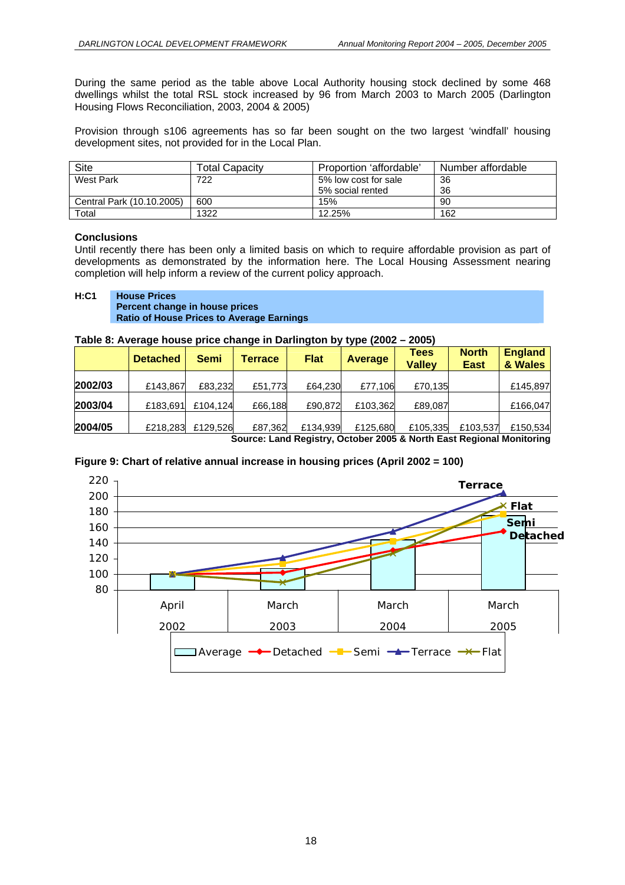During the same period as the table above Local Authority housing stock declined by some 468 dwellings whilst the total RSL stock increased by 96 from March 2003 to March 2005 (Darlington Housing Flows Reconciliation, 2003, 2004 & 2005)

Provision through s106 agreements has so far been sought on the two largest 'windfall' housing development sites, not provided for in the Local Plan.

| Site | Total Capacity | Proportion 'affordable' | Number affordable |
|---|---|---|---|
| West Park | 722 | 5% low cost for sale<br>5% social rented | 36<br>36 |
| Central Park (10.10.2005) | 600 | 15% | 90 |
| Total | 1322 | 12.25% | 162 |

**Conclusions**

Until recently there has been only a limited basis on which to require affordable provision as part of developments as demonstrated by the information here. The Local Housing Assessment nearing completion will help inform a review of the current policy approach.

**H:C1** **House Prices**
**Percent change in house prices**
**Ratio of House Prices to Average Earnings**

**Table 8: Average house price change in Darlington by type (2002 – 2005)**

| | Detached | Semi | Terrace | Flat | Average | Tees Valley | North East | England & Wales |
|---|---|---|---|---|---|---|---|---|
| **2002/03** | £143,867 | £83,232 | £51,773 | £64,230 | £77,106 | £70,135 | | £145,897 |
| **2003/04** | £183,691 | £104,124 | £66,188 | £90,872 | £103,362 | £89,087 | | £166,047 |
| **2004/05** | £218,283 | £129,526 | £87,362 | £134,939 | £125,680 | £105,335 | £103,537 | £150,534 |

**Source: Land Registry, October 2005 & North East Regional Monitoring**

**Figure 9: Chart of relative annual increase in housing prices (April 2002 = 100)**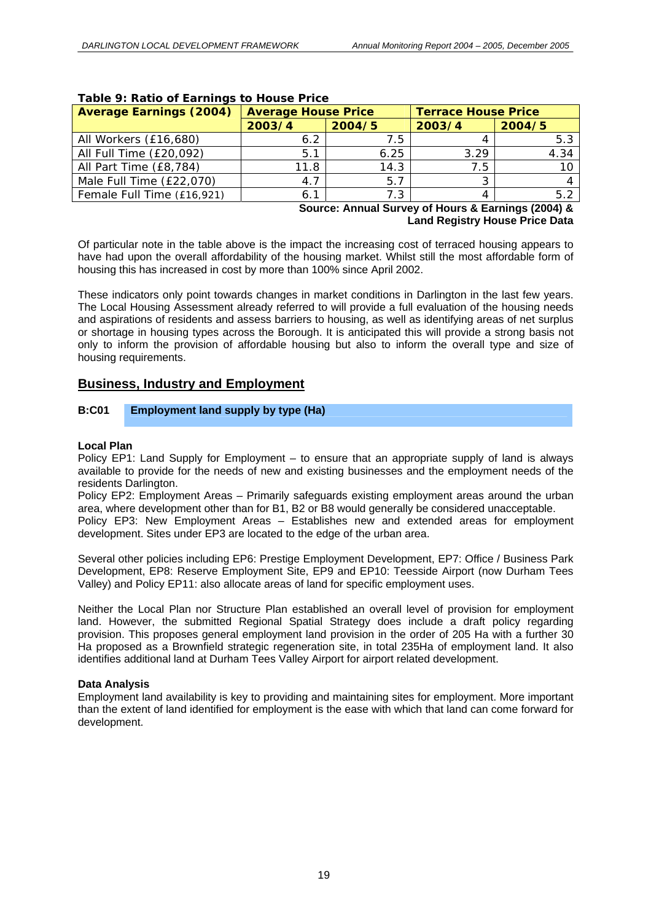**Table 9: Ratio of Earnings to House Price**

| Average Earnings (2004) | Average House Price | | Terrace House Price | |
|---|---|---|---|---|
| | 2003/4 | 2004/5 | 2003/4 | 2004/5 |
| All Workers (£16,680) | 6.2 | 7.5 | 4 | 5.3 |
| All Full Time (£20,092) | 5.1 | 6.25 | 3.29 | 4.34 |
| All Part Time (£8,784) | 11.8 | 14.3 | 7.5 | 10 |
| Male Full Time (£22,070) | 4.7 | 5.7 | 3 | 4 |
| Female Full Time (£16,921) | 6.1 | 7.3 | 4 | 5.2 |

**Source: Annual Survey of Hours & Earnings (2004) & Land Registry House Price Data**

Of particular note in the table above is the impact the increasing cost of terraced housing appears to have had upon the overall affordability of the housing market. Whilst still the most affordable form of housing this has increased in cost by more than 100% since April 2002.

These indicators only point towards changes in market conditions in Darlington in the last few years. The Local Housing Assessment already referred to will provide a full evaluation of the housing needs and aspirations of residents and assess barriers to housing, as well as identifying areas of net surplus or shortage in housing types across the Borough. It is anticipated this will provide a strong basis not only to inform the provision of affordable housing but also to inform the overall type and size of housing requirements.

## Business, Industry and Employment

**B:C01 Employment land supply by type (Ha)**

**Local Plan**

Policy EP1: Land Supply for Employment – to ensure that an appropriate supply of land is always available to provide for the needs of new and existing businesses and the employment needs of the residents Darlington.

Policy EP2: Employment Areas – Primarily safeguards existing employment areas around the urban area, where development other than for B1, B2 or B8 would generally be considered unacceptable.

Policy EP3: New Employment Areas – Establishes new and extended areas for employment development. Sites under EP3 are located to the edge of the urban area.

Several other policies including EP6: Prestige Employment Development, EP7: Office / Business Park Development, EP8: Reserve Employment Site, EP9 and EP10: Teesside Airport (now Durham Tees Valley) and Policy EP11: also allocate areas of land for specific employment uses.

Neither the Local Plan nor Structure Plan established an overall level of provision for employment land. However, the submitted Regional Spatial Strategy does include a draft policy regarding provision. This proposes general employment land provision in the order of 205 Ha with a further 30 Ha proposed as a Brownfield strategic regeneration site, in total 235Ha of employment land. It also identifies additional land at Durham Tees Valley Airport for airport related development.

**Data Analysis**

Employment land availability is key to providing and maintaining sites for employment. More important than the extent of land identified for employment is the ease with which that land can come forward for development.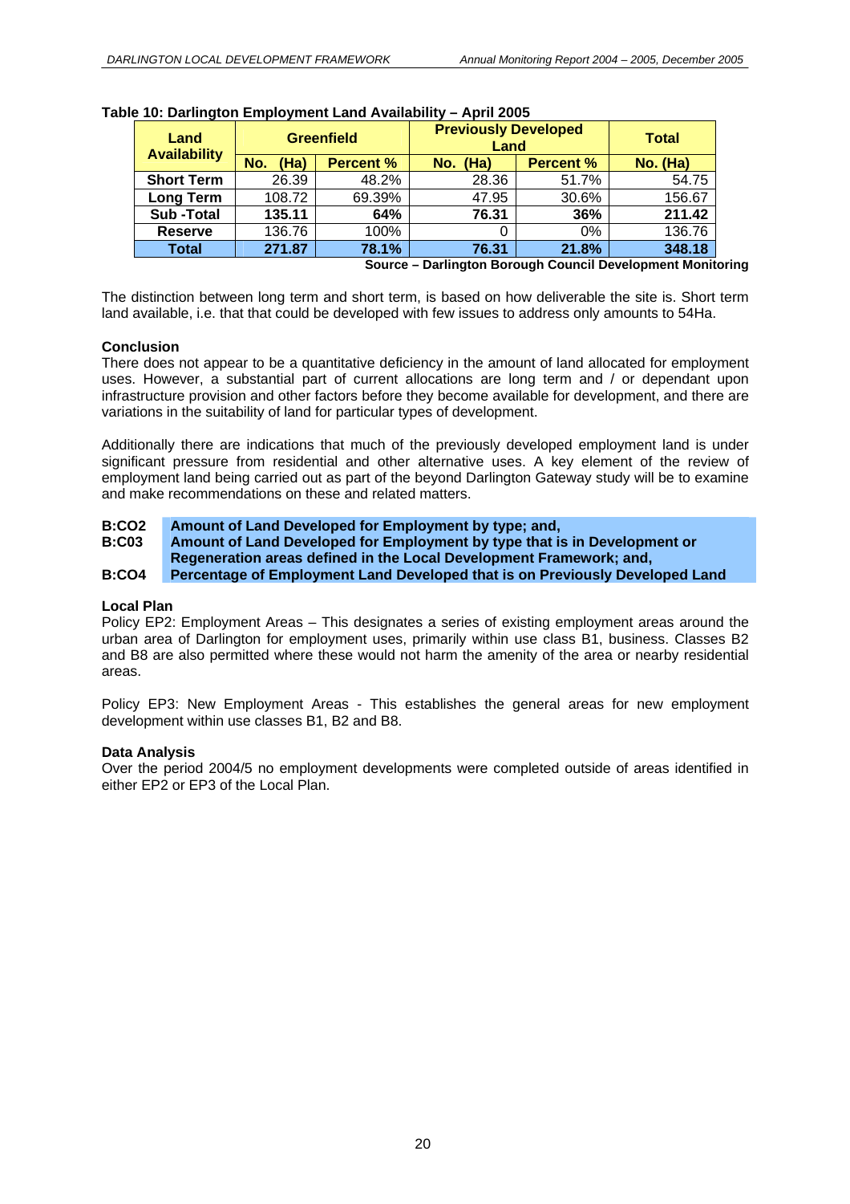**Table 10: Darlington Employment Land Availability – April 2005**

| Land Availability | Greenfield | | Previously Developed Land | | Total |
|---|---|---|---|---|---|
| | No. (Ha) | Percent % | No. (Ha) | Percent % | No. (Ha) |
| **Short Term** | 26.39 | 48.2% | 28.36 | 51.7% | 54.75 |
| **Long Term** | 108.72 | 69.39% | 47.95 | 30.6% | 156.67 |
| **Sub -Total** | **135.11** | **64%** | **76.31** | **36%** | **211.42** |
| **Reserve** | 136.76 | 100% | 0 | 0% | 136.76 |
| **Total** | **271.87** | **78.1%** | **76.31** | **21.8%** | **348.18** |

**Source – Darlington Borough Council Development Monitoring**

The distinction between long term and short term, is based on how deliverable the site is. Short term land available, i.e. that that could be developed with few issues to address only amounts to 54Ha.

**Conclusion**

There does not appear to be a quantitative deficiency in the amount of land allocated for employment uses. However, a substantial part of current allocations are long term and / or dependant upon infrastructure provision and other factors before they become available for development, and there are variations in the suitability of land for particular types of development.

Additionally there are indications that much of the previously developed employment land is under significant pressure from residential and other alternative uses. A key element of the review of employment land being carried out as part of the beyond Darlington Gateway study will be to examine and make recommendations on these and related matters.

**B:CO2** **Amount of Land Developed for Employment by type; and,**
**B:C03** **Amount of Land Developed for Employment by type that is in Development or Regeneration areas defined in the Local Development Framework; and,**
**B:CO4** **Percentage of Employment Land Developed that is on Previously Developed Land**

**Local Plan**

Policy EP2: Employment Areas – This designates a series of existing employment areas around the urban area of Darlington for employment uses, primarily within use class B1, business. Classes B2 and B8 are also permitted where these would not harm the amenity of the area or nearby residential areas.

Policy EP3: New Employment Areas - This establishes the general areas for new employment development within use classes B1, B2 and B8.

**Data Analysis**

Over the period 2004/5 no employment developments were completed outside of areas identified in either EP2 or EP3 of the Local Plan.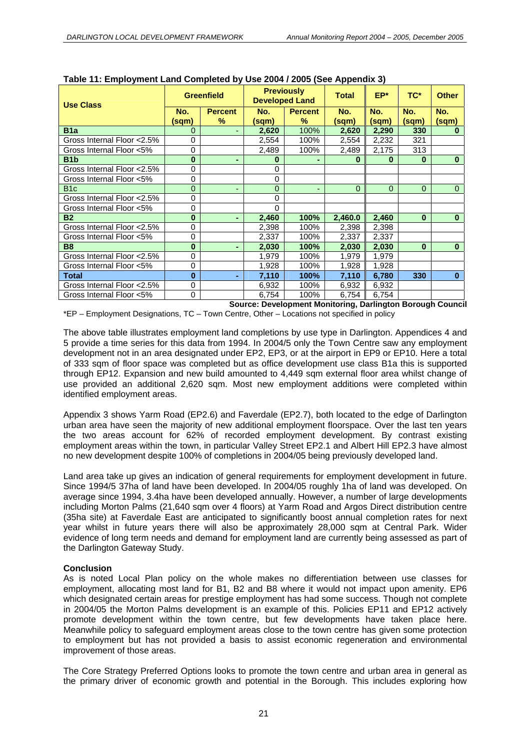**Table 11: Employment Land Completed by Use 2004 / 2005 (See Appendix 3)**

| Use Class | Greenfield | | Previously Developed Land | | Total | EP* | TC* | Other |
|---|---|---|---|---|---|---|---|---|
| | No. (sqm) | Percent % | No. (sqm) | Percent % | No. (sqm) | No. (sqm) | No. (sqm) | No. (sqm) |
| **B1a** | 0 | - | **2,620** | 100% | **2,620** | **2,290** | **330** | **0** |
| Gross Internal Floor <2.5% | 0 | | 2,554 | 100% | 2,554 | 2,232 | 321 | |
| Gross Internal Floor <5% | 0 | | 2,489 | 100% | 2,489 | 2,175 | 313 | |
| **B1b** | **0** | **-** | **0** | **-** | **0** | **0** | **0** | **0** |
| Gross Internal Floor <2.5% | 0 | | 0 | | | | | |
| Gross Internal Floor <5% | 0 | | 0 | | | | | |
| B1c | 0 | - | 0 | - | 0 | 0 | 0 | 0 |
| Gross Internal Floor <2.5% | 0 | | 0 | | | | | |
| Gross Internal Floor <5% | 0 | | 0 | | | | | |
| **B2** | **0** | **-** | **2,460** | **100%** | **2,460.0** | **2,460** | **0** | **0** |
| Gross Internal Floor <2.5% | 0 | | 2,398 | 100% | 2,398 | 2,398 | | |
| Gross Internal Floor <5% | 0 | | 2,337 | 100% | 2,337 | 2,337 | | |
| **B8** | **0** | **-** | **2,030** | **100%** | **2,030** | **2,030** | **0** | **0** |
| Gross Internal Floor <2.5% | 0 | | 1,979 | 100% | 1,979 | 1,979 | | |
| Gross Internal Floor <5% | 0 | | 1,928 | 100% | 1,928 | 1,928 | | |
| **Total** | **0** | **-** | **7,110** | **100%** | **7,110** | **6,780** | **330** | **0** |
| Gross Internal Floor <2.5% | 0 | | 6,932 | 100% | 6,932 | 6,932 | | |
| Gross Internal Floor <5% | 0 | | 6,754 | 100% | 6,754 | 6,754 | | |

**Source: Development Monitoring, Darlington Borough Council**

*EP – Employment Designations, TC – Town Centre, Other – Locations not specified in policy

The above table illustrates employment land completions by use type in Darlington. Appendices 4 and 5 provide a time series for this data from 1994. In 2004/5 only the Town Centre saw any employment development not in an area designated under EP2, EP3, or at the airport in EP9 or EP10. Here a total of 333 sqm of floor space was completed but as office development use class B1a this is supported through EP12. Expansion and new build amounted to 4,449 sqm external floor area whilst change of use provided an additional 2,620 sqm. Most new employment additions were completed within identified employment areas.

Appendix 3 shows Yarm Road (EP2.6) and Faverdale (EP2.7), both located to the edge of Darlington urban area have seen the majority of new additional employment floorspace. Over the last ten years the two areas account for 62% of recorded employment development. By contrast existing employment areas within the town, in particular Valley Street EP2.1 and Albert Hill EP2.3 have almost no new development despite 100% of completions in 2004/05 being previously developed land.

Land area take up gives an indication of general requirements for employment development in future. Since 1994/5 37ha of land have been developed. In 2004/05 roughly 1ha of land was developed. On average since 1994, 3.4ha have been developed annually. However, a number of large developments including Morton Palms (21,640 sqm over 4 floors) at Yarm Road and Argos Direct distribution centre (35ha site) at Faverdale East are anticipated to significantly boost annual completion rates for next year whilst in future years there will also be approximately 28,000 sqm at Central Park. Wider evidence of long term needs and demand for employment land are currently being assessed as part of the Darlington Gateway Study.

**Conclusion**

As is noted Local Plan policy on the whole makes no differentiation between use classes for employment, allocating most land for B1, B2 and B8 where it would not impact upon amenity. EP6 which designated certain areas for prestige employment has had some success. Though not complete in 2004/05 the Morton Palms development is an example of this. Policies EP11 and EP12 actively promote development within the town centre, but few developments have taken place here. Meanwhile policy to safeguard employment areas close to the town centre has given some protection to employment but has not provided a basis to assist economic regeneration and environmental improvement of those areas.

The Core Strategy Preferred Options looks to promote the town centre and urban area in general as the primary driver of economic growth and potential in the Borough. This includes exploring how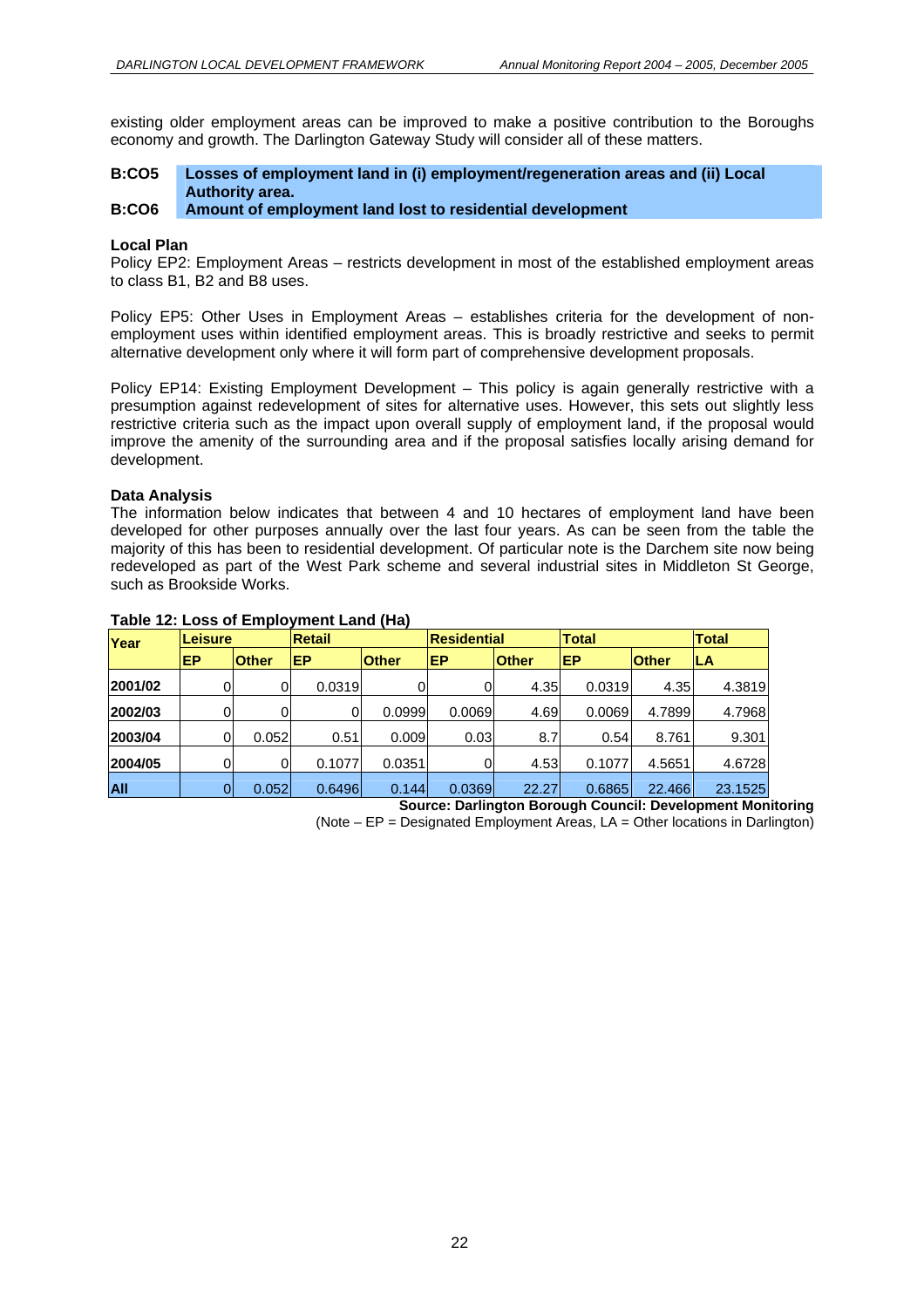existing older employment areas can be improved to make a positive contribution to the Boroughs economy and growth. The Darlington Gateway Study will consider all of these matters.

**B:CO5 Losses of employment land in (i) employment/regeneration areas and (ii) Local Authority area.**

**B:CO6 Amount of employment land lost to residential development**

### Local Plan

Policy EP2: Employment Areas – restricts development in most of the established employment areas to class B1, B2 and B8 uses.

Policy EP5: Other Uses in Employment Areas – establishes criteria for the development of non-employment uses within identified employment areas. This is broadly restrictive and seeks to permit alternative development only where it will form part of comprehensive development proposals.

Policy EP14: Existing Employment Development – This policy is again generally restrictive with a presumption against redevelopment of sites for alternative uses. However, this sets out slightly less restrictive criteria such as the impact upon overall supply of employment land, if the proposal would improve the amenity of the surrounding area and if the proposal satisfies locally arising demand for development.

### Data Analysis

The information below indicates that between 4 and 10 hectares of employment land have been developed for other purposes annually over the last four years. As can be seen from the table the majority of this has been to residential development. Of particular note is the Darchem site now being redeveloped as part of the West Park scheme and several industrial sites in Middleton St George, such as Brookside Works.

**Table 12: Loss of Employment Land (Ha)**

| Year | Leisure | | Retail | | Residential | | Total | | Total |
|---|---|---|---|---|---|---|---|---|---|
| | EP | Other | EP | Other | EP | Other | EP | Other | LA |
| 2001/02 | 0 | 0 | 0.0319 | 0 | 0 | 4.35 | 0.0319 | 4.35 | 4.3819 |
| 2002/03 | 0 | 0 | 0 | 0.0999 | 0.0069 | 4.69 | 0.0069 | 4.7899 | 4.7968 |
| 2003/04 | 0 | 0.052 | 0.51 | 0.009 | 0.03 | 8.7 | 0.54 | 8.761 | 9.301 |
| 2004/05 | 0 | 0 | 0.1077 | 0.0351 | 0 | 4.53 | 0.1077 | 4.5651 | 4.6728 |
| All | 0 | 0.052 | 0.6496 | 0.144 | 0.0369 | 22.27 | 0.6865 | 22.466 | 23.1525 |

**Source: Darlington Borough Council: Development Monitoring**

(Note – EP = Designated Employment Areas, LA = Other locations in Darlington)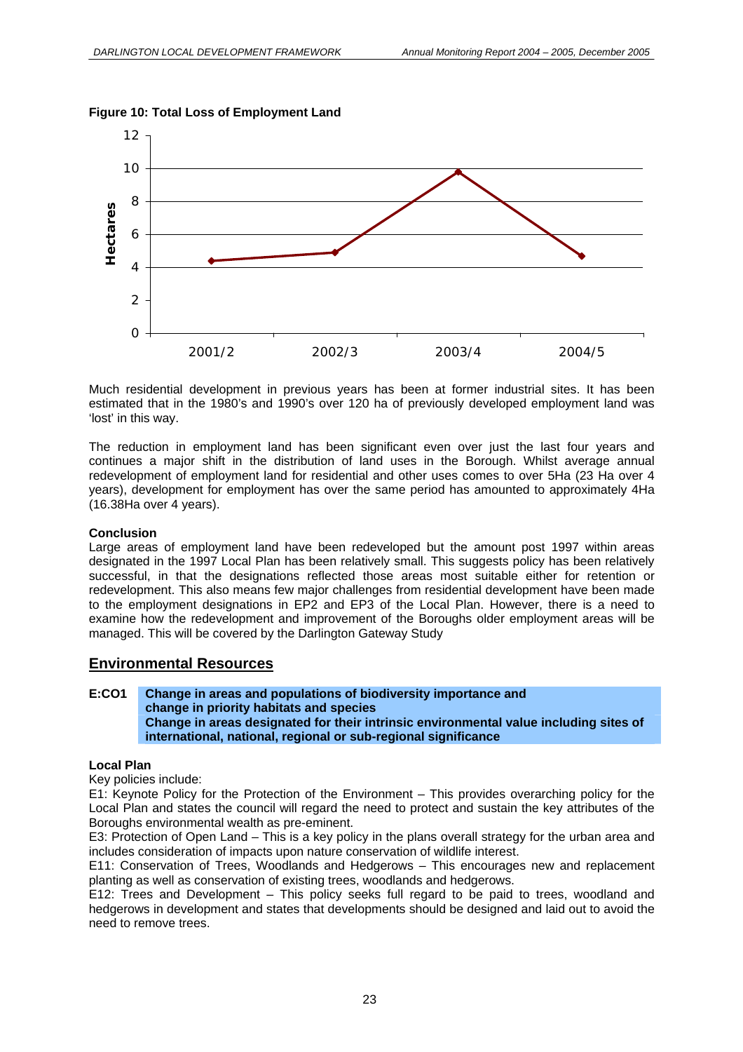**Figure 10: Total Loss of Employment Land**

Much residential development in previous years has been at former industrial sites. It has been estimated that in the 1980's and 1990's over 120 ha of previously developed employment land was 'lost' in this way.

The reduction in employment land has been significant even over just the last four years and continues a major shift in the distribution of land uses in the Borough. Whilst average annual redevelopment of employment land for residential and other uses comes to over 5Ha (23 Ha over 4 years), development for employment has over the same period has amounted to approximately 4Ha (16.38Ha over 4 years).

**Conclusion**

Large areas of employment land have been redeveloped but the amount post 1997 within areas designated in the 1997 Local Plan has been relatively small. This suggests policy has been relatively successful, in that the designations reflected those areas most suitable either for retention or redevelopment. This also means few major challenges from residential development have been made to the employment designations in EP2 and EP3 of the Local Plan. However, there is a need to examine how the redevelopment and improvement of the Boroughs older employment areas will be managed. This will be covered by the Darlington Gateway Study

## Environmental Resources

**E:CO1** **Change in areas and populations of biodiversity importance and change in priority habitats and species**
**Change in areas designated for their intrinsic environmental value including sites of international, national, regional or sub-regional significance**

**Local Plan**

Key policies include:

E1: Keynote Policy for the Protection of the Environment – This provides overarching policy for the Local Plan and states the council will regard the need to protect and sustain the key attributes of the Boroughs environmental wealth as pre-eminent.

E3: Protection of Open Land – This is a key policy in the plans overall strategy for the urban area and includes consideration of impacts upon nature conservation of wildlife interest.

E11: Conservation of Trees, Woodlands and Hedgerows – This encourages new and replacement planting as well as conservation of existing trees, woodlands and hedgerows.

E12: Trees and Development – This policy seeks full regard to be paid to trees, woodland and hedgerows in development and states that developments should be designed and laid out to avoid the need to remove trees.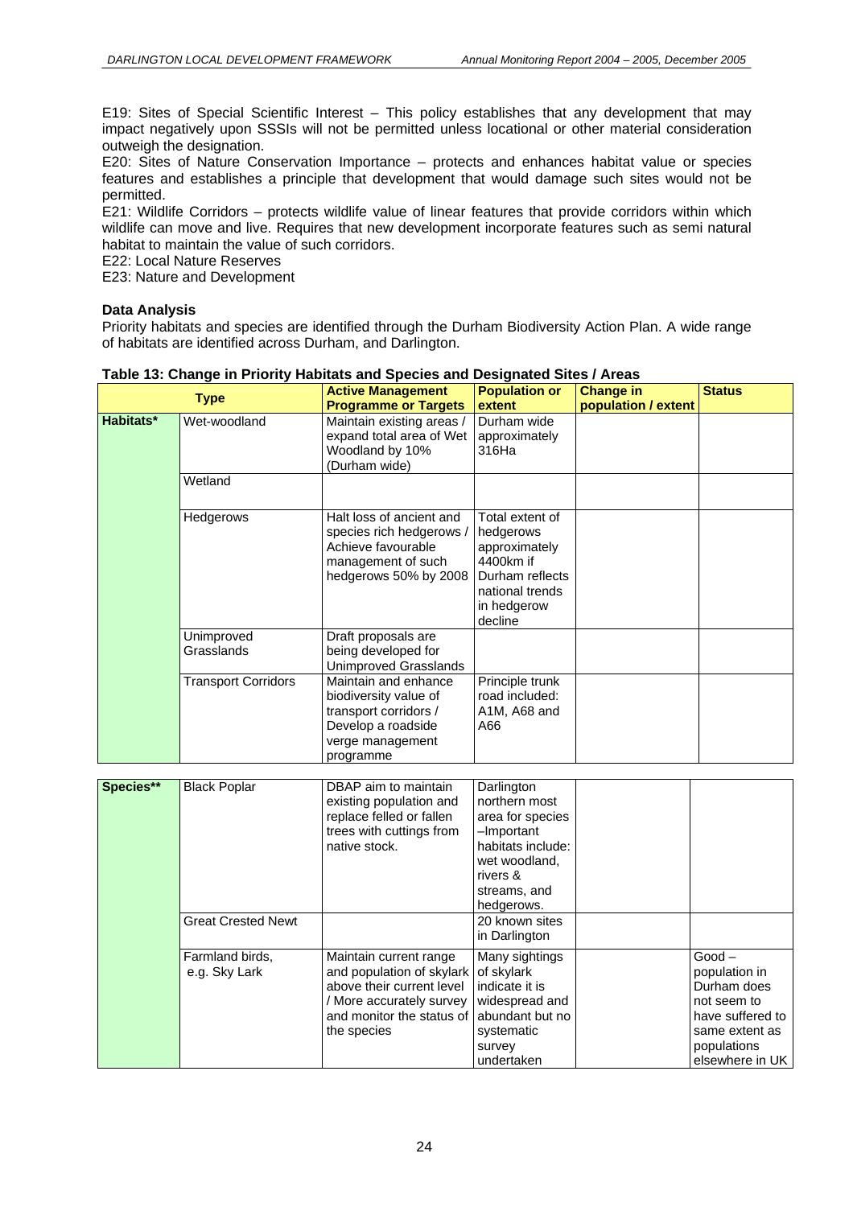E19: Sites of Special Scientific Interest – This policy establishes that any development that may impact negatively upon SSSIs will not be permitted unless locational or other material consideration outweigh the designation.

E20: Sites of Nature Conservation Importance – protects and enhances habitat value or species features and establishes a principle that development that would damage such sites would not be permitted.

E21: Wildlife Corridors – protects wildlife value of linear features that provide corridors within which wildlife can move and live. Requires that new development incorporate features such as semi natural habitat to maintain the value of such corridors.

E22: Local Nature Reserves

E23: Nature and Development

**Data Analysis**

Priority habitats and species are identified through the Durham Biodiversity Action Plan. A wide range of habitats are identified across Durham, and Darlington.

**Table 13: Change in Priority Habitats and Species and Designated Sites / Areas**

| Type | | Active Management Programme or Targets | Population or extent | Change in population / extent | Status |
|---|---|---|---|---|---|
| **Habitats*** | Wet-woodland | Maintain existing areas / expand total area of Wet Woodland by 10% (Durham wide) | Durham wide approximately 316Ha | | |
| | Wetland | | | | |
| | Hedgerows | Halt loss of ancient and species rich hedgerows / Achieve favourable management of such hedgerows 50% by 2008 | Total extent of hedgerows approximately 4400km if Durham reflects national trends in hedgerow decline | | |
| | Unimproved Grasslands | Draft proposals are being developed for Unimproved Grasslands | | | |
| | Transport Corridors | Maintain and enhance biodiversity value of transport corridors / Develop a roadside verge management programme | Principle trunk road included: A1M, A68 and A66 | | |
| **Species**** | Black Poplar | DBAP aim to maintain existing population and replace felled or fallen trees with cuttings from native stock. | Darlington northern most area for species –Important habitats include: wet woodland, rivers & streams, and hedgerows. | | |
| | Great Crested Newt | | 20 known sites in Darlington | | |
| | Farmland birds, e.g. Sky Lark | Maintain current range and population of skylark above their current level / More accurately survey and monitor the status of the species | Many sightings of skylark indicate it is widespread and abundant but no systematic survey undertaken | | Good – population in Durham does not seem to have suffered to same extent as populations elsewhere in UK |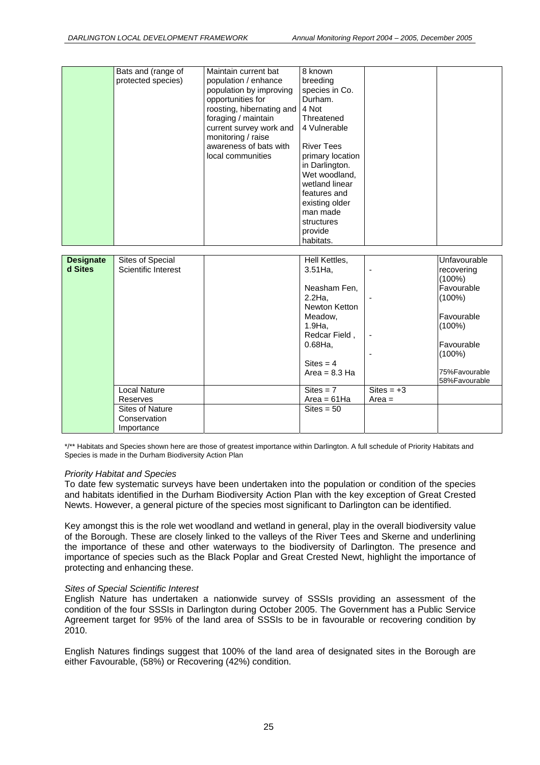| | Bats and (range of protected species) | Maintain current bat population / enhance population by improving opportunities for roosting, hibernating and foraging / maintain current survey work and monitoring / raise awareness of bats with local communities | 8 known breeding species in Co. Durham. 4 Not Threatened 4 Vulnerable<br><br>River Tees primary location in Darlington. Wet woodland, wetland linear features and existing older man made structures provide habitats. | | |
|---|---|---|---|---|---|
| **Designated Sites** | Sites of Special Scientific Interest | | Hell Kettles, 3.51Ha,<br><br>Neasham Fen, 2.2Ha,<br>Newton Ketton Meadow, 1.9Ha,<br>Redcar Field , 0.68Ha,<br><br>Sites = 4<br>Area = 8.3 Ha | -<br><br>-<br><br>-<br>- | Unfavourable recovering (100%)<br>Favourable (100%)<br><br>Favourable (100%)<br><br>Favourable (100%)<br><br>75%Favourable<br>58%Favourable |
| | Local Nature Reserves | | Sites = 7<br>Area = 61Ha | Sites = +3<br>Area = | |
| | Sites of Nature Conservation Importance | | Sites = 50 | | |

*/** Habitats and Species shown here are those of greatest importance within Darlington. A full schedule of Priority Habitats and Species is made in the Durham Biodiversity Action Plan

*Priority Habitat and Species*

To date few systematic surveys have been undertaken into the population or condition of the species and habitats identified in the Durham Biodiversity Action Plan with the key exception of Great Crested Newts. However, a general picture of the species most significant to Darlington can be identified.

Key amongst this is the role wet woodland and wetland in general, play in the overall biodiversity value of the Borough. These are closely linked to the valleys of the River Tees and Skerne and underlining the importance of these and other waterways to the biodiversity of Darlington. The presence and importance of species such as the Black Poplar and Great Crested Newt, highlight the importance of protecting and enhancing these.

*Sites of Special Scientific Interest*

English Nature has undertaken a nationwide survey of SSSIs providing an assessment of the condition of the four SSSIs in Darlington during October 2005. The Government has a Public Service Agreement target for 95% of the land area of SSSIs to be in favourable or recovering condition by 2010.

English Natures findings suggest that 100% of the land area of designated sites in the Borough are either Favourable, (58%) or Recovering (42%) condition.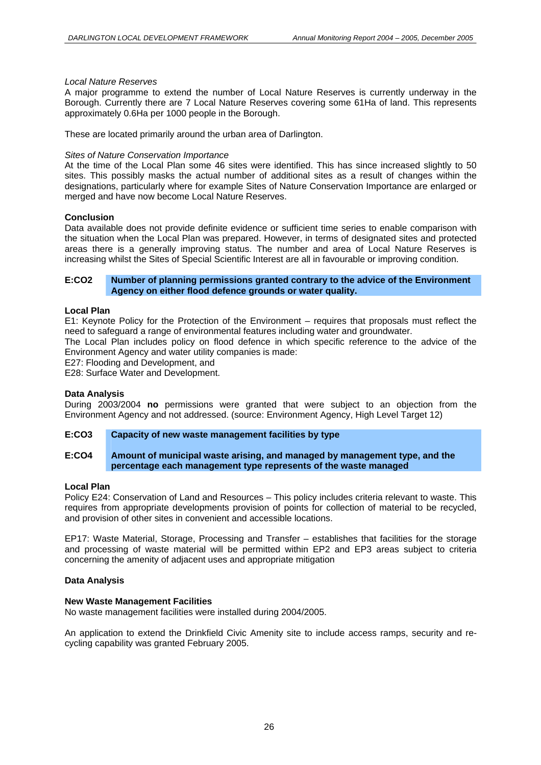*Local Nature Reserves*

A major programme to extend the number of Local Nature Reserves is currently underway in the Borough. Currently there are 7 Local Nature Reserves covering some 61Ha of land. This represents approximately 0.6Ha per 1000 people in the Borough.

These are located primarily around the urban area of Darlington.

*Sites of Nature Conservation Importance*

At the time of the Local Plan some 46 sites were identified. This has since increased slightly to 50 sites. This possibly masks the actual number of additional sites as a result of changes within the designations, particularly where for example Sites of Nature Conservation Importance are enlarged or merged and have now become Local Nature Reserves.

**Conclusion**

Data available does not provide definite evidence or sufficient time series to enable comparison with the situation when the Local Plan was prepared. However, in terms of designated sites and protected areas there is a generally improving status. The number and area of Local Nature Reserves is increasing whilst the Sites of Special Scientific Interest are all in favourable or improving condition.

**E:CO2 Number of planning permissions granted contrary to the advice of the Environment Agency on either flood defence grounds or water quality.**

**Local Plan**

E1: Keynote Policy for the Protection of the Environment – requires that proposals must reflect the need to safeguard a range of environmental features including water and groundwater.

The Local Plan includes policy on flood defence in which specific reference to the advice of the Environment Agency and water utility companies is made:

E27: Flooding and Development, and

E28: Surface Water and Development.

**Data Analysis**

During 2003/2004 **no** permissions were granted that were subject to an objection from the Environment Agency and not addressed. (source: Environment Agency, High Level Target 12)

**E:CO3 Capacity of new waste management facilities by type**

**E:CO4 Amount of municipal waste arising, and managed by management type, and the percentage each management type represents of the waste managed**

**Local Plan**

Policy E24: Conservation of Land and Resources – This policy includes criteria relevant to waste. This requires from appropriate developments provision of points for collection of material to be recycled, and provision of other sites in convenient and accessible locations.

EP17: Waste Material, Storage, Processing and Transfer – establishes that facilities for the storage and processing of waste material will be permitted within EP2 and EP3 areas subject to criteria concerning the amenity of adjacent uses and appropriate mitigation

**Data Analysis**

**New Waste Management Facilities**

No waste management facilities were installed during 2004/2005.

An application to extend the Drinkfield Civic Amenity site to include access ramps, security and re-cycling capability was granted February 2005.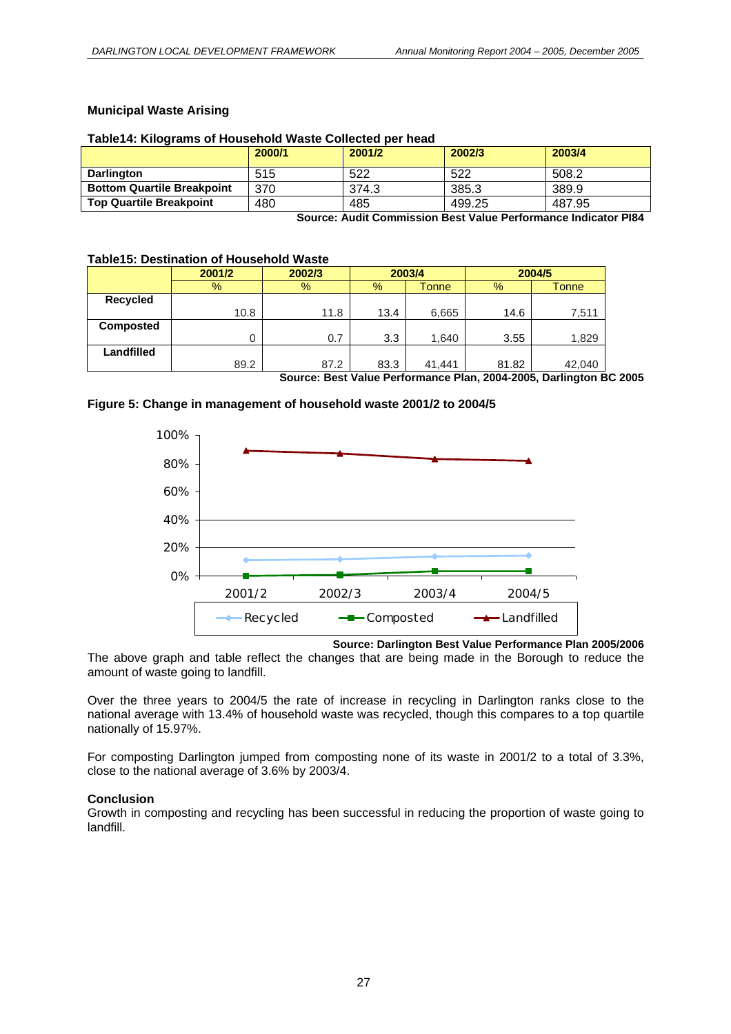### Municipal Waste Arising

**Table14: Kilograms of Household Waste Collected per head**

| | 2000/1 | 2001/2 | 2002/3 | 2003/4 |
|---|---|---|---|---|
| **Darlington** | 515 | 522 | 522 | 508.2 |
| **Bottom Quartile Breakpoint** | 370 | 374.3 | 385.3 | 389.9 |
| **Top Quartile Breakpoint** | 480 | 485 | 499.25 | 487.95 |

**Source: Audit Commission Best Value Performance Indicator PI84**

**Table15: Destination of Household Waste**

| | 2001/2 | 2002/3 | 2003/4 | | 2004/5 | |
|---|---|---|---|---|---|---|
| | % | % | % | Tonne | % | Tonne |
| **Recycled** | 10.8 | 11.8 | 13.4 | 6,665 | 14.6 | 7,511 |
| **Composted** | 0 | 0.7 | 3.3 | 1,640 | 3.55 | 1,829 |
| **Landfilled** | 89.2 | 87.2 | 83.3 | 41,441 | 81.82 | 42,040 |

**Source: Best Value Performance Plan, 2004-2005, Darlington BC 2005**

**Figure 5: Change in management of household waste 2001/2 to 2004/5**

**Source: Darlington Best Value Performance Plan 2005/2006**

The above graph and table reflect the changes that are being made in the Borough to reduce the amount of waste going to landfill.

Over the three years to 2004/5 the rate of increase in recycling in Darlington ranks close to the national average with 13.4% of household waste was recycled, though this compares to a top quartile nationally of 15.97%.

For composting Darlington jumped from composting none of its waste in 2001/2 to a total of 3.3%, close to the national average of 3.6% by 2003/4.

**Conclusion**

Growth in composting and recycling has been successful in reducing the proportion of waste going to landfill.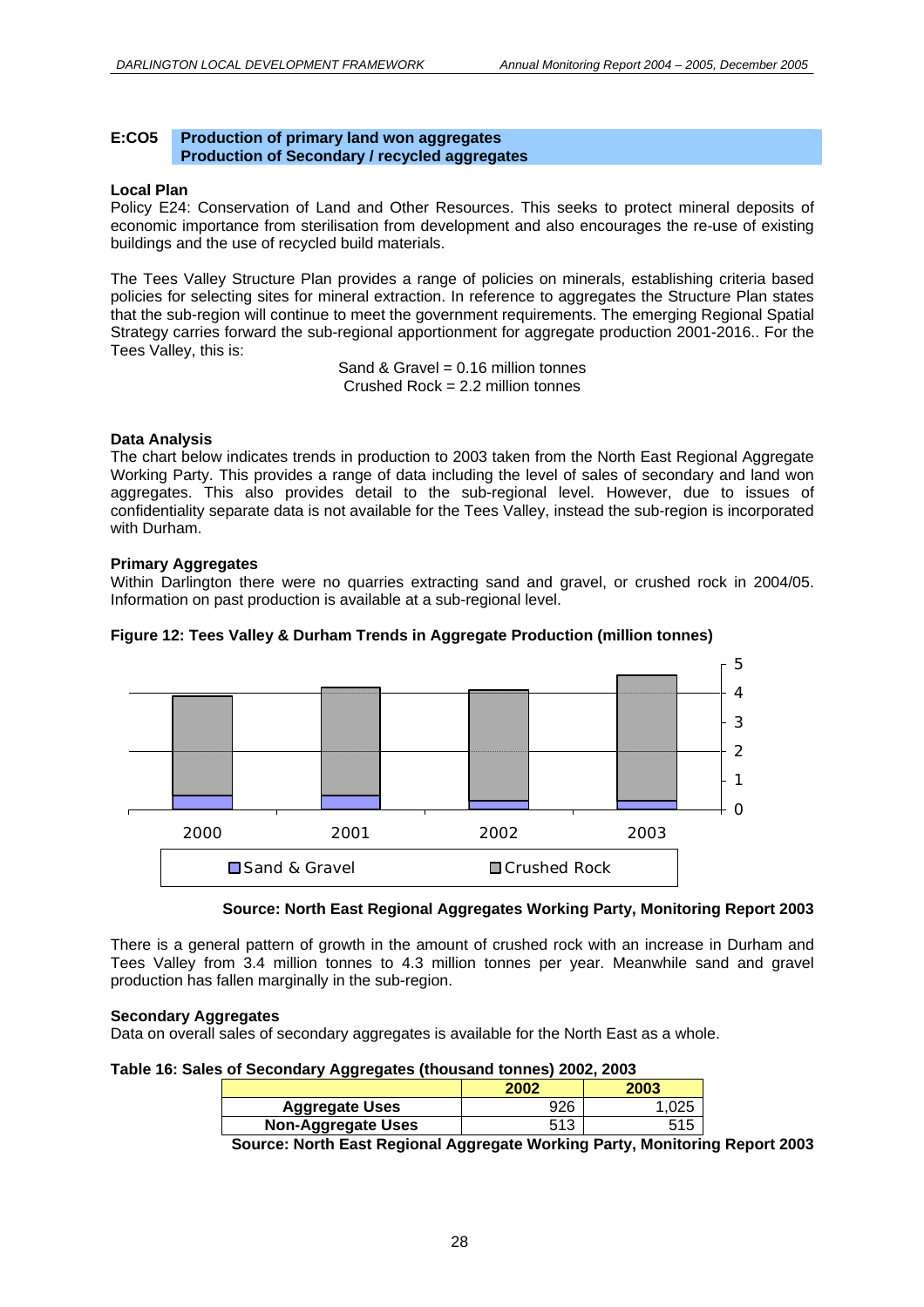## E:CO5 Production of primary land won aggregates
## Production of Secondary / recycled aggregates

### Local Plan

Policy E24: Conservation of Land and Other Resources. This seeks to protect mineral deposits of economic importance from sterilisation from development and also encourages the re-use of existing buildings and the use of recycled build materials.

The Tees Valley Structure Plan provides a range of policies on minerals, establishing criteria based policies for selecting sites for mineral extraction. In reference to aggregates the Structure Plan states that the sub-region will continue to meet the government requirements. The emerging Regional Spatial Strategy carries forward the sub-regional apportionment for aggregate production 2001-2016.. For the Tees Valley, this is:

Sand & Gravel = 0.16 million tonnes
Crushed Rock = 2.2 million tonnes

### Data Analysis

The chart below indicates trends in production to 2003 taken from the North East Regional Aggregate Working Party. This provides a range of data including the level of sales of secondary and land won aggregates. This also provides detail to the sub-regional level. However, due to issues of confidentiality separate data is not available for the Tees Valley, instead the sub-region is incorporated with Durham.

### Primary Aggregates

Within Darlington there were no quarries extracting sand and gravel, or crushed rock in 2004/05. Information on past production is available at a sub-regional level.

**Figure 12: Tees Valley & Durham Trends in Aggregate Production (million tonnes)**

**Source: North East Regional Aggregates Working Party, Monitoring Report 2003**

There is a general pattern of growth in the amount of crushed rock with an increase in Durham and Tees Valley from 3.4 million tonnes to 4.3 million tonnes per year. Meanwhile sand and gravel production has fallen marginally in the sub-region.

### Secondary Aggregates

Data on overall sales of secondary aggregates is available for the North East as a whole.

**Table 16: Sales of Secondary Aggregates (thousand tonnes) 2002, 2003**

| | 2002 | 2003 |
|---|---|---|
| Aggregate Uses | 926 | 1,025 |
| Non-Aggregate Uses | 513 | 515 |

**Source: North East Regional Aggregate Working Party, Monitoring Report 2003**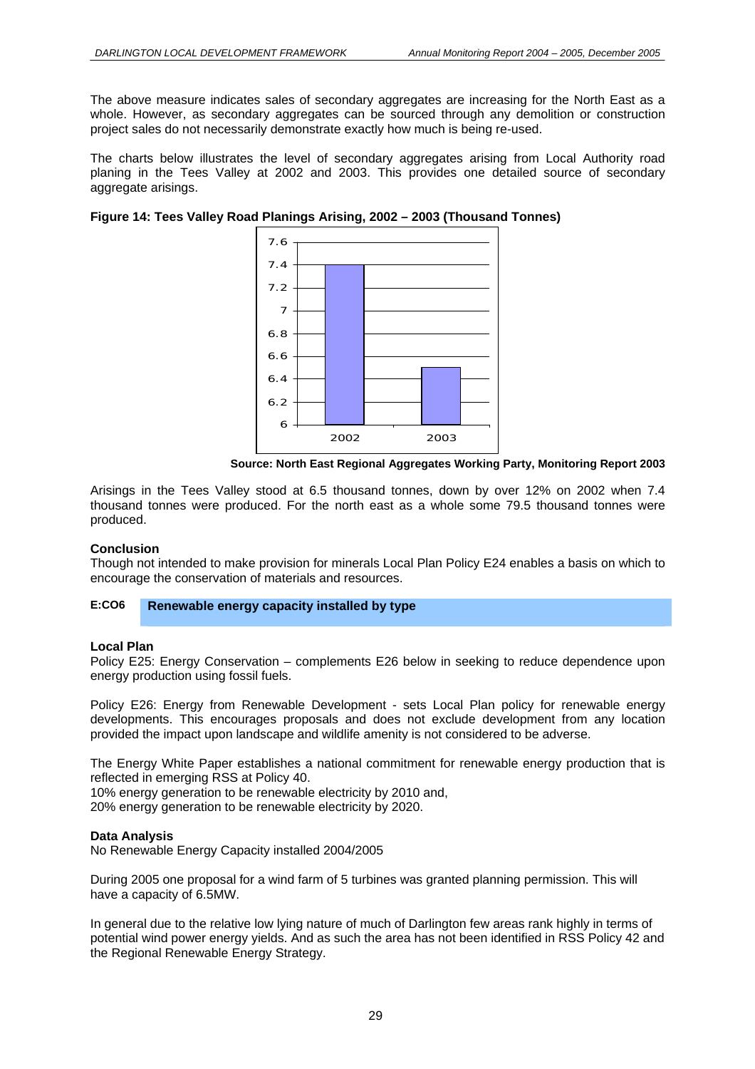The above measure indicates sales of secondary aggregates are increasing for the North East as a whole. However, as secondary aggregates can be sourced through any demolition or construction project sales do not necessarily demonstrate exactly how much is being re-used.

The charts below illustrates the level of secondary aggregates arising from Local Authority road planing in the Tees Valley at 2002 and 2003. This provides one detailed source of secondary aggregate arisings.

**Figure 14: Tees Valley Road Planings Arising, 2002 – 2003 (Thousand Tonnes)**

**Source: North East Regional Aggregates Working Party, Monitoring Report 2003**

Arisings in the Tees Valley stood at 6.5 thousand tonnes, down by over 12% on 2002 when 7.4 thousand tonnes were produced. For the north east as a whole some 79.5 thousand tonnes were produced.

**Conclusion**

Though not intended to make provision for minerals Local Plan Policy E24 enables a basis on which to encourage the conservation of materials and resources.

**E:CO6** **Renewable energy capacity installed by type**

**Local Plan**

Policy E25: Energy Conservation – complements E26 below in seeking to reduce dependence upon energy production using fossil fuels.

Policy E26: Energy from Renewable Development - sets Local Plan policy for renewable energy developments. This encourages proposals and does not exclude development from any location provided the impact upon landscape and wildlife amenity is not considered to be adverse.

The Energy White Paper establishes a national commitment for renewable energy production that is reflected in emerging RSS at Policy 40.
10% energy generation to be renewable electricity by 2010 and,
20% energy generation to be renewable electricity by 2020.

**Data Analysis**

No Renewable Energy Capacity installed 2004/2005

During 2005 one proposal for a wind farm of 5 turbines was granted planning permission. This will have a capacity of 6.5MW.

In general due to the relative low lying nature of much of Darlington few areas rank highly in terms of potential wind power energy yields. And as such the area has not been identified in RSS Policy 42 and the Regional Renewable Energy Strategy.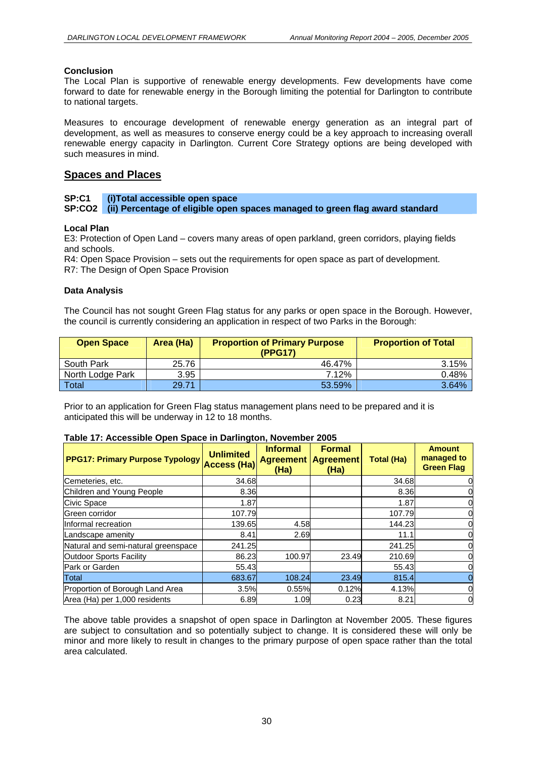**Conclusion**

The Local Plan is supportive of renewable energy developments. Few developments have come forward to date for renewable energy in the Borough limiting the potential for Darlington to contribute to national targets.

Measures to encourage development of renewable energy generation as an integral part of development, as well as measures to conserve energy could be a key approach to increasing overall renewable energy capacity in Darlington. Current Core Strategy options are being developed with such measures in mind.

## Spaces and Places

**SP:C1 (i)Total accessible open space**
**SP:CO2 (ii) Percentage of eligible open spaces managed to green flag award standard**

**Local Plan**

E3: Protection of Open Land – covers many areas of open parkland, green corridors, playing fields and schools.
R4: Open Space Provision – sets out the requirements for open space as part of development.
R7: The Design of Open Space Provision

**Data Analysis**

The Council has not sought Green Flag status for any parks or open space in the Borough. However, the council is currently considering an application in respect of two Parks in the Borough:

| Open Space | Area (Ha) | Proportion of Primary Purpose (PPG17) | Proportion of Total |
|---|---|---|---|
| South Park | 25.76 | 46.47% | 3.15% |
| North Lodge Park | 3.95 | 7.12% | 0.48% |
| Total | 29.71 | 53.59% | 3.64% |

Prior to an application for Green Flag status management plans need to be prepared and it is anticipated this will be underway in 12 to 18 months.

**Table 17: Accessible Open Space in Darlington, November 2005**

| PPG17: Primary Purpose Typology | Unlimited Access (Ha) | Informal Agreement (Ha) | Formal Agreement (Ha) | Total (Ha) | Amount managed to Green Flag |
|---|---|---|---|---|---|
| Cemeteries, etc. | 34.68 | | | 34.68 | 0 |
| Children and Young People | 8.36 | | | 8.36 | 0 |
| Civic Space | 1.87 | | | 1.87 | 0 |
| Green corridor | 107.79 | | | 107.79 | 0 |
| Informal recreation | 139.65 | 4.58 | | 144.23 | 0 |
| Landscape amenity | 8.41 | 2.69 | | 11.1 | 0 |
| Natural and semi-natural greenspace | 241.25 | | | 241.25 | 0 |
| Outdoor Sports Facility | 86.23 | 100.97 | 23.49 | 210.69 | 0 |
| Park or Garden | 55.43 | | | 55.43 | 0 |
| Total | 683.67 | 108.24 | 23.49 | 815.4 | 0 |
| Proportion of Borough Land Area | 3.5% | 0.55% | 0.12% | 4.13% | 0 |
| Area (Ha) per 1,000 residents | 6.89 | 1.09 | 0.23 | 8.21 | 0 |

The above table provides a snapshot of open space in Darlington at November 2005. These figures are subject to consultation and so potentially subject to change. It is considered these will only be minor and more likely to result in changes to the primary purpose of open space rather than the total area calculated.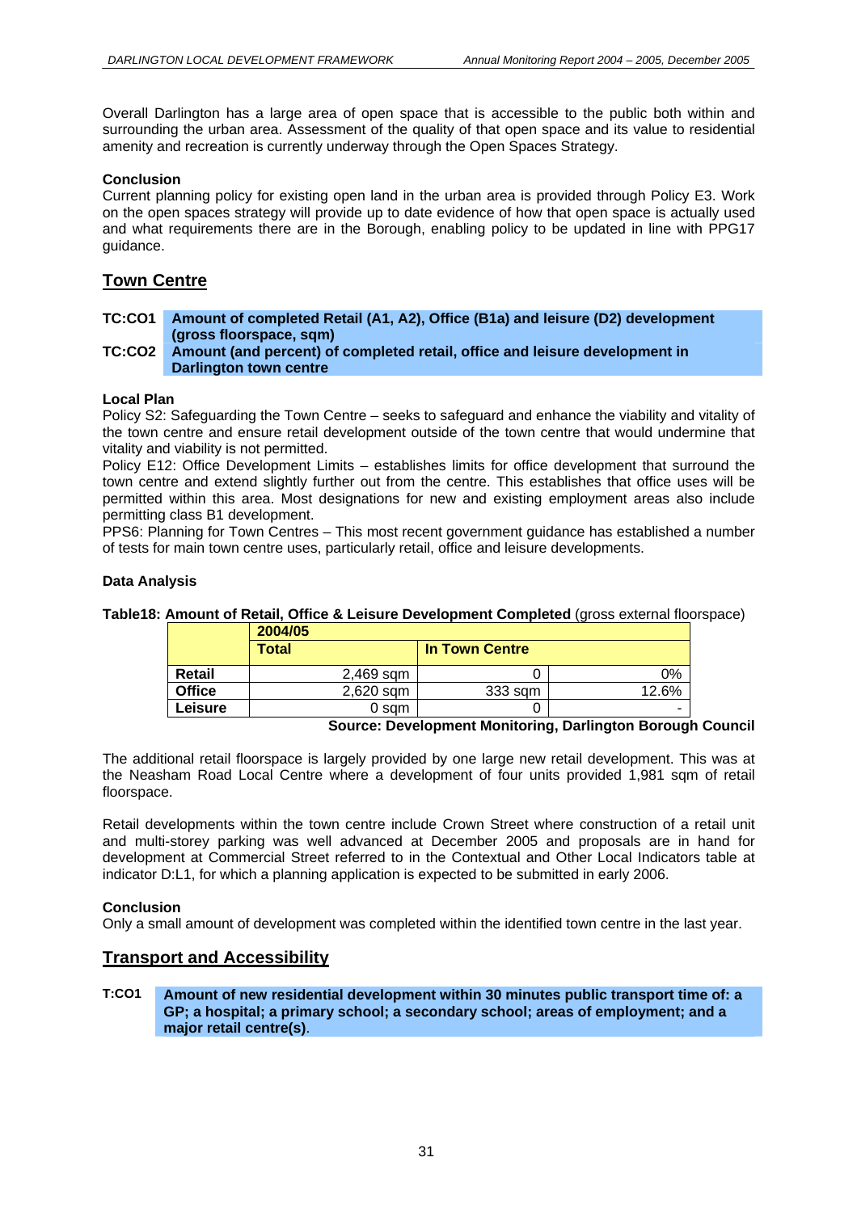Overall Darlington has a large area of open space that is accessible to the public both within and surrounding the urban area. Assessment of the quality of that open space and its value to residential amenity and recreation is currently underway through the Open Spaces Strategy.

**Conclusion**
Current planning policy for existing open land in the urban area is provided through Policy E3. Work on the open spaces strategy will provide up to date evidence of how that open space is actually used and what requirements there are in the Borough, enabling policy to be updated in line with PPG17 guidance.

## Town Centre

| | |
|---|---|
| **TC:CO1** | **Amount of completed Retail (A1, A2), Office (B1a) and leisure (D2) development (gross floorspace, sqm)** |
| **TC:CO2** | **Amount (and percent) of completed retail, office and leisure development in Darlington town centre** |

**Local Plan**
Policy S2: Safeguarding the Town Centre – seeks to safeguard and enhance the viability and vitality of the town centre and ensure retail development outside of the town centre that would undermine that vitality and viability is not permitted.
Policy E12: Office Development Limits – establishes limits for office development that surround the town centre and extend slightly further out from the centre. This establishes that office uses will be permitted within this area. Most designations for new and existing employment areas also include permitting class B1 development.
PPS6: Planning for Town Centres – This most recent government guidance has established a number of tests for main town centre uses, particularly retail, office and leisure developments.

**Data Analysis**

**Table18: Amount of Retail, Office & Leisure Development Completed** (gross external floorspace)

| | 2004/05 | | |
|---|---|---|---|
| | **Total** | **In Town Centre** | |
| **Retail** | 2,469 sqm | 0 | 0% |
| **Office** | 2,620 sqm | 333 sqm | 12.6% |
| **Leisure** | 0 sqm | 0 | - |

**Source: Development Monitoring, Darlington Borough Council**

The additional retail floorspace is largely provided by one large new retail development. This was at the Neasham Road Local Centre where a development of four units provided 1,981 sqm of retail floorspace.

Retail developments within the town centre include Crown Street where construction of a retail unit and multi-storey parking was well advanced at December 2005 and proposals are in hand for development at Commercial Street referred to in the Contextual and Other Local Indicators table at indicator D:L1, for which a planning application is expected to be submitted in early 2006.

**Conclusion**
Only a small amount of development was completed within the identified town centre in the last year.

## Transport and Accessibility

| | |
|---|---|
| **T:CO1** | **Amount of new residential development within 30 minutes public transport time of: a GP; a hospital; a primary school; a secondary school; areas of employment; and a major retail centre(s)**. |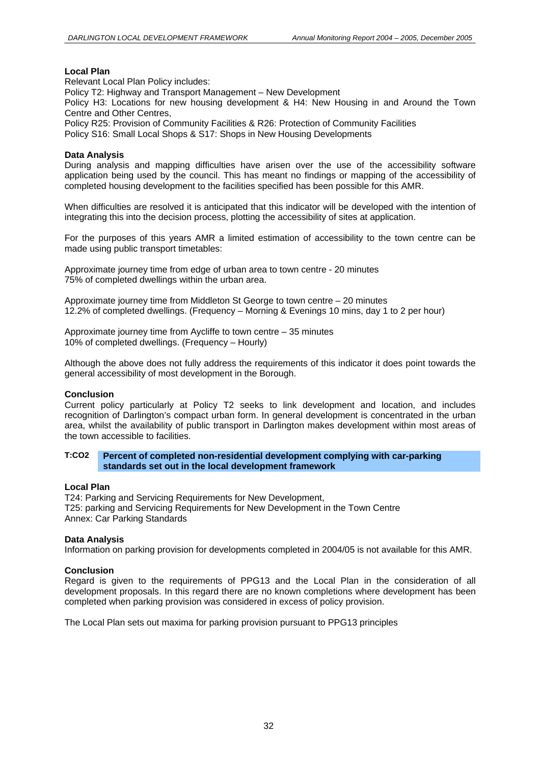**Local Plan**

Relevant Local Plan Policy includes:
Policy T2: Highway and Transport Management – New Development
Policy H3: Locations for new housing development & H4: New Housing in and Around the Town Centre and Other Centres,
Policy R25: Provision of Community Facilities & R26: Protection of Community Facilities
Policy S16: Small Local Shops & S17: Shops in New Housing Developments

**Data Analysis**

During analysis and mapping difficulties have arisen over the use of the accessibility software application being used by the council. This has meant no findings or mapping of the accessibility of completed housing development to the facilities specified has been possible for this AMR.

When difficulties are resolved it is anticipated that this indicator will be developed with the intention of integrating this into the decision process, plotting the accessibility of sites at application.

For the purposes of this years AMR a limited estimation of accessibility to the town centre can be made using public transport timetables:

Approximate journey time from edge of urban area to town centre - 20 minutes
75% of completed dwellings within the urban area.

Approximate journey time from Middleton St George to town centre – 20 minutes
12.2% of completed dwellings. (Frequency – Morning & Evenings 10 mins, day 1 to 2 per hour)

Approximate journey time from Aycliffe to town centre – 35 minutes
10% of completed dwellings. (Frequency – Hourly)

Although the above does not fully address the requirements of this indicator it does point towards the general accessibility of most development in the Borough.

**Conclusion**

Current policy particularly at Policy T2 seeks to link development and location, and includes recognition of Darlington's compact urban form. In general development is concentrated in the urban area, whilst the availability of public transport in Darlington makes development within most areas of the town accessible to facilities.

**T:CO2 Percent of completed non-residential development complying with car-parking standards set out in the local development framework**

**Local Plan**

T24: Parking and Servicing Requirements for New Development,
T25: parking and Servicing Requirements for New Development in the Town Centre
Annex: Car Parking Standards

**Data Analysis**

Information on parking provision for developments completed in 2004/05 is not available for this AMR.

**Conclusion**

Regard is given to the requirements of PPG13 and the Local Plan in the consideration of all development proposals. In this regard there are no known completions where development has been completed when parking provision was considered in excess of policy provision.

The Local Plan sets out maxima for parking provision pursuant to PPG13 principles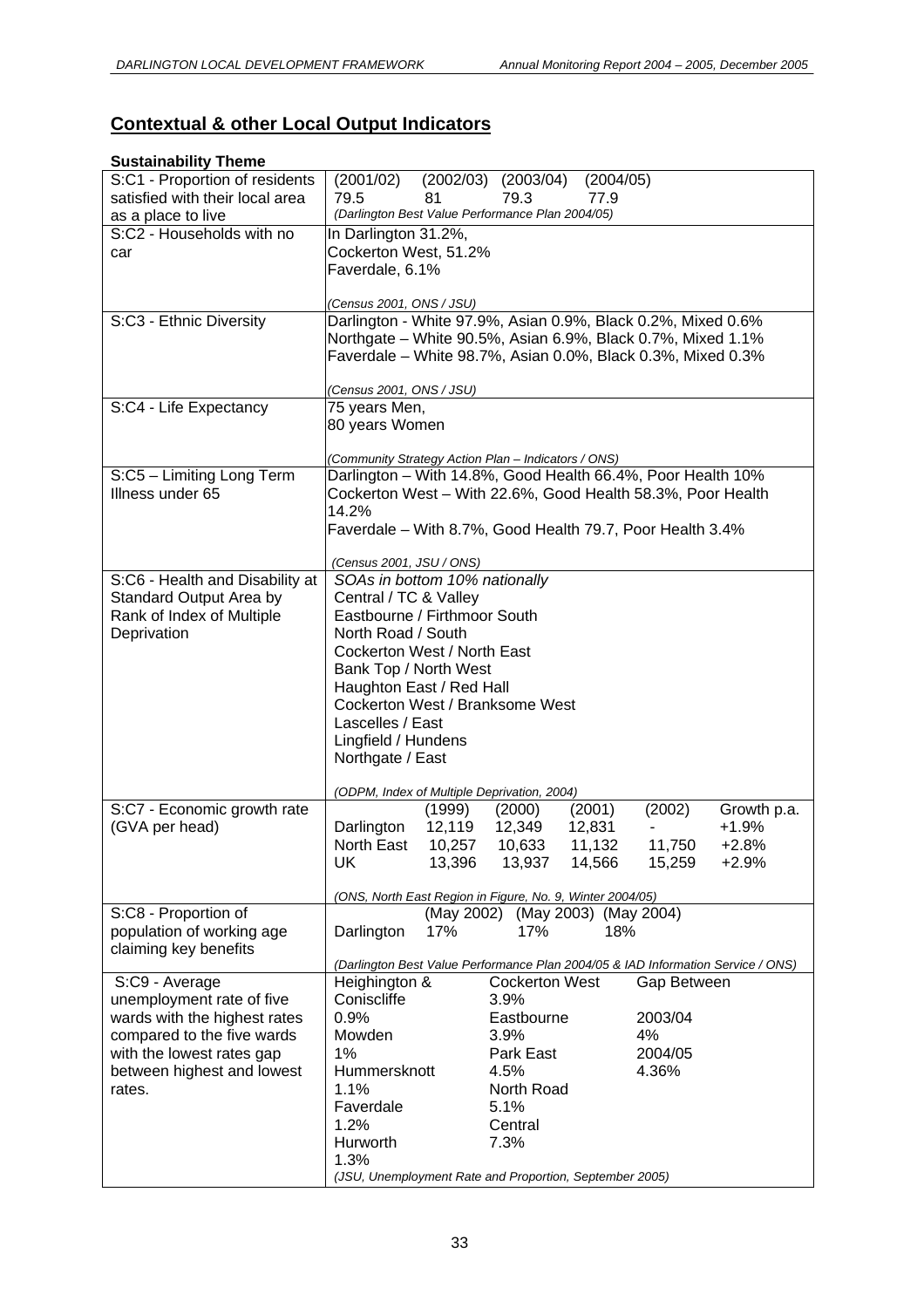## Contextual & other Local Output Indicators

**Sustainability Theme**

| Indicator | Data |
|---|---|
| S:C1 - Proportion of residents satisfied with their local area as a place to live | (2001/02) (2002/03) (2003/04) (2004/05)<br>79.5 81 79.3 77.9<br>*(Darlington Best Value Performance Plan 2004/05)* |
| S:C2 - Households with no car | In Darlington 31.2%,<br>Cockerton West, 51.2%<br>Faverdale, 6.1%<br><br>*(Census 2001, ONS / JSU)* |
| S:C3 - Ethnic Diversity | Darlington - White 97.9%, Asian 0.9%, Black 0.2%, Mixed 0.6%<br>Northgate – White 90.5%, Asian 6.9%, Black 0.7%, Mixed 1.1%<br>Faverdale – White 98.7%, Asian 0.0%, Black 0.3%, Mixed 0.3%<br><br>*(Census 2001, ONS / JSU)* |
| S:C4 - Life Expectancy | 75 years Men,<br>80 years Women<br><br>*(Community Strategy Action Plan – Indicators / ONS)* |
| S:C5 – Limiting Long Term Illness under 65 | Darlington – With 14.8%, Good Health 66.4%, Poor Health 10%<br>Cockerton West – With 22.6%, Good Health 58.3%, Poor Health 14.2%<br>Faverdale – With 8.7%, Good Health 79.7, Poor Health 3.4%<br><br>*(Census 2001, JSU / ONS)* |
| S:C6 - Health and Disability at Standard Output Area by Rank of Index of Multiple Deprivation | *SOAs in bottom 10% nationally*<br>Central / TC & Valley<br>Eastbourne / Firthmoor South<br>North Road / South<br>Cockerton West / North East<br>Bank Top / North West<br>Haughton East / Red Hall<br>Cockerton West / Branksome West<br>Lascelles / East<br>Lingfield / Hundens<br>Northgate / East<br><br>*(ODPM, Index of Multiple Deprivation, 2004)* |
| S:C7 - Economic growth rate (GVA per head) | (1999) (2000) (2001) (2002) Growth p.a.<br>Darlington 12,119 12,349 12,831 - +1.9%<br>North East 10,257 10,633 11,132 11,750 +2.8%<br>UK 13,396 13,937 14,566 15,259 +2.9%<br><br>*(ONS, North East Region in Figure, No. 9, Winter 2004/05)* |
| S:C8 - Proportion of population of working age claiming key benefits | (May 2002) (May 2003) (May 2004)<br>Darlington 17% 17% 18%<br><br>*(Darlington Best Value Performance Plan 2004/05 & IAD Information Service / ONS)* |
| S:C9 - Average unemployment rate of five wards with the highest rates compared to the five wards with the lowest rates gap between highest and lowest rates. | Heighington & Coniscliffe 0.9%; Mowden 1%; Hummersknott 1.1%; Faverdale 1.2%; Hurworth 1.3%<br>Cockerton West 3.9%; Eastbourne 3.9%; Park East 4.5%; North Road 5.1%; Central 7.3%<br>Gap Between: 2003/04 4%; 2004/05 4.36%<br>*(JSU, Unemployment Rate and Proportion, September 2005)* |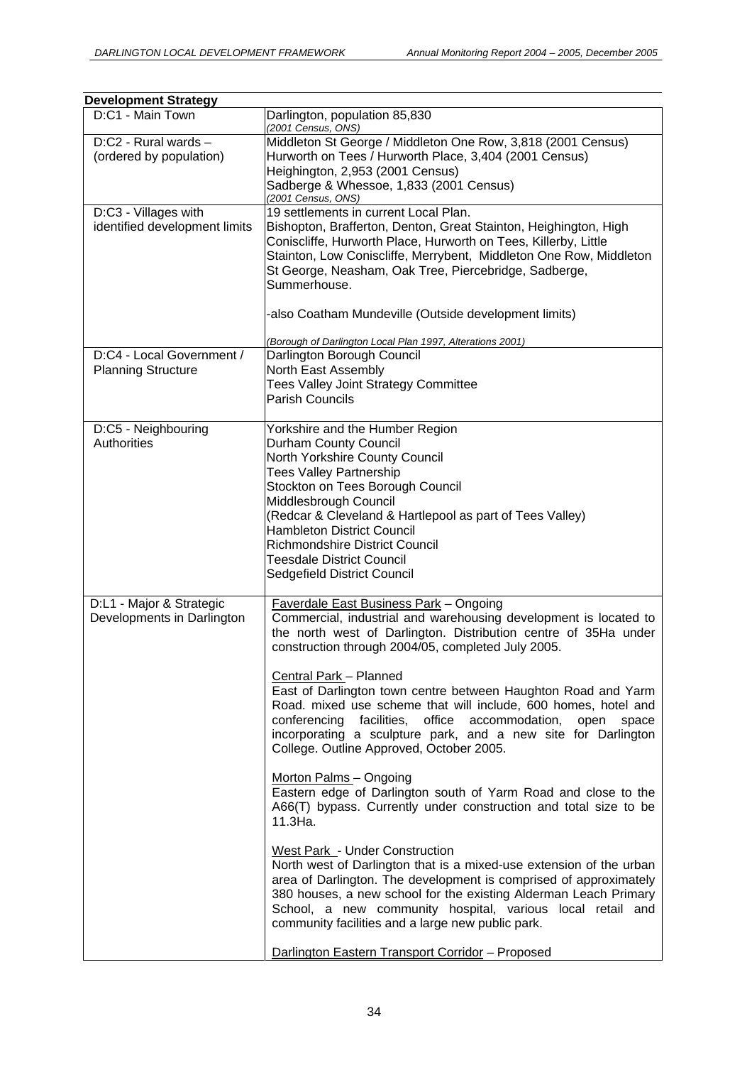**Development Strategy**

| | |
|---|---|
| D:C1 - Main Town | Darlington, population 85,830<br>*(2001 Census, ONS)* |
| D:C2 - Rural wards – (ordered by population) | Middleton St George / Middleton One Row, 3,818 (2001 Census)<br>Hurworth on Tees / Hurworth Place, 3,404 (2001 Census)<br>Heighington, 2,953 (2001 Census)<br>Sadberge & Whessoe, 1,833 (2001 Census)<br>*(2001 Census, ONS)* |
| D:C3 - Villages with identified development limits | 19 settlements in current Local Plan.<br>Bishopton, Brafferton, Denton, Great Stainton, Heighington, High Coniscliffe, Hurworth Place, Hurworth on Tees, Killerby, Little Stainton, Low Coniscliffe, Merrybent, Middleton One Row, Middleton St George, Neasham, Oak Tree, Piercebridge, Sadberge, Summerhouse.<br><br>-also Coatham Mundeville (Outside development limits)<br><br>*(Borough of Darlington Local Plan 1997, Alterations 2001)* |
| D:C4 - Local Government / Planning Structure | Darlington Borough Council<br>North East Assembly<br>Tees Valley Joint Strategy Committee<br>Parish Councils |
| D:C5 - Neighbouring Authorities | Yorkshire and the Humber Region<br>Durham County Council<br>North Yorkshire County Council<br>Tees Valley Partnership<br>Stockton on Tees Borough Council<br>Middlesbrough Council<br>(Redcar & Cleveland & Hartlepool as part of Tees Valley)<br>Hambleton District Council<br>Richmondshire District Council<br>Teesdale District Council<br>Sedgefield District Council |
| D:L1 - Major & Strategic Developments in Darlington | <u>Faverdale East Business Park</u> – Ongoing<br>Commercial, industrial and warehousing development is located to the north west of Darlington. Distribution centre of 35Ha under construction through 2004/05, completed July 2005.<br><br><u>Central Park</u> – Planned<br>East of Darlington town centre between Haughton Road and Yarm Road. mixed use scheme that will include, 600 homes, hotel and conferencing facilities, office accommodation, open space incorporating a sculpture park, and a new site for Darlington College. Outline Approved, October 2005.<br><br><u>Morton Palms</u> – Ongoing<br>Eastern edge of Darlington south of Yarm Road and close to the A66(T) bypass. Currently under construction and total size to be 11.3Ha.<br><br><u>West Park</u> - Under Construction<br>North west of Darlington that is a mixed-use extension of the urban area of Darlington. The development is comprised of approximately 380 houses, a new school for the existing Alderman Leach Primary School, a new community hospital, various local retail and community facilities and a large new public park.<br><br><u>Darlington Eastern Transport Corridor</u> – Proposed |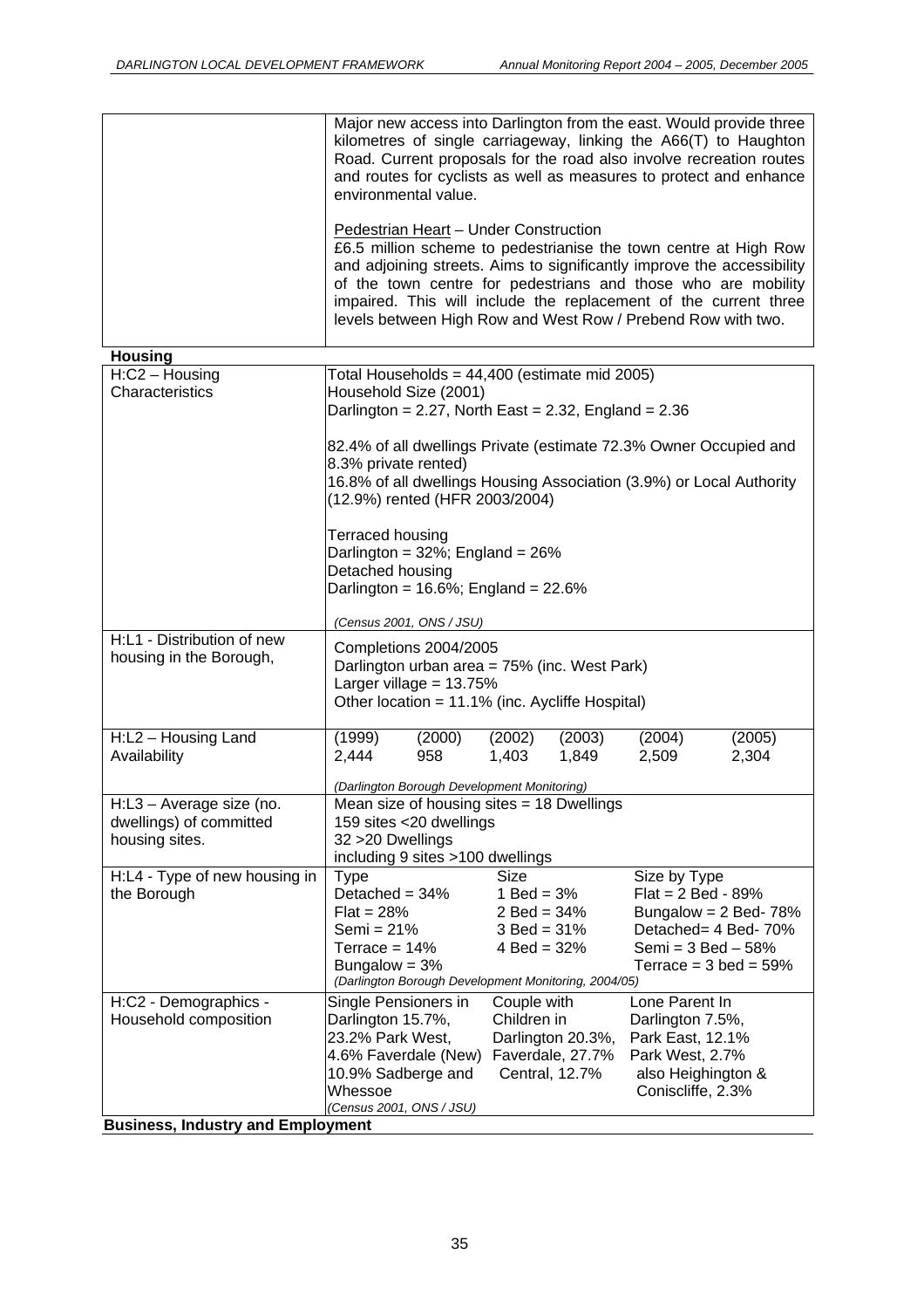| | |
|---|---|
| | Major new access into Darlington from the east. Would provide three kilometres of single carriageway, linking the A66(T) to Haughton Road. Current proposals for the road also involve recreation routes and routes for cyclists as well as measures to protect and enhance environmental value.<br><br>Pedestrian Heart – Under Construction<br>£6.5 million scheme to pedestrianise the town centre at High Row and adjoining streets. Aims to significantly improve the accessibility of the town centre for pedestrians and those who are mobility impaired. This will include the replacement of the current three levels between High Row and West Row / Prebend Row with two. |

**Housing**

| | |
|---|---|
| H:C2 – Housing Characteristics | Total Households = 44,400 (estimate mid 2005)<br>Household Size (2001)<br>Darlington = 2.27, North East = 2.32, England = 2.36<br><br>82.4% of all dwellings Private (estimate 72.3% Owner Occupied and 8.3% private rented)<br>16.8% of all dwellings Housing Association (3.9%) or Local Authority (12.9%) rented (HFR 2003/2004)<br><br>Terraced housing<br>Darlington = 32%; England = 26%<br>Detached housing<br>Darlington = 16.6%; England = 22.6%<br><br>*(Census 2001, ONS / JSU)* |
| H:L1 - Distribution of new housing in the Borough, | Completions 2004/2005<br>Darlington urban area = 75% (inc. West Park)<br>Larger village = 13.75%<br>Other location = 11.1% (inc. Aycliffe Hospital) |
| H:L2 – Housing Land Availability | (1999) 2,444 · (2000) 958 · (2002) 1,403 · (2003) 1,849 · (2004) 2,509 · (2005) 2,304<br><br>*(Darlington Borough Development Monitoring)* |
| H:L3 – Average size (no. dwellings) of committed housing sites. | Mean size of housing sites = 18 Dwellings<br>159 sites <20 dwellings<br>32 >20 Dwellings<br>including 9 sites >100 dwellings |
| H:L4 - Type of new housing in the Borough | Type: Detached = 34%; Flat = 28%; Semi = 21%; Terrace = 14%; Bungalow = 3%<br>Size: 1 Bed = 3%; 2 Bed = 34%; 3 Bed = 31%; 4 Bed = 32%<br>Size by Type: Flat = 2 Bed - 89%; Bungalow = 2 Bed- 78%; Detached= 4 Bed- 70%; Semi = 3 Bed – 58%; Terrace = 3 bed = 59%<br>*(Darlington Borough Development Monitoring, 2004/05)* |
| H:C2 - Demographics - Household composition | Single Pensioners in Darlington 15.7%, 23.2% Park West, 4.6% Faverdale (New) 10.9% Sadberge and Whessoe<br>Couple with Children in Darlington 20.3%, Faverdale, 27.7% Central, 12.7%<br>Lone Parent In Darlington 7.5%, Park East, 12.1% Park West, 2.7% also Heighington & Coniscliffe, 2.3%<br>*(Census 2001, ONS / JSU)* |

**Business, Industry and Employment**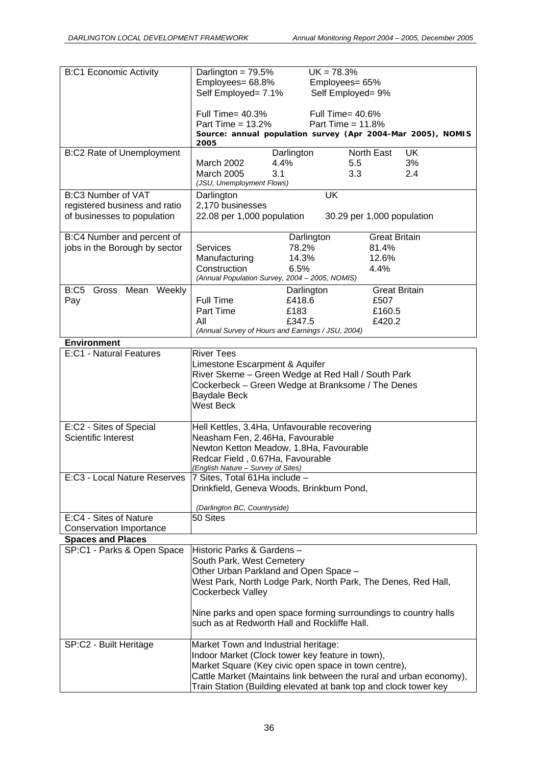| | |
|---|---|
| B:C1 Economic Activity | Darlington = 79.5% UK = 78.3%<br>Employees= 68.8% Employees= 65%<br>Self Employed= 7.1% Self Employed= 9%<br><br>Full Time= 40.3% Full Time= 40.6%<br>Part Time = 13.2% Part Time = 11.8%<br>**Source: annual population survey (Apr 2004-Mar 2005), NOMIS 2005** |
| B:C2 Rate of Unemployment | Darlington / North East / UK<br>March 2002: 4.4% / 5.5 / 3%<br>March 2005: 3.1 / 3.3 / 2.4<br>*(JSU, Unemployment Flows)* |
| B:C3 Number of VAT registered business and ratio of businesses to population | Darlington: 2,170 businesses; 22.08 per 1,000 population<br>UK: 30.29 per 1,000 population |
| B:C4 Number and percent of jobs in the Borough by sector | Darlington / Great Britain<br>Services: 78.2% / 81.4%<br>Manufacturing: 14.3% / 12.6%<br>Construction: 6.5% / 4.4%<br>*(Annual Population Survey, 2004 – 2005, NOMIS)* |
| B:C5 Gross Mean Weekly Pay | Darlington / Great Britain<br>Full Time: £418.6 / £507<br>Part Time: £183 / £160.5<br>All: £347.5 / £420.2<br>*(Annual Survey of Hours and Earnings / JSU, 2004)* |

**Environment**

| | |
|---|---|
| E:C1 - Natural Features | River Tees<br>Limestone Escarpment & Aquifer<br>River Skerne – Green Wedge at Red Hall / South Park<br>Cockerbeck – Green Wedge at Branksome / The Denes<br>Baydale Beck<br>West Beck |
| E:C2 - Sites of Special Scientific Interest | Hell Kettles, 3.4Ha, Unfavourable recovering<br>Neasham Fen, 2.46Ha, Favourable<br>Newton Ketton Meadow, 1.8Ha, Favourable<br>Redcar Field , 0.67Ha, Favourable<br>*(English Nature – Survey of Sites)* |
| E:C3 - Local Nature Reserves | 7 Sites, Total 61Ha include –<br>Drinkfield, Geneva Woods, Brinkburn Pond,<br><br>*(Darlington BC, Countryside)* |
| E:C4 - Sites of Nature Conservation Importance | 50 Sites |

**Spaces and Places**

| | |
|---|---|
| SP:C1 - Parks & Open Space | Historic Parks & Gardens –<br>South Park, West Cemetery<br>Other Urban Parkland and Open Space –<br>West Park, North Lodge Park, North Park, The Denes, Red Hall, Cockerbeck Valley<br><br>Nine parks and open space forming surroundings to country halls such as at Redworth Hall and Rockliffe Hall. |
| SP:C2 - Built Heritage | Market Town and Industrial heritage:<br>Indoor Market (Clock tower key feature in town),<br>Market Square (Key civic open space in town centre),<br>Cattle Market (Maintains link between the rural and urban economy),<br>Train Station (Building elevated at bank top and clock tower key |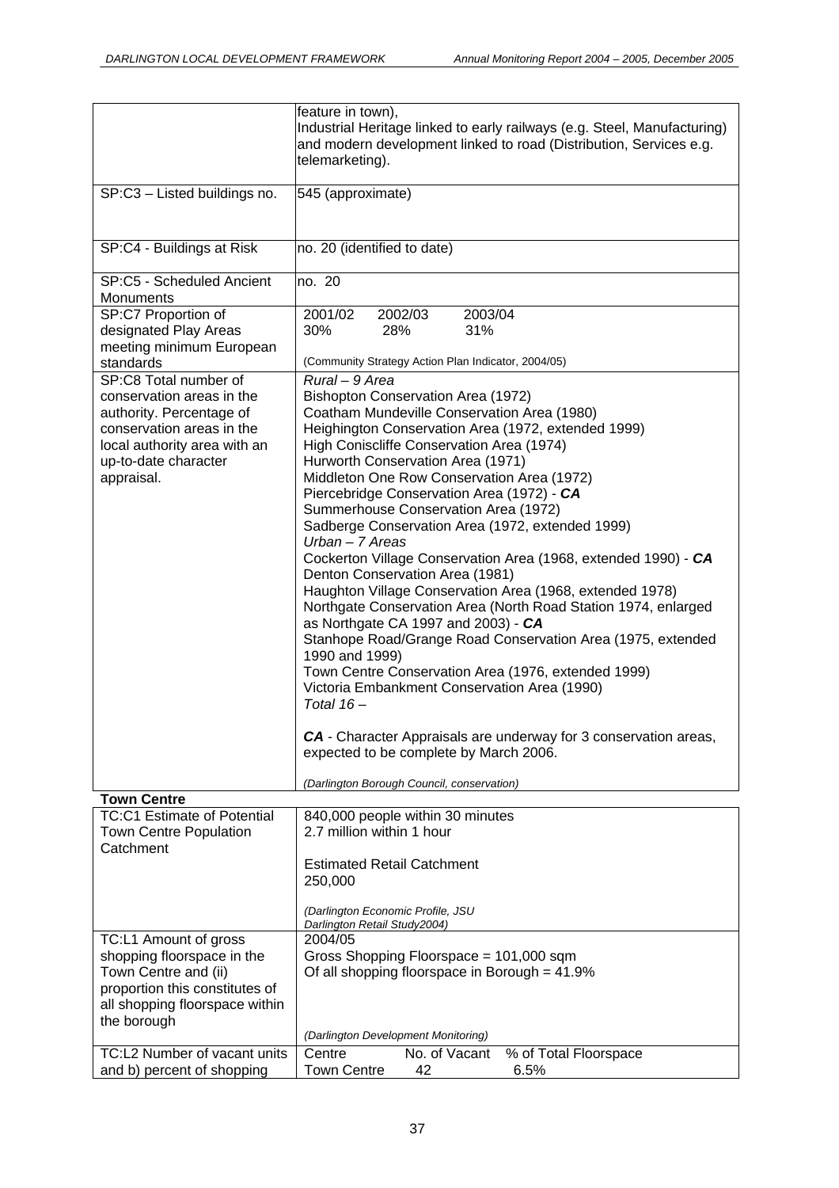| | |
|---|---|
| | feature in town),<br>Industrial Heritage linked to early railways (e.g. Steel, Manufacturing) and modern development linked to road (Distribution, Services e.g. telemarketing). |
| SP:C3 – Listed buildings no. | 545 (approximate) |
| SP:C4 - Buildings at Risk | no. 20 (identified to date) |
| SP:C5 - Scheduled Ancient Monuments | no. 20 |
| SP:C7 Proportion of designated Play Areas meeting minimum European standards | 2001/02 2002/03 2003/04<br>30% 28% 31%<br><br>(Community Strategy Action Plan Indicator, 2004/05) |
| SP:C8 Total number of conservation areas in the authority. Percentage of conservation areas in the local authority area with an up-to-date character appraisal. | *Rural – 9 Area*<br>Bishopton Conservation Area (1972)<br>Coatham Mundeville Conservation Area (1980)<br>Heighington Conservation Area (1972, extended 1999)<br>High Coniscliffe Conservation Area (1974)<br>Hurworth Conservation Area (1971)<br>Middleton One Row Conservation Area (1972)<br>Piercebridge Conservation Area (1972) - ***CA***<br>Summerhouse Conservation Area (1972)<br>Sadberge Conservation Area (1972, extended 1999)<br>*Urban – 7 Areas*<br>Cockerton Village Conservation Area (1968, extended 1990) - ***CA***<br>Denton Conservation Area (1981)<br>Haughton Village Conservation Area (1968, extended 1978)<br>Northgate Conservation Area (North Road Station 1974, enlarged as Northgate CA 1997 and 2003) - ***CA***<br>Stanhope Road/Grange Road Conservation Area (1975, extended 1990 and 1999)<br>Town Centre Conservation Area (1976, extended 1999)<br>Victoria Embankment Conservation Area (1990)<br>*Total 16 –*<br><br>***CA*** - Character Appraisals are underway for 3 conservation areas, expected to be complete by March 2006.<br><br>*(Darlington Borough Council, conservation)* |

**Town Centre**

| | |
|---|---|
| TC:C1 Estimate of Potential Town Centre Population Catchment | 840,000 people within 30 minutes<br>2.7 million within 1 hour<br><br>Estimated Retail Catchment<br>250,000<br><br>*(Darlington Economic Profile, JSU Darlington Retail Study2004)* |
| TC:L1 Amount of gross shopping floorspace in the Town Centre and (ii) proportion this constitutes of all shopping floorspace within the borough | 2004/05<br>Gross Shopping Floorspace = 101,000 sqm<br>Of all shopping floorspace in Borough = 41.9%<br><br>*(Darlington Development Monitoring)* |
| TC:L2 Number of vacant units and b) percent of shopping | Centre No. of Vacant % of Total Floorspace<br>Town Centre 42 6.5% |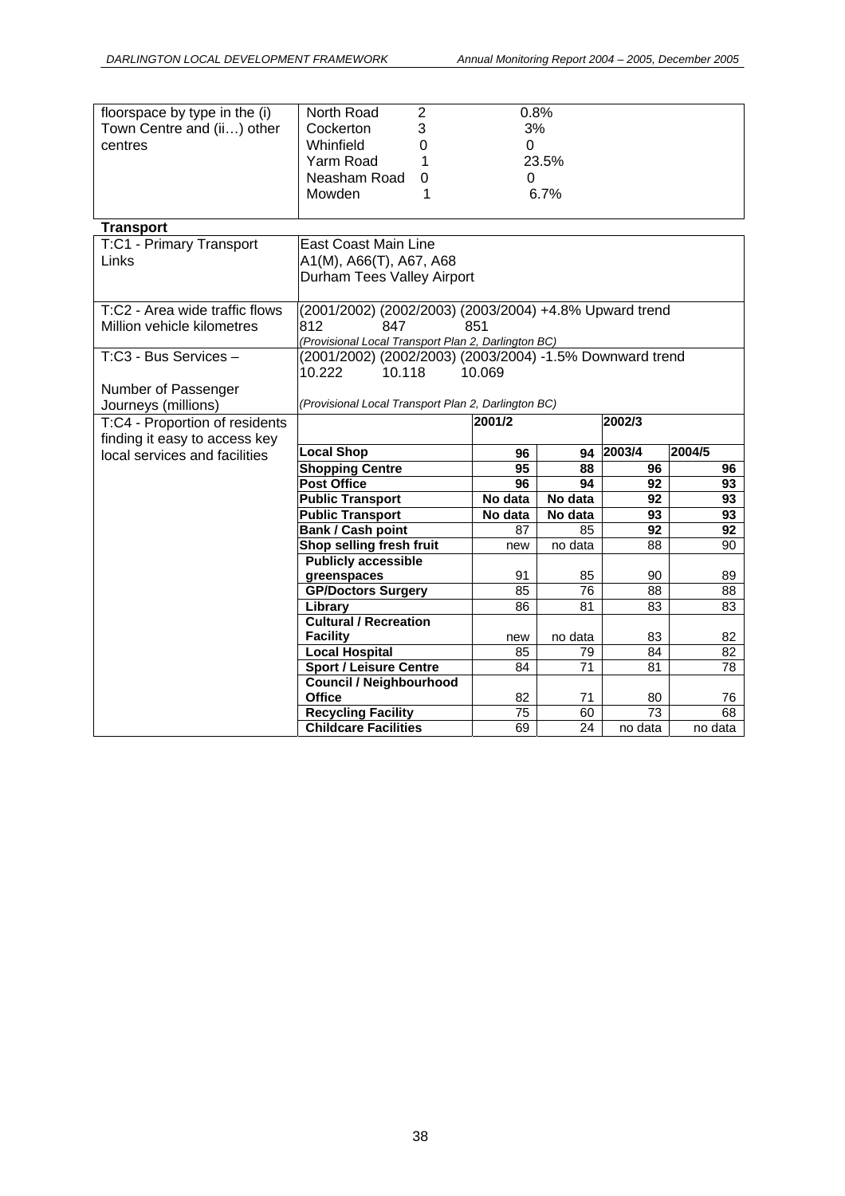| | | | |
|---|---|---|---|
| floorspace by type in the (i) Town Centre and (ii…) other centres | North Road | 2 | 0.8% |
| | Cockerton | 3 | 3% |
| | Whinfield | 0 | 0 |
| | Yarm Road | 1 | 23.5% |
| | Neasham Road | 0 | 0 |
| | Mowden | 1 | 6.7% |

**Transport**

| Indicator | Data |
|---|---|
| T:C1 - Primary Transport Links | East Coast Main Line<br>A1(M), A66(T), A67, A68<br>Durham Tees Valley Airport |
| T:C2 - Area wide traffic flows Million vehicle kilometres | (2001/2002) (2002/2003) (2003/2004) +4.8% Upward trend<br>812 847 851<br>*(Provisional Local Transport Plan 2, Darlington BC)* |
| T:C3 - Bus Services – Number of Passenger Journeys (millions) | (2001/2002) (2002/2003) (2003/2004) -1.5% Downward trend<br>10.222 10.118 10.069<br>*(Provisional Local Transport Plan 2, Darlington BC)* |

T:C4 - Proportion of residents finding it easy to access key local services and facilities

| | 2001/2 | 2002/3 | 2003/4 | 2004/5 |
|---|---|---|---|---|
| **Local Shop** | **96** | **94** | | |
| **Shopping Centre** | **95** | **88** | **96** | **96** |
| **Post Office** | **96** | **94** | **92** | **93** |
| **Public Transport** | **No data** | **No data** | **92** | **93** |
| **Public Transport** | **No data** | **No data** | **93** | **93** |
| **Bank / Cash point** | 87 | 85 | **92** | **92** |
| **Shop selling fresh fruit** | new | no data | 88 | 90 |
| **Publicly accessible greenspaces** | 91 | 85 | 90 | 89 |
| **GP/Doctors Surgery** | 85 | 76 | 88 | 88 |
| **Library** | 86 | 81 | 83 | 83 |
| **Cultural / Recreation Facility** | new | no data | 83 | 82 |
| **Local Hospital** | 85 | 79 | 84 | 82 |
| **Sport / Leisure Centre** | 84 | 71 | 81 | 78 |
| **Council / Neighbourhood Office** | 82 | 71 | 80 | 76 |
| **Recycling Facility** | 75 | 60 | 73 | 68 |
| **Childcare Facilities** | 69 | 24 | no data | no data |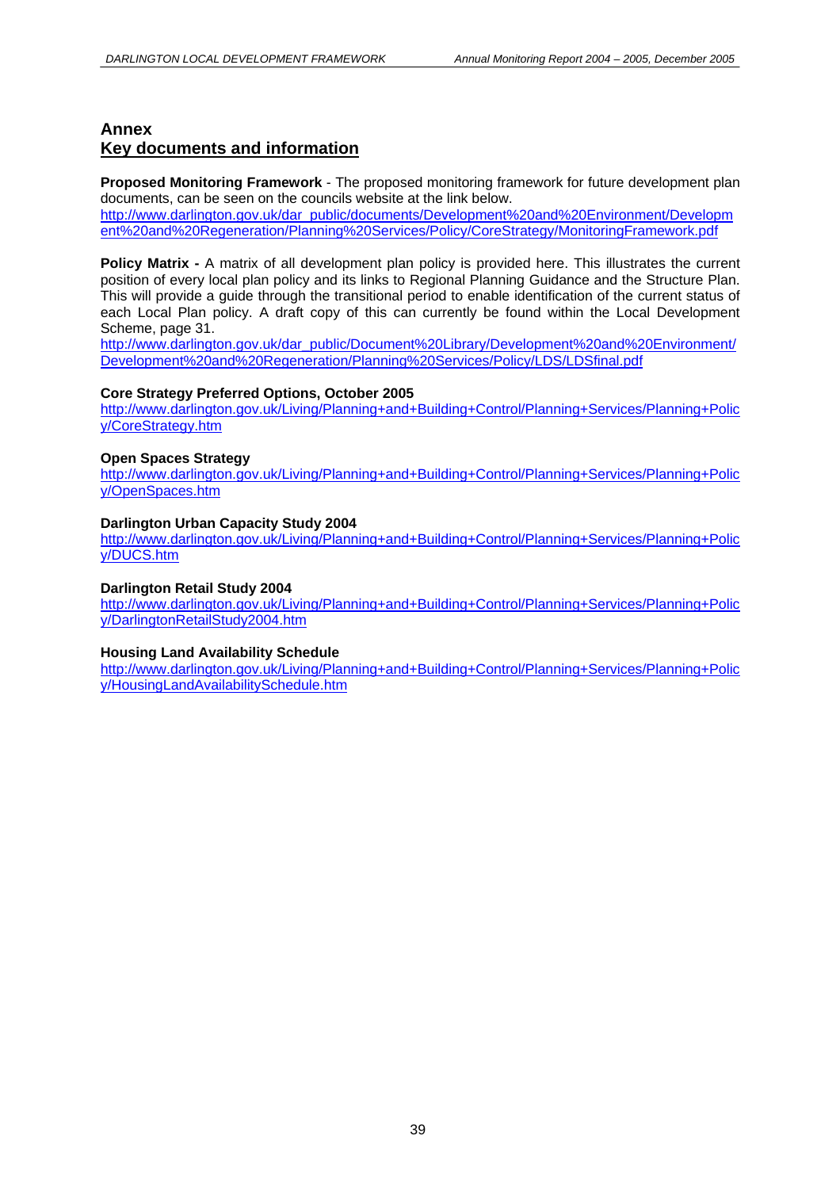## Annex
## Key documents and information

**Proposed Monitoring Framework** - The proposed monitoring framework for future development plan documents, can be seen on the councils website at the link below.
http://www.darlington.gov.uk/dar_public/documents/Development%20and%20Environment/Development%20and%20Regeneration/Planning%20Services/Policy/CoreStrategy/MonitoringFramework.pdf

**Policy Matrix -** A matrix of all development plan policy is provided here. This illustrates the current position of every local plan policy and its links to Regional Planning Guidance and the Structure Plan. This will provide a guide through the transitional period to enable identification of the current status of each Local Plan policy. A draft copy of this can currently be found within the Local Development Scheme, page 31.
http://www.darlington.gov.uk/dar_public/Document%20Library/Development%20and%20Environment/Development%20and%20Regeneration/Planning%20Services/Policy/LDS/LDSfinal.pdf

**Core Strategy Preferred Options, October 2005**
http://www.darlington.gov.uk/Living/Planning+and+Building+Control/Planning+Services/Planning+Policy/CoreStrategy.htm

**Open Spaces Strategy**
http://www.darlington.gov.uk/Living/Planning+and+Building+Control/Planning+Services/Planning+Policy/OpenSpaces.htm

**Darlington Urban Capacity Study 2004**
http://www.darlington.gov.uk/Living/Planning+and+Building+Control/Planning+Services/Planning+Policy/DUCS.htm

**Darlington Retail Study 2004**
http://www.darlington.gov.uk/Living/Planning+and+Building+Control/Planning+Services/Planning+Policy/DarlingtonRetailStudy2004.htm

**Housing Land Availability Schedule**
http://www.darlington.gov.uk/Living/Planning+and+Building+Control/Planning+Services/Planning+Policy/HousingLandAvailabilitySchedule.htm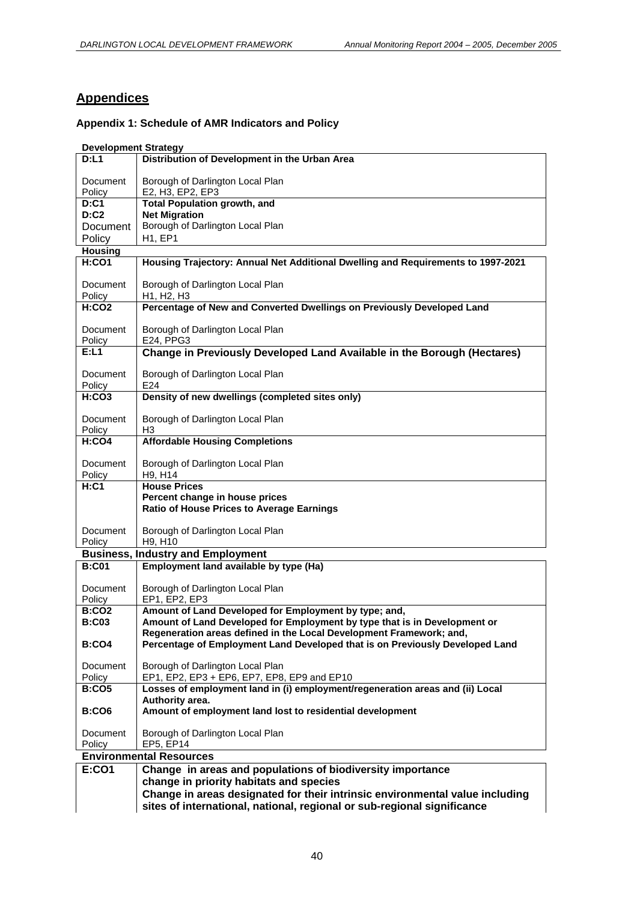## Appendices

### Appendix 1: Schedule of AMR Indicators and Policy

**Development Strategy**

| | |
|---|---|
| **D:L1** | **Distribution of Development in the Urban Area** |
| Document<br>Policy | Borough of Darlington Local Plan<br>E2, H3, EP2, EP3 |
| **D:C1**<br>**D:C2** | **Total Population growth, and**<br>**Net Migration** |
| Document<br>Policy | Borough of Darlington Local Plan<br>H1, EP1 |

**Housing**

| | |
|---|---|
| **H:CO1** | **Housing Trajectory: Annual Net Additional Dwelling and Requirements to 1997-2021** |
| Document<br>Policy | Borough of Darlington Local Plan<br>H1, H2, H3 |
| **H:CO2** | **Percentage of New and Converted Dwellings on Previously Developed Land** |
| Document<br>Policy | Borough of Darlington Local Plan<br>E24, PPG3 |
| **E:L1** | **Change in Previously Developed Land Available in the Borough (Hectares)** |
| Document<br>Policy | Borough of Darlington Local Plan<br>E24 |
| **H:CO3** | **Density of new dwellings (completed sites only)** |
| Document<br>Policy | Borough of Darlington Local Plan<br>H3 |
| **H:CO4** | **Affordable Housing Completions** |
| Document<br>Policy | Borough of Darlington Local Plan<br>H9, H14 |
| **H:C1** | **House Prices**<br>**Percent change in house prices**<br>**Ratio of House Prices to Average Earnings** |
| Document<br>Policy | Borough of Darlington Local Plan<br>H9, H10 |

**Business, Industry and Employment**

| | |
|---|---|
| **B:C01** | **Employment land available by type (Ha)** |
| Document<br>Policy | Borough of Darlington Local Plan<br>EP1, EP2, EP3 |
| **B:CO2**<br>**B:C03**<br><br>**B:CO4** | **Amount of Land Developed for Employment by type; and,**<br>**Amount of Land Developed for Employment by type that is in Development or Regeneration areas defined in the Local Development Framework; and,**<br>**Percentage of Employment Land Developed that is on Previously Developed Land** |
| Document<br>Policy | Borough of Darlington Local Plan<br>EP1, EP2, EP3 + EP6, EP7, EP8, EP9 and EP10 |
| **B:CO5**<br><br>**B:CO6** | **Losses of employment land in (i) employment/regeneration areas and (ii) Local Authority area.**<br>**Amount of employment land lost to residential development** |
| Document<br>Policy | Borough of Darlington Local Plan<br>EP5, EP14 |

**Environmental Resources**

| | |
|---|---|
| **E:CO1** | **Change in areas and populations of biodiversity importance**<br>**change in priority habitats and species**<br>**Change in areas designated for their intrinsic environmental value including sites of international, national, regional or sub-regional significance** |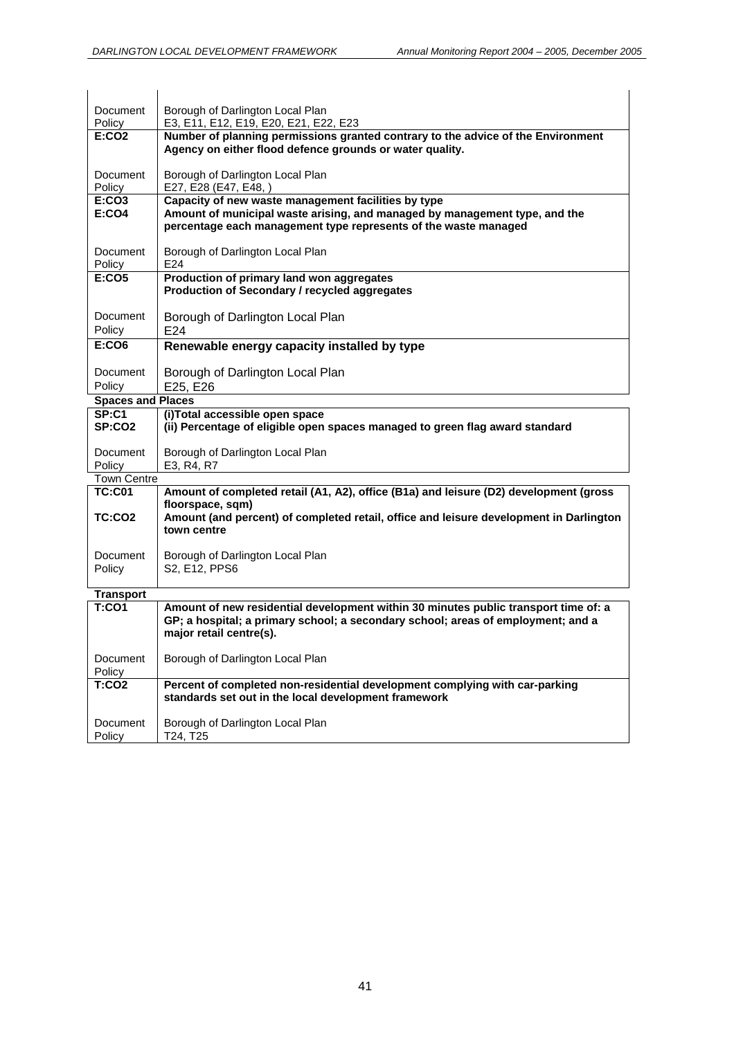| | |
|---|---|
| Document Policy | Borough of Darlington Local Plan<br>E3, E11, E12, E19, E20, E21, E22, E23 |
| **E:CO2** | **Number of planning permissions granted contrary to the advice of the Environment Agency on either flood defence grounds or water quality.** |
| Document Policy | Borough of Darlington Local Plan<br>E27, E28 (E47, E48, ) |
| **E:CO3**<br>**E:CO4** | **Capacity of new waste management facilities by type**<br>**Amount of municipal waste arising, and managed by management type, and the percentage each management type represents of the waste managed** |
| Document Policy | Borough of Darlington Local Plan<br>E24 |
| **E:CO5** | **Production of primary land won aggregates**<br>**Production of Secondary / recycled aggregates** |
| Document Policy | Borough of Darlington Local Plan<br>E24 |
| **E:CO6** | **Renewable energy capacity installed by type** |
| Document Policy | Borough of Darlington Local Plan<br>E25, E26 |
| **Spaces and Places** | |
| **SP:C1**<br>**SP:CO2** | **(i)Total accessible open space**<br>**(ii) Percentage of eligible open spaces managed to green flag award standard** |
| Document Policy | Borough of Darlington Local Plan<br>E3, R4, R7 |
| Town Centre | |
| **TC:C01**<br>**TC:CO2** | **Amount of completed retail (A1, A2), office (B1a) and leisure (D2) development (gross floorspace, sqm)**<br>**Amount (and percent) of completed retail, office and leisure development in Darlington town centre** |
| Document Policy | Borough of Darlington Local Plan<br>S2, E12, PPS6 |
| **Transport** | |
| **T:CO1** | **Amount of new residential development within 30 minutes public transport time of: a GP; a hospital; a primary school; a secondary school; areas of employment; and a major retail centre(s).** |
| Document Policy | Borough of Darlington Local Plan |
| **T:CO2** | **Percent of completed non-residential development complying with car-parking standards set out in the local development framework** |
| Document Policy | Borough of Darlington Local Plan<br>T24, T25 |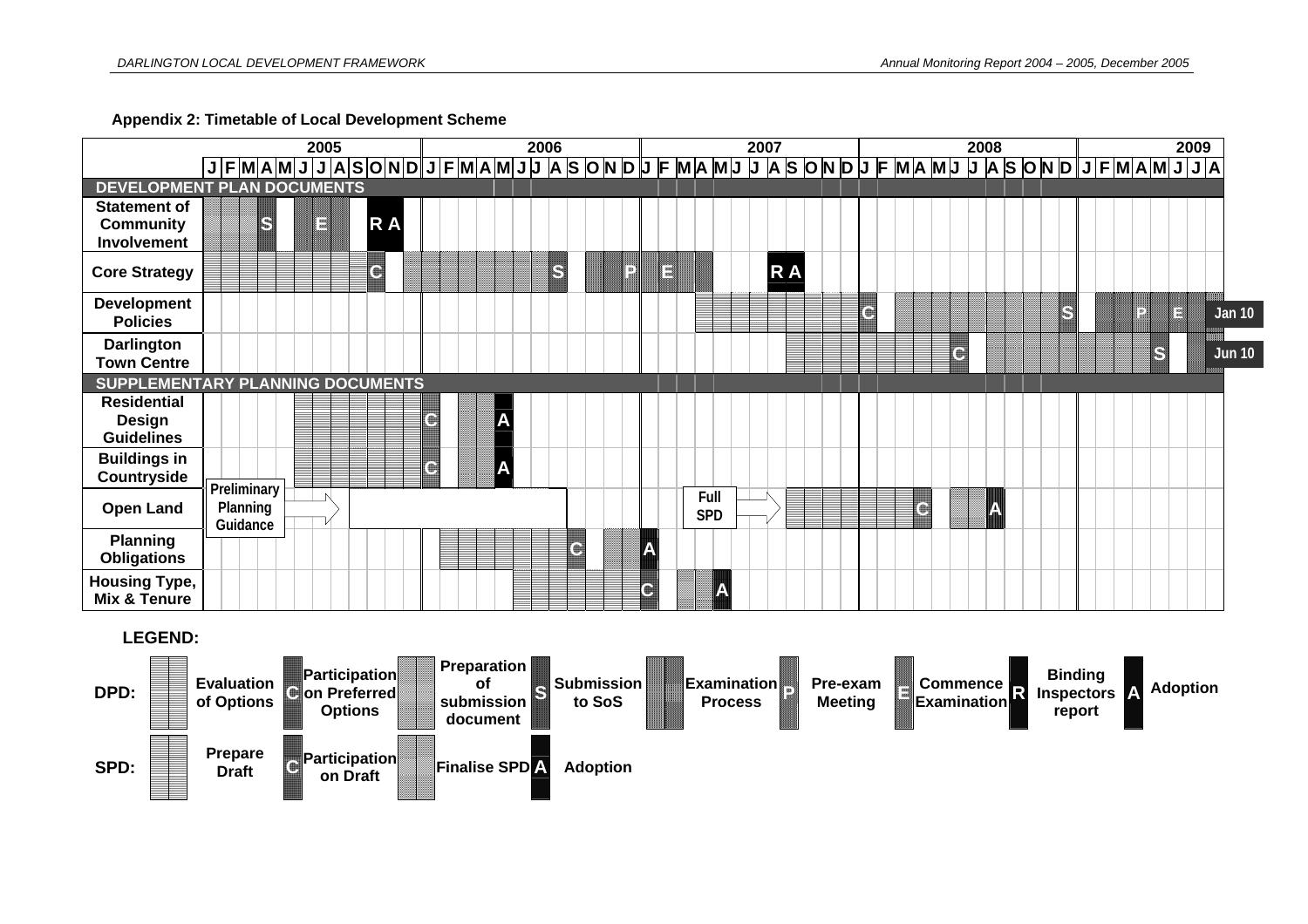## Appendix 2: Timetable of Local Development Scheme

| | 2005 | 2006 | 2007 | 2008 | 2009 | |
|---|---|---|---|---|---|---|
| **DEVELOPMENT PLAN DOCUMENTS** | | | | | | |
| **Statement of Community Involvement** | S, E, R A | | | | | |
| **Core Strategy** | C | S, P | E, R A | | | |
| **Development Policies** | | | | C, S | P, E | Jan 10 |
| **Darlington Town Centre** | | | | C | S | Jun 10 |
| **SUPPLEMENTARY PLANNING DOCUMENTS** | | | | | | |
| **Residential Design Guidelines** | | C, A | | | | |
| **Buildings in Countryside** | | C, A | | | | |
| **Open Land** | Preliminary Planning Guidance | | Full SPD | C, A | | |
| **Planning Obligations** | | C | A | | | |
| **Housing Type, Mix & Tenure** | | | C, A | | | |

Months shown per year: J F M A M J J A S O N D (2009: J F M A M J J A)

**LEGEND:**

**DPD:** Evaluation of Options; C Participation on Preferred Options; Preparation of submission document; S Submission to SoS; Examination Process; P Pre-exam Meeting; E Commence Examination; R Binding Inspectors report; A Adoption

**SPD:** Prepare Draft; C Participation on Draft; Finalise SPD; A Adoption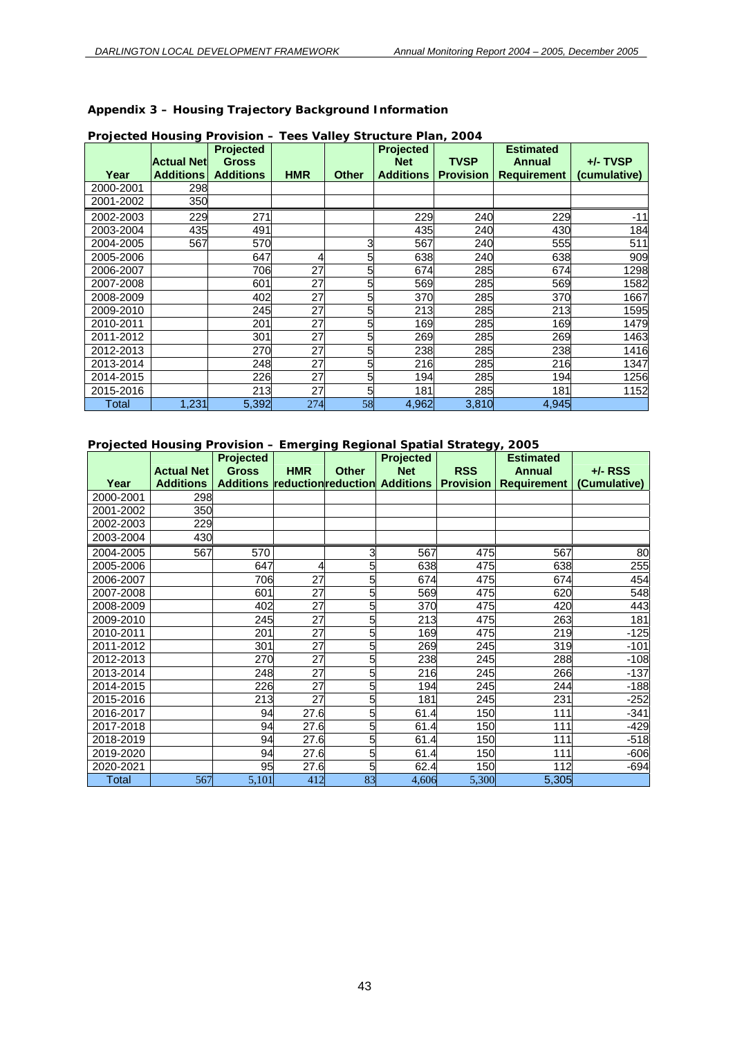## Appendix 3 – Housing Trajectory Background Information

**Projected Housing Provision – Tees Valley Structure Plan, 2004**

| Year | Actual Net Additions | Projected Gross Additions | HMR | Other | Projected Net Additions | TVSP Provision | Estimated Annual Requirement | +/- TVSP (cumulative) |
|---|---|---|---|---|---|---|---|---|
| 2000-2001 | 298 | | | | | | | |
| 2001-2002 | 350 | | | | | | | |
| 2002-2003 | 229 | 271 | | | 229 | 240 | 229 | -11 |
| 2003-2004 | 435 | 491 | | | 435 | 240 | 430 | 184 |
| 2004-2005 | 567 | 570 | | 3 | 567 | 240 | 555 | 511 |
| 2005-2006 | | 647 | 4 | 5 | 638 | 240 | 638 | 909 |
| 2006-2007 | | 706 | 27 | 5 | 674 | 285 | 674 | 1298 |
| 2007-2008 | | 601 | 27 | 5 | 569 | 285 | 569 | 1582 |
| 2008-2009 | | 402 | 27 | 5 | 370 | 285 | 370 | 1667 |
| 2009-2010 | | 245 | 27 | 5 | 213 | 285 | 213 | 1595 |
| 2010-2011 | | 201 | 27 | 5 | 169 | 285 | 169 | 1479 |
| 2011-2012 | | 301 | 27 | 5 | 269 | 285 | 269 | 1463 |
| 2012-2013 | | 270 | 27 | 5 | 238 | 285 | 238 | 1416 |
| 2013-2014 | | 248 | 27 | 5 | 216 | 285 | 216 | 1347 |
| 2014-2015 | | 226 | 27 | 5 | 194 | 285 | 194 | 1256 |
| 2015-2016 | | 213 | 27 | 5 | 181 | 285 | 181 | 1152 |
| Total | 1,231 | 5,392 | 274 | 58 | 4,962 | 3,810 | 4,945 | |

**Projected Housing Provision – Emerging Regional Spatial Strategy, 2005**

| Year | Actual Net Additions | Projected Gross Additions | HMR reduction | Other reduction | Projected Net Additions | RSS Provision | Estimated Annual Requirement | +/- RSS (Cumulative) |
|---|---|---|---|---|---|---|---|---|
| 2000-2001 | 298 | | | | | | | |
| 2001-2002 | 350 | | | | | | | |
| 2002-2003 | 229 | | | | | | | |
| 2003-2004 | 430 | | | | | | | |
| 2004-2005 | 567 | 570 | | 3 | 567 | 475 | 567 | 80 |
| 2005-2006 | | 647 | 4 | 5 | 638 | 475 | 638 | 255 |
| 2006-2007 | | 706 | 27 | 5 | 674 | 475 | 674 | 454 |
| 2007-2008 | | 601 | 27 | 5 | 569 | 475 | 620 | 548 |
| 2008-2009 | | 402 | 27 | 5 | 370 | 475 | 420 | 443 |
| 2009-2010 | | 245 | 27 | 5 | 213 | 475 | 263 | 181 |
| 2010-2011 | | 201 | 27 | 5 | 169 | 475 | 219 | -125 |
| 2011-2012 | | 301 | 27 | 5 | 269 | 245 | 319 | -101 |
| 2012-2013 | | 270 | 27 | 5 | 238 | 245 | 288 | -108 |
| 2013-2014 | | 248 | 27 | 5 | 216 | 245 | 266 | -137 |
| 2014-2015 | | 226 | 27 | 5 | 194 | 245 | 244 | -188 |
| 2015-2016 | | 213 | 27 | 5 | 181 | 245 | 231 | -252 |
| 2016-2017 | | 94 | 27.6 | 5 | 61.4 | 150 | 111 | -341 |
| 2017-2018 | | 94 | 27.6 | 5 | 61.4 | 150 | 111 | -429 |
| 2018-2019 | | 94 | 27.6 | 5 | 61.4 | 150 | 111 | -518 |
| 2019-2020 | | 94 | 27.6 | 5 | 61.4 | 150 | 111 | -606 |
| 2020-2021 | | 95 | 27.6 | 5 | 62.4 | 150 | 112 | -694 |
| Total | 567 | 5,101 | 412 | 83 | 4,606 | 5,300 | 5,305 | |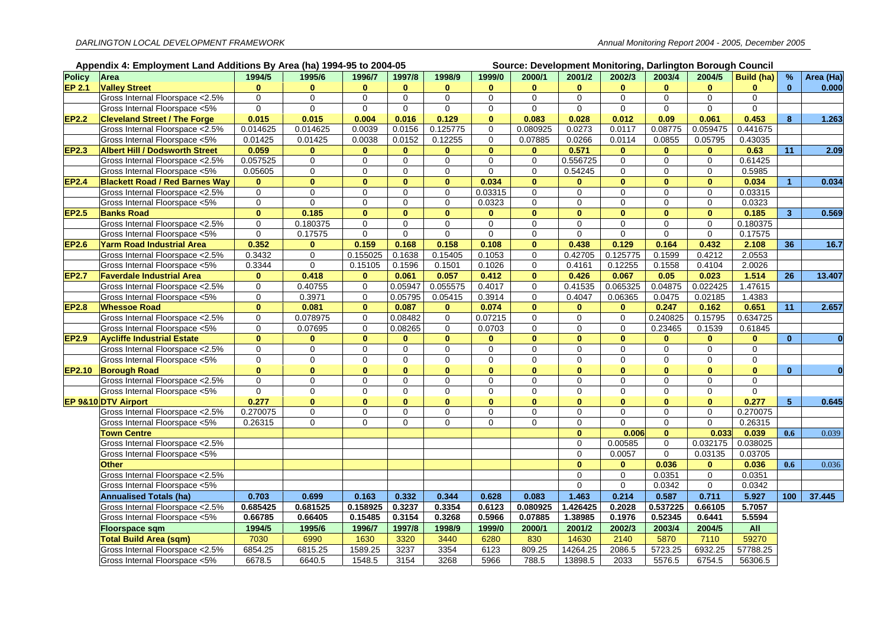## Appendix 4: Employment Land Additions By Area (ha) 1994-95 to 2004-05

Source: Development Monitoring, Darlington Borough Council

| Policy | Area | 1994/5 | 1995/6 | 1996/7 | 1997/8 | 1998/9 | 1999/0 | 2000/1 | 2001/2 | 2002/3 | 2003/4 | 2004/5 | Build (ha) | % | Area (Ha) |
|---|---|---|---|---|---|---|---|---|---|---|---|---|---|---|---|
| EP 2.1 | **Valley Street** | **0** | **0** | **0** | **0** | **0** | **0** | **0** | **0** | **0** | **0** | **0** | **0** | **0** | **0.000** |
| | Gross Internal Floorspace <2.5% | 0 | 0 | 0 | 0 | 0 | 0 | 0 | 0 | 0 | 0 | 0 | 0 | | |
| | Gross Internal Floorspace <5% | 0 | 0 | 0 | 0 | 0 | 0 | 0 | 0 | 0 | 0 | 0 | 0 | | |
| EP2.2 | **Cleveland Street / The Forge** | **0.015** | **0.015** | **0.004** | **0.016** | **0.129** | **0** | **0.083** | **0.028** | **0.012** | **0.09** | **0.061** | **0.453** | **8** | **1.263** |
| | Gross Internal Floorspace <2.5% | 0.014625 | 0.014625 | 0.0039 | 0.0156 | 0.125775 | 0 | 0.080925 | 0.0273 | 0.0117 | 0.08775 | 0.059475 | 0.441675 | | |
| | Gross Internal Floorspace <5% | 0.01425 | 0.01425 | 0.0038 | 0.0152 | 0.12255 | 0 | 0.07885 | 0.0266 | 0.0114 | 0.0855 | 0.05795 | 0.43035 | | |
| EP2.3 | **Albert Hill / Dodsworth Street** | **0.059** | **0** | **0** | **0** | **0** | **0** | **0** | **0.571** | **0** | **0** | **0** | **0.63** | **11** | **2.09** |
| | Gross Internal Floorspace <2.5% | 0.057525 | 0 | 0 | 0 | 0 | 0 | 0 | 0.556725 | 0 | 0 | 0 | 0.61425 | | |
| | Gross Internal Floorspace <5% | 0.05605 | 0 | 0 | 0 | 0 | 0 | 0 | 0.54245 | 0 | 0 | 0 | 0.5985 | | |
| EP2.4 | **Blackett Road / Red Barnes Way** | **0** | **0** | **0** | **0** | **0** | **0.034** | **0** | **0** | **0** | **0** | **0** | **0.034** | **1** | **0.034** |
| | Gross Internal Floorspace <2.5% | 0 | 0 | 0 | 0 | 0 | 0.03315 | 0 | 0 | 0 | 0 | 0 | 0.03315 | | |
| | Gross Internal Floorspace <5% | 0 | 0 | 0 | 0 | 0 | 0.0323 | 0 | 0 | 0 | 0 | 0 | 0.0323 | | |
| EP2.5 | **Banks Road** | **0** | **0.185** | **0** | **0** | **0** | **0** | **0** | **0** | **0** | **0** | **0** | **0.185** | **3** | **0.569** |
| | Gross Internal Floorspace <2.5% | 0 | 0.180375 | 0 | 0 | 0 | 0 | 0 | 0 | 0 | 0 | 0 | 0.180375 | | |
| | Gross Internal Floorspace <5% | 0 | 0.17575 | 0 | 0 | 0 | 0 | 0 | 0 | 0 | 0 | 0 | 0.17575 | | |
| EP2.6 | **Yarm Road Industrial Area** | **0.352** | **0** | **0.159** | **0.168** | **0.158** | **0.108** | **0** | **0.438** | **0.129** | **0.164** | **0.432** | **2.108** | **36** | **16.7** |
| | Gross Internal Floorspace <2.5% | 0.3432 | 0 | 0.155025 | 0.1638 | 0.15405 | 0.1053 | 0 | 0.42705 | 0.125775 | 0.1599 | 0.4212 | 2.0553 | | |
| | Gross Internal Floorspace <5% | 0.3344 | 0 | 0.15105 | 0.1596 | 0.1501 | 0.1026 | 0 | 0.4161 | 0.12255 | 0.1558 | 0.4104 | 2.0026 | | |
| EP2.7 | **Faverdale Industrial Area** | **0** | **0.418** | **0** | **0.061** | **0.057** | **0.412** | **0** | **0.426** | **0.067** | **0.05** | **0.023** | **1.514** | **26** | **13.407** |
| | Gross Internal Floorspace <2.5% | 0 | 0.40755 | 0 | 0.05947 | 0.055575 | 0.4017 | 0 | 0.41535 | 0.065325 | 0.04875 | 0.022425 | 1.47615 | | |
| | Gross Internal Floorspace <5% | 0 | 0.3971 | 0 | 0.05795 | 0.05415 | 0.3914 | 0 | 0.4047 | 0.06365 | 0.0475 | 0.02185 | 1.4383 | | |
| EP2.8 | **Whessoe Road** | **0** | **0.081** | **0** | **0.087** | **0** | **0.074** | **0** | **0** | **0** | **0.247** | **0.162** | **0.651** | **11** | **2.657** |
| | Gross Internal Floorspace <2.5% | 0 | 0.078975 | 0 | 0.08482 | 0 | 0.07215 | 0 | 0 | 0 | 0.240825 | 0.15795 | 0.634725 | | |
| | Gross Internal Floorspace <5% | 0 | 0.07695 | 0 | 0.08265 | 0 | 0.0703 | 0 | 0 | 0 | 0.23465 | 0.1539 | 0.61845 | | |
| EP2.9 | **Aycliffe Industrial Estate** | **0** | **0** | **0** | **0** | **0** | **0** | **0** | **0** | **0** | **0** | **0** | **0** | **0** | **0** |
| | Gross Internal Floorspace <2.5% | 0 | 0 | 0 | 0 | 0 | 0 | 0 | 0 | 0 | 0 | 0 | 0 | | |
| | Gross Internal Floorspace <5% | 0 | 0 | 0 | 0 | 0 | 0 | 0 | 0 | 0 | 0 | 0 | 0 | | |
| EP2.10 | **Borough Road** | **0** | **0** | **0** | **0** | **0** | **0** | **0** | **0** | **0** | **0** | **0** | **0** | **0** | **0** |
| | Gross Internal Floorspace <2.5% | 0 | 0 | 0 | 0 | 0 | 0 | 0 | 0 | 0 | 0 | 0 | 0 | | |
| | Gross Internal Floorspace <5% | 0 | 0 | 0 | 0 | 0 | 0 | 0 | 0 | 0 | 0 | 0 | 0 | | |
| EP 9&10 | **DTV Airport** | **0.277** | **0** | **0** | **0** | **0** | **0** | **0** | **0** | **0** | **0** | **0** | **0.277** | **5** | **0.645** |
| | Gross Internal Floorspace <2.5% | 0.270075 | 0 | 0 | 0 | 0 | 0 | 0 | 0 | 0 | 0 | 0 | 0.270075 | | |
| | Gross Internal Floorspace <5% | 0.26315 | 0 | 0 | 0 | 0 | 0 | 0 | 0 | 0 | 0 | 0 | 0.26315 | | |
| | **Town Centre** | | | | | | | | **0** | **0.006** | **0** | **0.033** | **0.039** | **0.6** | 0.039 |
| | Gross Internal Floorspace <2.5% | | | | | | | | 0 | 0.00585 | 0 | 0.032175 | 0.038025 | | |
| | Gross Internal Floorspace <5% | | | | | | | | 0 | 0.0057 | 0 | 0.03135 | 0.03705 | | |
| | **Other** | | | | | | | | **0** | **0** | **0.036** | **0** | **0.036** | **0.6** | 0.036 |
| | Gross Internal Floorspace <2.5% | | | | | | | | 0 | 0 | 0.0351 | 0 | 0.0351 | | |
| | Gross Internal Floorspace <5% | | | | | | | | 0 | 0 | 0.0342 | 0 | 0.0342 | | |
| | **Annualised Totals (ha)** | **0.703** | **0.699** | **0.163** | **0.332** | **0.344** | **0.628** | **0.083** | **1.463** | **0.214** | **0.587** | **0.711** | **5.927** | **100** | **37.445** |
| | Gross Internal Floorspace <2.5% | **0.685425** | **0.681525** | **0.158925** | **0.3237** | **0.3354** | **0.6123** | **0.080925** | **1.426425** | **0.2028** | **0.537225** | **0.66105** | **5.7057** | | |
| | Gross Internal Floorspace <5% | **0.66785** | **0.66405** | **0.15485** | **0.3154** | **0.3268** | **0.5966** | **0.07885** | **1.38985** | **0.1976** | **0.52345** | **0.6441** | **5.5594** | | |
| | **Floorspace sqm** | **1994/5** | **1995/6** | **1996/7** | **1997/8** | **1998/9** | **1999/0** | **2000/1** | **2001/2** | **2002/3** | **2003/4** | **2004/5** | **All** | | |
| | **Total Build Area (sqm)** | 7030 | 6990 | 1630 | 3320 | 3440 | 6280 | 830 | 14630 | 2140 | 5870 | 7110 | 59270 | | |
| | Gross Internal Floorspace <2.5% | 6854.25 | 6815.25 | 1589.25 | 3237 | 3354 | 6123 | 809.25 | 14264.25 | 2086.5 | 5723.25 | 6932.25 | 57788.25 | | |
| | Gross Internal Floorspace <5% | 6678.5 | 6640.5 | 1548.5 | 3154 | 3268 | 5966 | 788.5 | 13898.5 | 2033 | 5576.5 | 6754.5 | 56306.5 | | |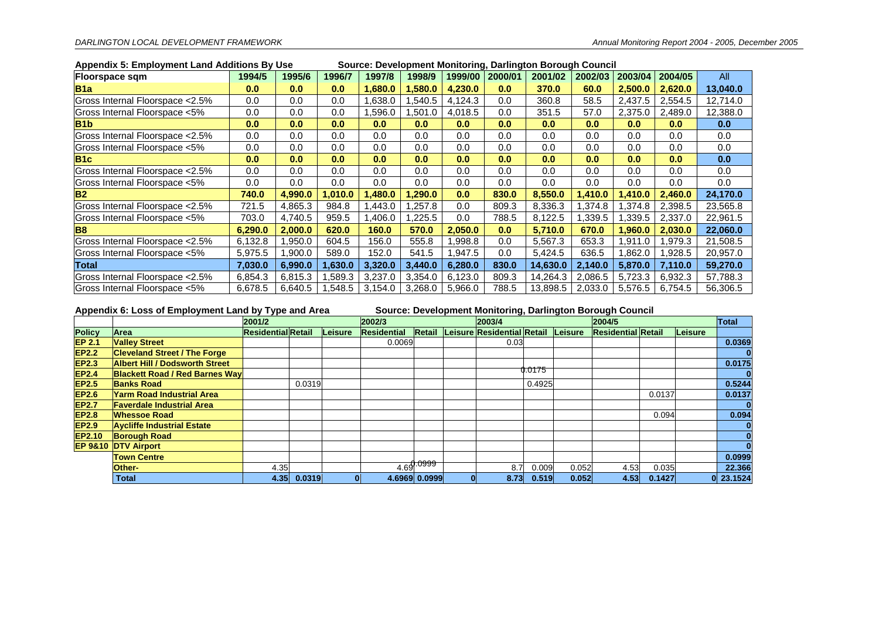## Appendix 5: Employment Land Additions By Use

Source: Development Monitoring, Darlington Borough Council

| Floorspace sqm | 1994/5 | 1995/6 | 1996/7 | 1997/8 | 1998/9 | 1999/00 | 2000/01 | 2001/02 | 2002/03 | 2003/04 | 2004/05 | All |
|---|---|---|---|---|---|---|---|---|---|---|---|---|
| **B1a** | **0.0** | **0.0** | **0.0** | **1,680.0** | **1,580.0** | **4,230.0** | **0.0** | **370.0** | **60.0** | **2,500.0** | **2,620.0** | **13,040.0** |
| Gross Internal Floorspace <2.5% | 0.0 | 0.0 | 0.0 | 1,638.0 | 1,540.5 | 4,124.3 | 0.0 | 360.8 | 58.5 | 2,437.5 | 2,554.5 | 12,714.0 |
| Gross Internal Floorspace <5% | 0.0 | 0.0 | 0.0 | 1,596.0 | 1,501.0 | 4,018.5 | 0.0 | 351.5 | 57.0 | 2,375.0 | 2,489.0 | 12,388.0 |
| **B1b** | **0.0** | **0.0** | **0.0** | **0.0** | **0.0** | **0.0** | **0.0** | **0.0** | **0.0** | **0.0** | **0.0** | **0.0** |
| Gross Internal Floorspace <2.5% | 0.0 | 0.0 | 0.0 | 0.0 | 0.0 | 0.0 | 0.0 | 0.0 | 0.0 | 0.0 | 0.0 | 0.0 |
| Gross Internal Floorspace <5% | 0.0 | 0.0 | 0.0 | 0.0 | 0.0 | 0.0 | 0.0 | 0.0 | 0.0 | 0.0 | 0.0 | 0.0 |
| **B1c** | **0.0** | **0.0** | **0.0** | **0.0** | **0.0** | **0.0** | **0.0** | **0.0** | **0.0** | **0.0** | **0.0** | **0.0** |
| Gross Internal Floorspace <2.5% | 0.0 | 0.0 | 0.0 | 0.0 | 0.0 | 0.0 | 0.0 | 0.0 | 0.0 | 0.0 | 0.0 | 0.0 |
| Gross Internal Floorspace <5% | 0.0 | 0.0 | 0.0 | 0.0 | 0.0 | 0.0 | 0.0 | 0.0 | 0.0 | 0.0 | 0.0 | 0.0 |
| **B2** | **740.0** | **4,990.0** | **1,010.0** | **1,480.0** | **1,290.0** | **0.0** | **830.0** | **8,550.0** | **1,410.0** | **1,410.0** | **2,460.0** | **24,170.0** |
| Gross Internal Floorspace <2.5% | 721.5 | 4,865.3 | 984.8 | 1,443.0 | 1,257.8 | 0.0 | 809.3 | 8,336.3 | 1,374.8 | 1,374.8 | 2,398.5 | 23,565.8 |
| Gross Internal Floorspace <5% | 703.0 | 4,740.5 | 959.5 | 1,406.0 | 1,225.5 | 0.0 | 788.5 | 8,122.5 | 1,339.5 | 1,339.5 | 2,337.0 | 22,961.5 |
| **B8** | **6,290.0** | **2,000.0** | **620.0** | **160.0** | **570.0** | **2,050.0** | **0.0** | **5,710.0** | **670.0** | **1,960.0** | **2,030.0** | **22,060.0** |
| Gross Internal Floorspace <2.5% | 6,132.8 | 1,950.0 | 604.5 | 156.0 | 555.8 | 1,998.8 | 0.0 | 5,567.3 | 653.3 | 1,911.0 | 1,979.3 | 21,508.5 |
| Gross Internal Floorspace <5% | 5,975.5 | 1,900.0 | 589.0 | 152.0 | 541.5 | 1,947.5 | 0.0 | 5,424.5 | 636.5 | 1,862.0 | 1,928.5 | 20,957.0 |
| **Total** | **7,030.0** | **6,990.0** | **1,630.0** | **3,320.0** | **3,440.0** | **6,280.0** | **830.0** | **14,630.0** | **2,140.0** | **5,870.0** | **7,110.0** | **59,270.0** |
| Gross Internal Floorspace <2.5% | 6,854.3 | 6,815.3 | 1,589.3 | 3,237.0 | 3,354.0 | 6,123.0 | 809.3 | 14,264.3 | 2,086.5 | 5,723.3 | 6,932.3 | 57,788.3 |
| Gross Internal Floorspace <5% | 6,678.5 | 6,640.5 | 1,548.5 | 3,154.0 | 3,268.0 | 5,966.0 | 788.5 | 13,898.5 | 2,033.0 | 5,576.5 | 6,754.5 | 56,306.5 |

## Appendix 6: Loss of Employment Land by Type and Area

Source: Development Monitoring, Darlington Borough Council

| | | 2001/2 | | | 2002/3 | | | 2003/4 | | | 2004/5 | | | Total |
|---|---|---|---|---|---|---|---|---|---|---|---|---|---|---|
| **Policy** | **Area** | **Residential** | **Retail** | **Leisure** | **Residential** | **Retail** | **Leisure** | **Residential** | **Retail** | **Leisure** | **Residential** | **Retail** | **Leisure** | |
| **EP 2.1** | **Valley Street** | | | | 0.0069 | | | 0.03 | | | | | | **0.0369** |
| **EP2.2** | **Cleveland Street / The Forge** | | | | | | | | | | | | | **0** |
| **EP2.3** | **Albert Hill / Dodsworth Street** | | | | | | | | 0.0175 | | | | | **0.0175** |
| **EP2.4** | **Blackett Road / Red Barnes Way** | | | | | | | | | | | | | **0** |
| **EP2.5** | **Banks Road** | | 0.0319 | | | | | | 0.4925 | | | | | **0.5244** |
| **EP2.6** | **Yarm Road Industrial Area** | | | | | | | | | | | 0.0137 | | **0.0137** |
| **EP2.7** | **Faverdale Industrial Area** | | | | | | | | | | | | | **0** |
| **EP2.8** | **Whessoe Road** | | | | | | | | | | | 0.094 | | **0.094** |
| **EP2.9** | **Aycliffe Industrial Estate** | | | | | | | | | | | | | **0** |
| **EP2.10** | **Borough Road** | | | | | | | | | | | | | **0** |
| **EP 9&10** | **DTV Airport** | | | | | | | | | | | | | **0** |
| | **Town Centre** | | | | | 0.0999 | | | | | | | | **0.0999** |
| | **Other-** | 4.35 | | | 4.69 | | | 8.7 | 0.009 | 0.052 | 4.53 | 0.035 | | **22.366** |
| | **Total** | **4.35** | **0.0319** | **0** | **4.6969** | **0.0999** | **0** | **8.73** | **0.519** | **0.052** | **4.53** | **0.1427** | **0** | **23.1524** |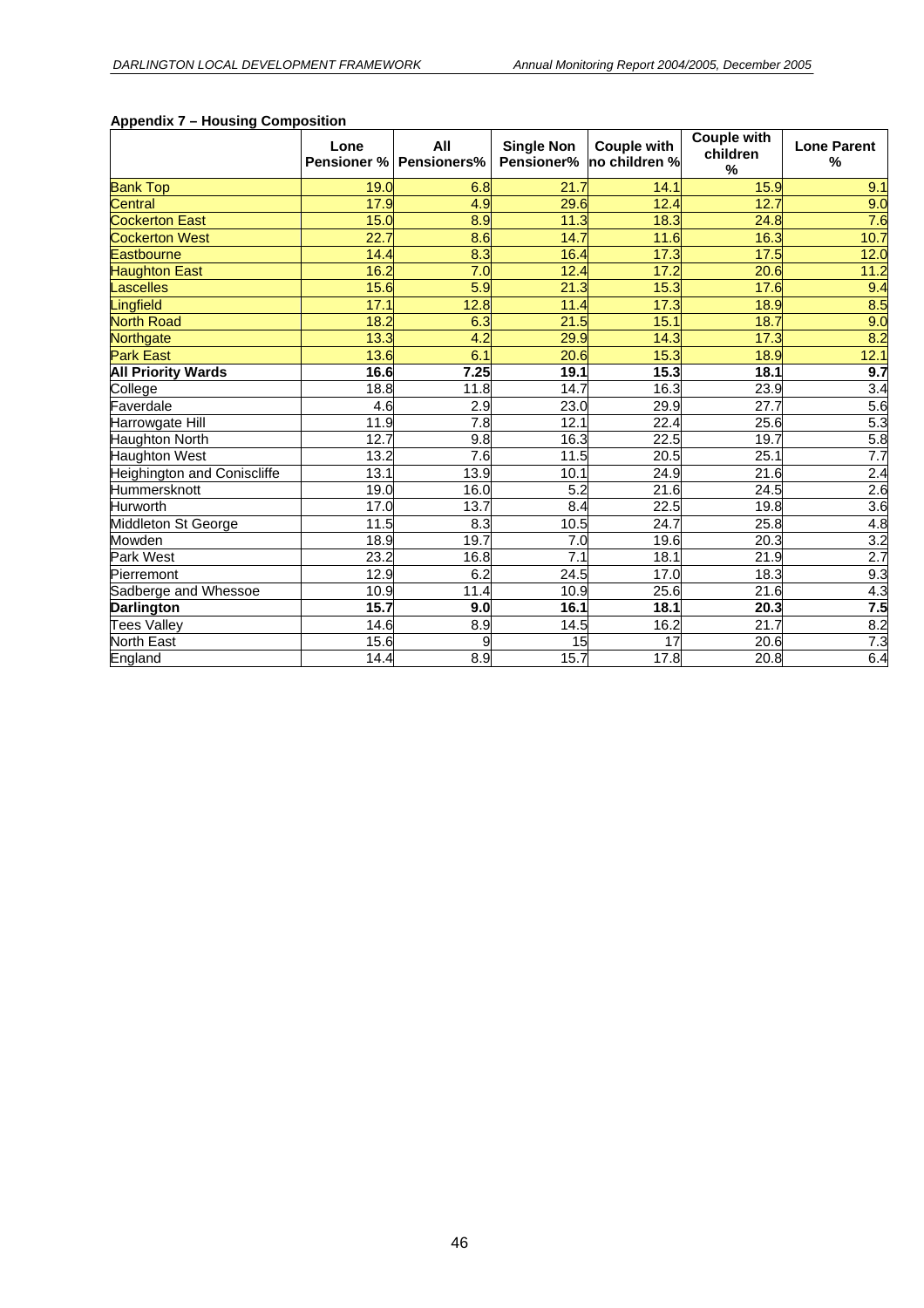## Appendix 7 – Housing Composition

| | Lone Pensioner % | All Pensioners% | Single Non Pensioner% | Couple with no children % | Couple with children % | Lone Parent % |
|---|---|---|---|---|---|---|
| Bank Top | 19.0 | 6.8 | 21.7 | 14.1 | 15.9 | 9.1 |
| Central | 17.9 | 4.9 | 29.6 | 12.4 | 12.7 | 9.0 |
| Cockerton East | 15.0 | 8.9 | 11.3 | 18.3 | 24.8 | 7.6 |
| Cockerton West | 22.7 | 8.6 | 14.7 | 11.6 | 16.3 | 10.7 |
| Eastbourne | 14.4 | 8.3 | 16.4 | 17.3 | 17.5 | 12.0 |
| Haughton East | 16.2 | 7.0 | 12.4 | 17.2 | 20.6 | 11.2 |
| Lascelles | 15.6 | 5.9 | 21.3 | 15.3 | 17.6 | 9.4 |
| Lingfield | 17.1 | 12.8 | 11.4 | 17.3 | 18.9 | 8.5 |
| North Road | 18.2 | 6.3 | 21.5 | 15.1 | 18.7 | 9.0 |
| Northgate | 13.3 | 4.2 | 29.9 | 14.3 | 17.3 | 8.2 |
| Park East | 13.6 | 6.1 | 20.6 | 15.3 | 18.9 | 12.1 |
| **All Priority Wards** | **16.6** | **7.25** | **19.1** | **15.3** | **18.1** | **9.7** |
| College | 18.8 | 11.8 | 14.7 | 16.3 | 23.9 | 3.4 |
| Faverdale | 4.6 | 2.9 | 23.0 | 29.9 | 27.7 | 5.6 |
| Harrowgate Hill | 11.9 | 7.8 | 12.1 | 22.4 | 25.6 | 5.3 |
| Haughton North | 12.7 | 9.8 | 16.3 | 22.5 | 19.7 | 5.8 |
| Haughton West | 13.2 | 7.6 | 11.5 | 20.5 | 25.1 | 7.7 |
| Heighington and Coniscliffe | 13.1 | 13.9 | 10.1 | 24.9 | 21.6 | 2.4 |
| Hummersknott | 19.0 | 16.0 | 5.2 | 21.6 | 24.5 | 2.6 |
| Hurworth | 17.0 | 13.7 | 8.4 | 22.5 | 19.8 | 3.6 |
| Middleton St George | 11.5 | 8.3 | 10.5 | 24.7 | 25.8 | 4.8 |
| Mowden | 18.9 | 19.7 | 7.0 | 19.6 | 20.3 | 3.2 |
| Park West | 23.2 | 16.8 | 7.1 | 18.1 | 21.9 | 2.7 |
| Pierremont | 12.9 | 6.2 | 24.5 | 17.0 | 18.3 | 9.3 |
| Sadberge and Whessoe | 10.9 | 11.4 | 10.9 | 25.6 | 21.6 | 4.3 |
| **Darlington** | **15.7** | **9.0** | **16.1** | **18.1** | **20.3** | **7.5** |
| Tees Valley | 14.6 | 8.9 | 14.5 | 16.2 | 21.7 | 8.2 |
| North East | 15.6 | 9 | 15 | 17 | 20.6 | 7.3 |
| England | 14.4 | 8.9 | 15.7 | 17.8 | 20.8 | 6.4 |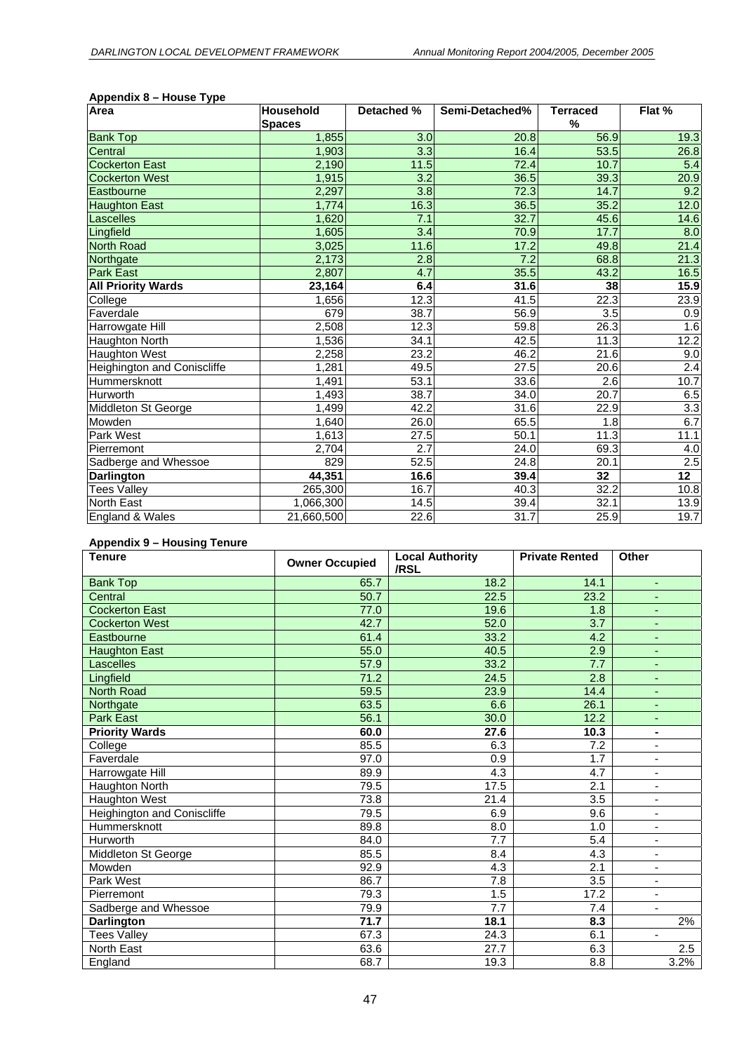**Appendix 8 – House Type**

| Area | Household Spaces | Detached % | Semi-Detached% | Terraced % | Flat % |
|---|---|---|---|---|---|
| Bank Top | 1,855 | 3.0 | 20.8 | 56.9 | 19.3 |
| Central | 1,903 | 3.3 | 16.4 | 53.5 | 26.8 |
| Cockerton East | 2,190 | 11.5 | 72.4 | 10.7 | 5.4 |
| Cockerton West | 1,915 | 3.2 | 36.5 | 39.3 | 20.9 |
| Eastbourne | 2,297 | 3.8 | 72.3 | 14.7 | 9.2 |
| Haughton East | 1,774 | 16.3 | 36.5 | 35.2 | 12.0 |
| Lascelles | 1,620 | 7.1 | 32.7 | 45.6 | 14.6 |
| Lingfield | 1,605 | 3.4 | 70.9 | 17.7 | 8.0 |
| North Road | 3,025 | 11.6 | 17.2 | 49.8 | 21.4 |
| Northgate | 2,173 | 2.8 | 7.2 | 68.8 | 21.3 |
| Park East | 2,807 | 4.7 | 35.5 | 43.2 | 16.5 |
| **All Priority Wards** | **23,164** | **6.4** | **31.6** | **38** | **15.9** |
| College | 1,656 | 12.3 | 41.5 | 22.3 | 23.9 |
| Faverdale | 679 | 38.7 | 56.9 | 3.5 | 0.9 |
| Harrowgate Hill | 2,508 | 12.3 | 59.8 | 26.3 | 1.6 |
| Haughton North | 1,536 | 34.1 | 42.5 | 11.3 | 12.2 |
| Haughton West | 2,258 | 23.2 | 46.2 | 21.6 | 9.0 |
| Heighington and Coniscliffe | 1,281 | 49.5 | 27.5 | 20.6 | 2.4 |
| Hummersknott | 1,491 | 53.1 | 33.6 | 2.6 | 10.7 |
| Hurworth | 1,493 | 38.7 | 34.0 | 20.7 | 6.5 |
| Middleton St George | 1,499 | 42.2 | 31.6 | 22.9 | 3.3 |
| Mowden | 1,640 | 26.0 | 65.5 | 1.8 | 6.7 |
| Park West | 1,613 | 27.5 | 50.1 | 11.3 | 11.1 |
| Pierremont | 2,704 | 2.7 | 24.0 | 69.3 | 4.0 |
| Sadberge and Whessoe | 829 | 52.5 | 24.8 | 20.1 | 2.5 |
| **Darlington** | **44,351** | **16.6** | **39.4** | **32** | **12** |
| Tees Valley | 265,300 | 16.7 | 40.3 | 32.2 | 10.8 |
| North East | 1,066,300 | 14.5 | 39.4 | 32.1 | 13.9 |
| England & Wales | 21,660,500 | 22.6 | 31.7 | 25.9 | 19.7 |

**Appendix 9 – Housing Tenure**

| Tenure | Owner Occupied | Local Authority /RSL | Private Rented | Other |
|---|---|---|---|---|
| Bank Top | 65.7 | 18.2 | 14.1 | - |
| Central | 50.7 | 22.5 | 23.2 | - |
| Cockerton East | 77.0 | 19.6 | 1.8 | - |
| Cockerton West | 42.7 | 52.0 | 3.7 | - |
| Eastbourne | 61.4 | 33.2 | 4.2 | - |
| Haughton East | 55.0 | 40.5 | 2.9 | - |
| Lascelles | 57.9 | 33.2 | 7.7 | - |
| Lingfield | 71.2 | 24.5 | 2.8 | - |
| North Road | 59.5 | 23.9 | 14.4 | - |
| Northgate | 63.5 | 6.6 | 26.1 | - |
| Park East | 56.1 | 30.0 | 12.2 | - |
| **Priority Wards** | **60.0** | **27.6** | **10.3** | **-** |
| College | 85.5 | 6.3 | 7.2 | - |
| Faverdale | 97.0 | 0.9 | 1.7 | - |
| Harrowgate Hill | 89.9 | 4.3 | 4.7 | - |
| Haughton North | 79.5 | 17.5 | 2.1 | - |
| Haughton West | 73.8 | 21.4 | 3.5 | - |
| Heighington and Coniscliffe | 79.5 | 6.9 | 9.6 | - |
| Hummersknott | 89.8 | 8.0 | 1.0 | - |
| Hurworth | 84.0 | 7.7 | 5.4 | - |
| Middleton St George | 85.5 | 8.4 | 4.3 | - |
| Mowden | 92.9 | 4.3 | 2.1 | - |
| Park West | 86.7 | 7.8 | 3.5 | - |
| Pierremont | 79.3 | 1.5 | 17.2 | - |
| Sadberge and Whessoe | 79.9 | 7.7 | 7.4 | - |
| **Darlington** | **71.7** | **18.1** | **8.3** | 2% |
| Tees Valley | 67.3 | 24.3 | 6.1 | - |
| North East | 63.6 | 27.7 | 6.3 | 2.5 |
| England | 68.7 | 19.3 | 8.8 | 3.2% |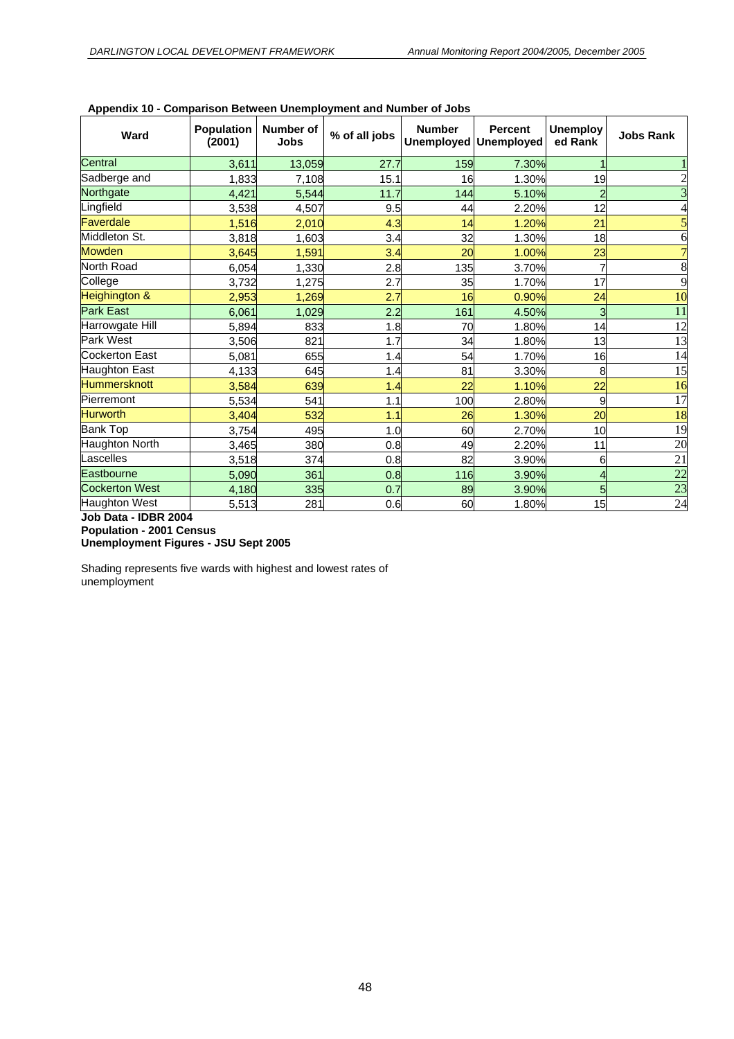**Appendix 10 - Comparison Between Unemployment and Number of Jobs**

| Ward | Population (2001) | Number of Jobs | % of all jobs | Number Unemployed | Percent Unemployed | Unemployed Rank | Jobs Rank |
|---|---|---|---|---|---|---|---|
| Central | 3,611 | 13,059 | 27.7 | 159 | 7.30% | 1 | 1 |
| Sadberge and | 1,833 | 7,108 | 15.1 | 16 | 1.30% | 19 | 2 |
| Northgate | 4,421 | 5,544 | 11.7 | 144 | 5.10% | 2 | 3 |
| Lingfield | 3,538 | 4,507 | 9.5 | 44 | 2.20% | 12 | 4 |
| Faverdale | 1,516 | 2,010 | 4.3 | 14 | 1.20% | 21 | 5 |
| Middleton St. | 3,818 | 1,603 | 3.4 | 32 | 1.30% | 18 | 6 |
| Mowden | 3,645 | 1,591 | 3.4 | 20 | 1.00% | 23 | 7 |
| North Road | 6,054 | 1,330 | 2.8 | 135 | 3.70% | 7 | 8 |
| College | 3,732 | 1,275 | 2.7 | 35 | 1.70% | 17 | 9 |
| Heighington & | 2,953 | 1,269 | 2.7 | 16 | 0.90% | 24 | 10 |
| Park East | 6,061 | 1,029 | 2.2 | 161 | 4.50% | 3 | 11 |
| Harrowgate Hill | 5,894 | 833 | 1.8 | 70 | 1.80% | 14 | 12 |
| Park West | 3,506 | 821 | 1.7 | 34 | 1.80% | 13 | 13 |
| Cockerton East | 5,081 | 655 | 1.4 | 54 | 1.70% | 16 | 14 |
| Haughton East | 4,133 | 645 | 1.4 | 81 | 3.30% | 8 | 15 |
| Hummersknott | 3,584 | 639 | 1.4 | 22 | 1.10% | 22 | 16 |
| Pierremont | 5,534 | 541 | 1.1 | 100 | 2.80% | 9 | 17 |
| Hurworth | 3,404 | 532 | 1.1 | 26 | 1.30% | 20 | 18 |
| Bank Top | 3,754 | 495 | 1.0 | 60 | 2.70% | 10 | 19 |
| Haughton North | 3,465 | 380 | 0.8 | 49 | 2.20% | 11 | 20 |
| Lascelles | 3,518 | 374 | 0.8 | 82 | 3.90% | 6 | 21 |
| Eastbourne | 5,090 | 361 | 0.8 | 116 | 3.90% | 4 | 22 |
| Cockerton West | 4,180 | 335 | 0.7 | 89 | 3.90% | 5 | 23 |
| Haughton West | 5,513 | 281 | 0.6 | 60 | 1.80% | 15 | 24 |

**Job Data - IDBR 2004**
**Population - 2001 Census**
**Unemployment Figures - JSU Sept 2005**

Shading represents five wards with highest and lowest rates of unemployment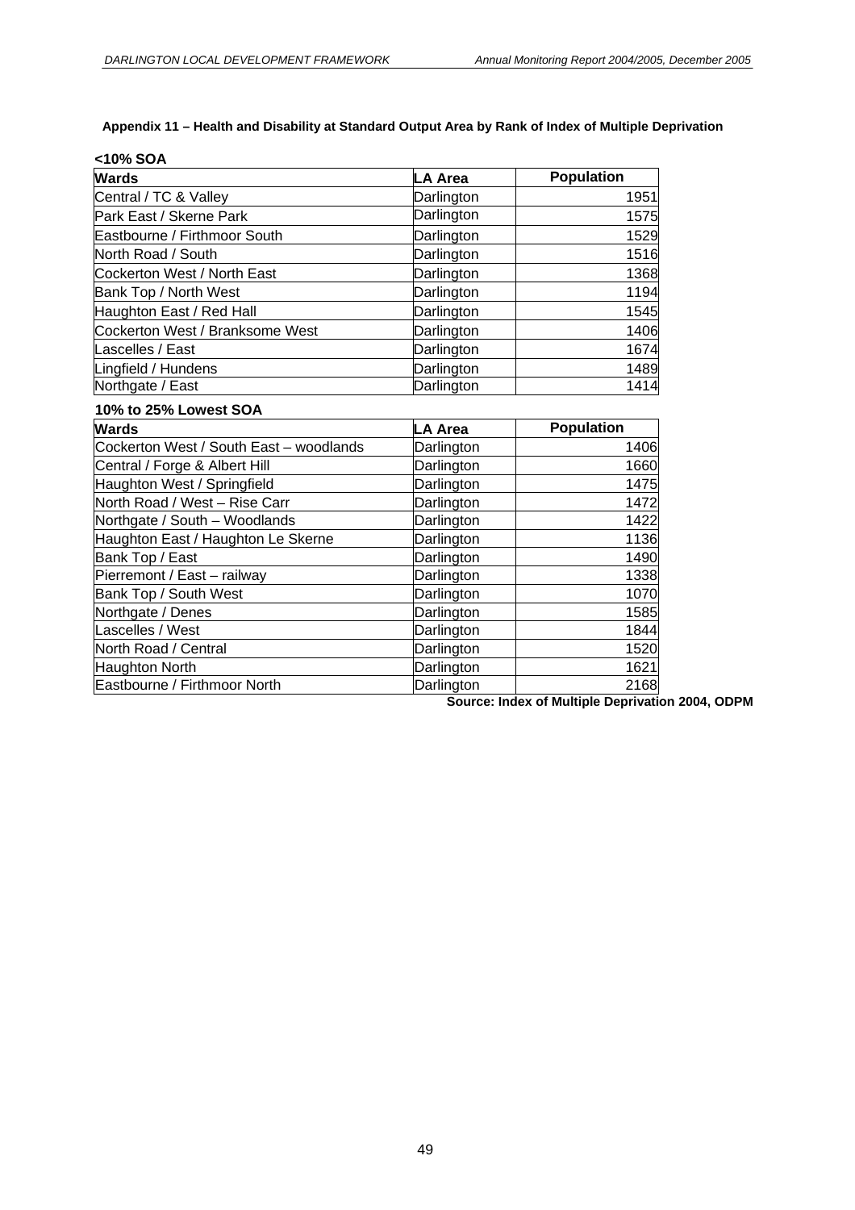**Appendix 11 – Health and Disability at Standard Output Area by Rank of Index of Multiple Deprivation**

**<10% SOA**

| Wards | LA Area | Population |
|---|---|---|
| Central / TC & Valley | Darlington | 1951 |
| Park East / Skerne Park | Darlington | 1575 |
| Eastbourne / Firthmoor South | Darlington | 1529 |
| North Road / South | Darlington | 1516 |
| Cockerton West / North East | Darlington | 1368 |
| Bank Top / North West | Darlington | 1194 |
| Haughton East / Red Hall | Darlington | 1545 |
| Cockerton West / Branksome West | Darlington | 1406 |
| Lascelles / East | Darlington | 1674 |
| Lingfield / Hundens | Darlington | 1489 |
| Northgate / East | Darlington | 1414 |

**10% to 25% Lowest SOA**

| Wards | LA Area | Population |
|---|---|---|
| Cockerton West / South East – woodlands | Darlington | 1406 |
| Central / Forge & Albert Hill | Darlington | 1660 |
| Haughton West / Springfield | Darlington | 1475 |
| North Road / West – Rise Carr | Darlington | 1472 |
| Northgate / South – Woodlands | Darlington | 1422 |
| Haughton East / Haughton Le Skerne | Darlington | 1136 |
| Bank Top / East | Darlington | 1490 |
| Pierremont / East – railway | Darlington | 1338 |
| Bank Top / South West | Darlington | 1070 |
| Northgate / Denes | Darlington | 1585 |
| Lascelles / West | Darlington | 1844 |
| North Road / Central | Darlington | 1520 |
| Haughton North | Darlington | 1621 |
| Eastbourne / Firthmoor North | Darlington | 2168 |

**Source: Index of Multiple Deprivation 2004, ODPM**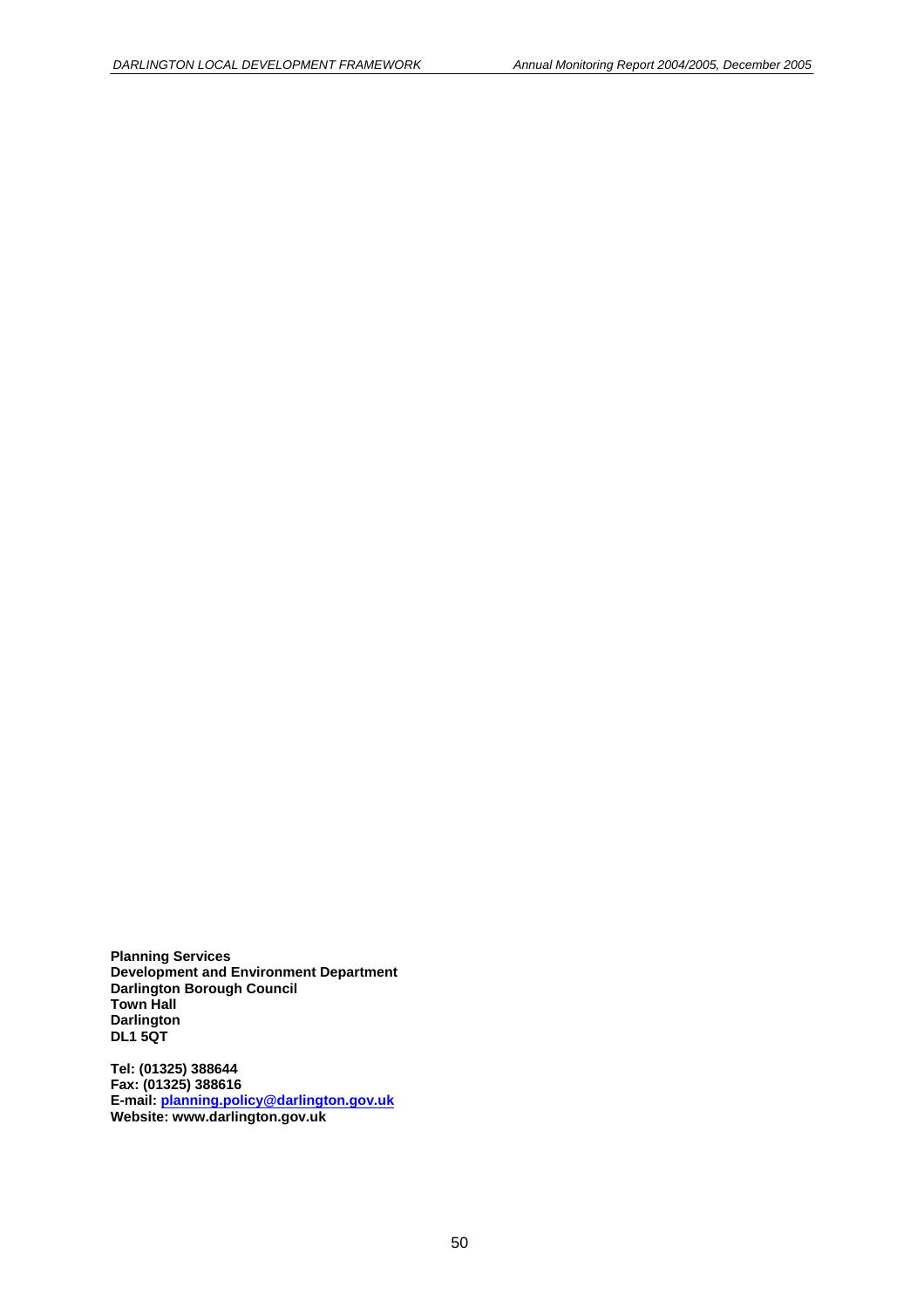**Planning Services**
**Development and Environment Department**
**Darlington Borough Council**
**Town Hall**
**Darlington**
**DL1 5QT**

**Tel: (01325) 388644**
**Fax: (01325) 388616**
**E-mail: planning.policy@darlington.gov.uk**
**Website: www.darlington.gov.uk**